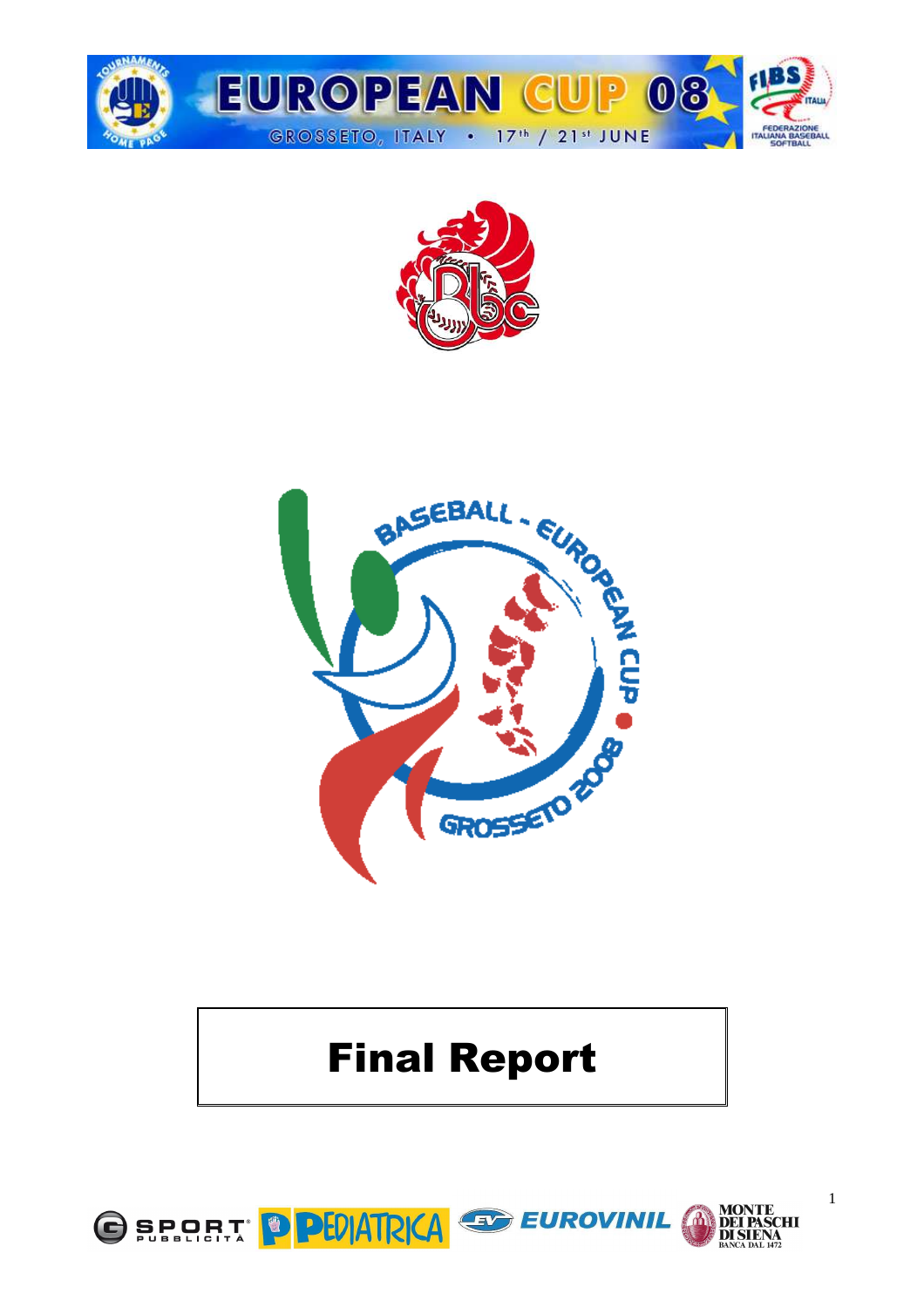# Final Report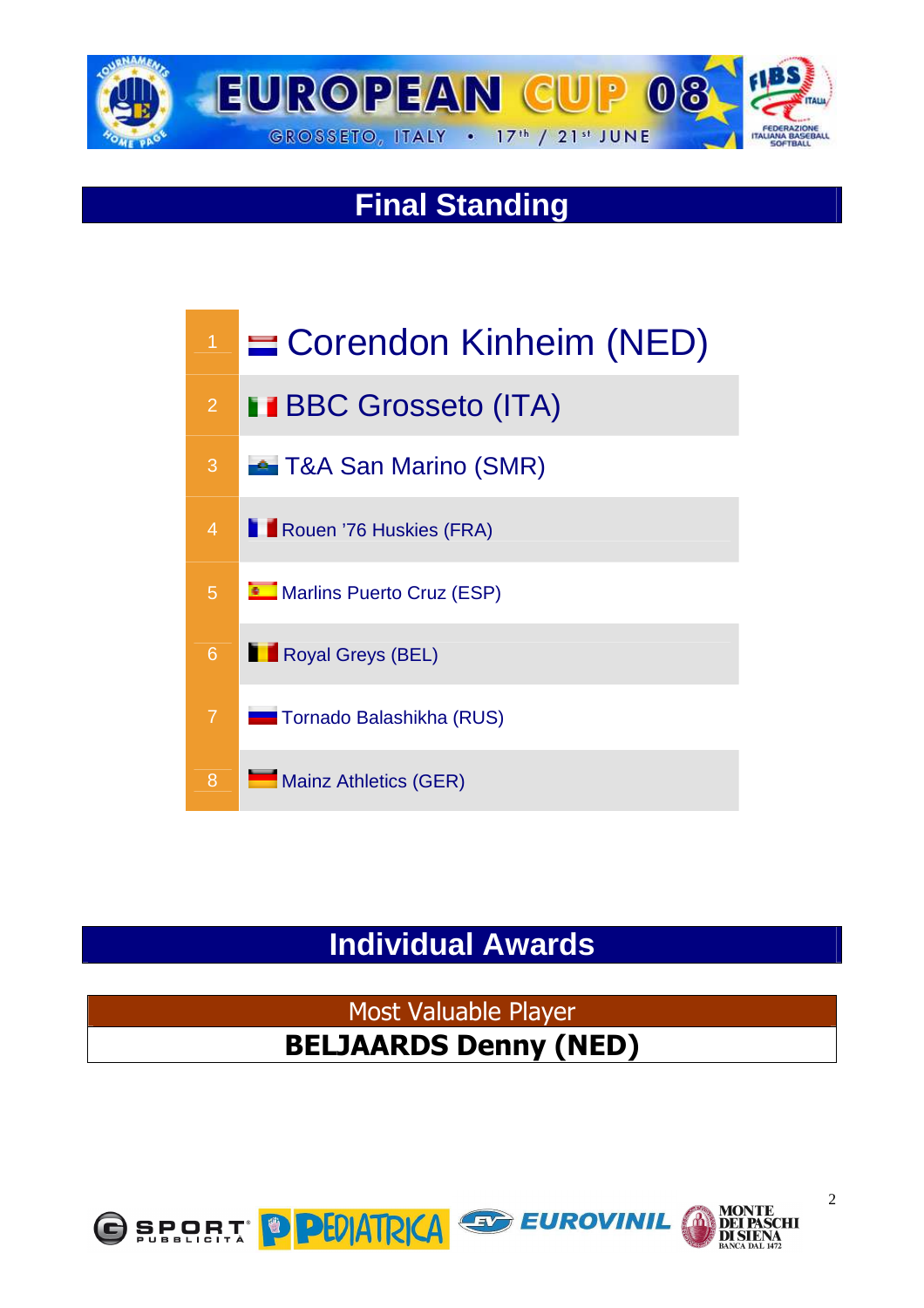EUROPEAN CUP 08

GROSSETO, ITALY • 17th / 21st JUNE

## Final Standing

| | |
|---|---|
| 1 | Corendon Kinheim (NED) |
| 2 | BBC Grosseto (ITA) |
| 3 | T&A San Marino (SMR) |
| 4 | Rouen '76 Huskies (FRA) |
| 5 | Marlins Puerto Cruz (ESP) |
| 6 | Royal Greys (BEL) |
| 7 | Tornado Balashikha (RUS) |
| 8 | Mainz Athletics (GER) |

## Individual Awards

| Most Valuable Player |
|---|
| **BELJAARDS Denny (NED)** |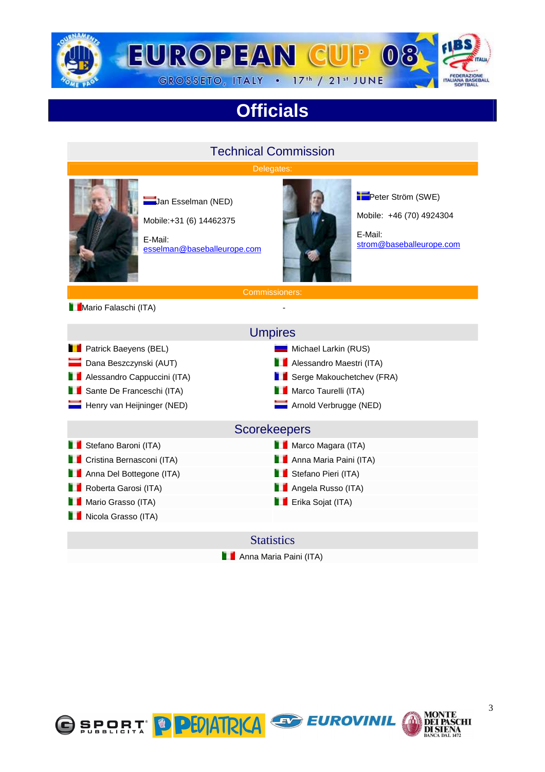# EUROPEAN CUP 08

GROSSETO, ITALY • 17th / 21st JUNE

# Officials

## Technical Commission

**Delegates:**

Jan Esselman (NED)

Mobile:+31 (6) 14462375

E-Mail:
esselman@baseballeurope.com

Peter Ström (SWE)

Mobile: +46 (70) 4924304

E-Mail:
strom@baseballeurope.com

**Commissioners:**

| | |
|---|---|
| Mario Falaschi (ITA) | - |

## Umpires

| | |
|---|---|
| Patrick Baeyens (BEL) | Michael Larkin (RUS) |
| Dana Beszczynski (AUT) | Alessandro Maestri (ITA) |
| Alessandro Cappuccini (ITA) | Serge Makouchetchev (FRA) |
| Sante De Franceschi (ITA) | Marco Taurelli (ITA) |
| Henry van Heijninger (NED) | Arnold Verbrugge (NED) |

## Scorekeepers

| | |
|---|---|
| Stefano Baroni (ITA) | Marco Magara (ITA) |
| Cristina Bernasconi (ITA) | Anna Maria Paini (ITA) |
| Anna Del Bottegone (ITA) | Stefano Pieri (ITA) |
| Roberta Garosi (ITA) | Angela Russo (ITA) |
| Mario Grasso (ITA) | Erika Sojat (ITA) |
| Nicola Grasso (ITA) | |

## Statistics

Anna Maria Paini (ITA)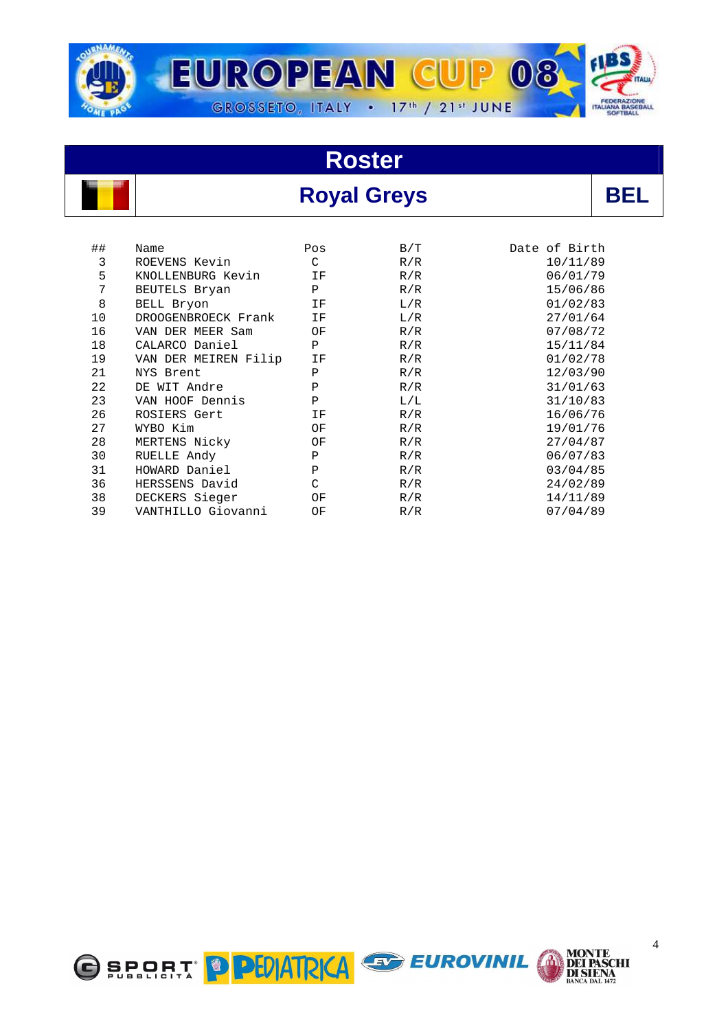# Roster

## Royal Greys

**BEL**

| ## | Name | Pos | B/T | Date of Birth |
|---|---|---|---|---|
| 3 | ROEVENS Kevin | C | R/R | 10/11/89 |
| 5 | KNOLLENBURG Kevin | IF | R/R | 06/01/79 |
| 7 | BEUTELS Bryan | P | R/R | 15/06/86 |
| 8 | BELL Bryon | IF | L/R | 01/02/83 |
| 10 | DROOGENBROECK Frank | IF | L/R | 27/01/64 |
| 16 | VAN DER MEER Sam | OF | R/R | 07/08/72 |
| 18 | CALARCO Daniel | P | R/R | 15/11/84 |
| 19 | VAN DER MEIREN Filip | IF | R/R | 01/02/78 |
| 21 | NYS Brent | P | R/R | 12/03/90 |
| 22 | DE WIT Andre | P | R/R | 31/01/63 |
| 23 | VAN HOOF Dennis | P | L/L | 31/10/83 |
| 26 | ROSIERS Gert | IF | R/R | 16/06/76 |
| 27 | WYBO Kim | OF | R/R | 19/01/76 |
| 28 | MERTENS Nicky | OF | R/R | 27/04/87 |
| 30 | RUELLE Andy | P | R/R | 06/07/83 |
| 31 | HOWARD Daniel | P | R/R | 03/04/85 |
| 36 | HERSSENS David | C | R/R | 24/02/89 |
| 38 | DECKERS Sieger | OF | R/R | 14/11/89 |
| 39 | VANTHILLO Giovanni | OF | R/R | 07/04/89 |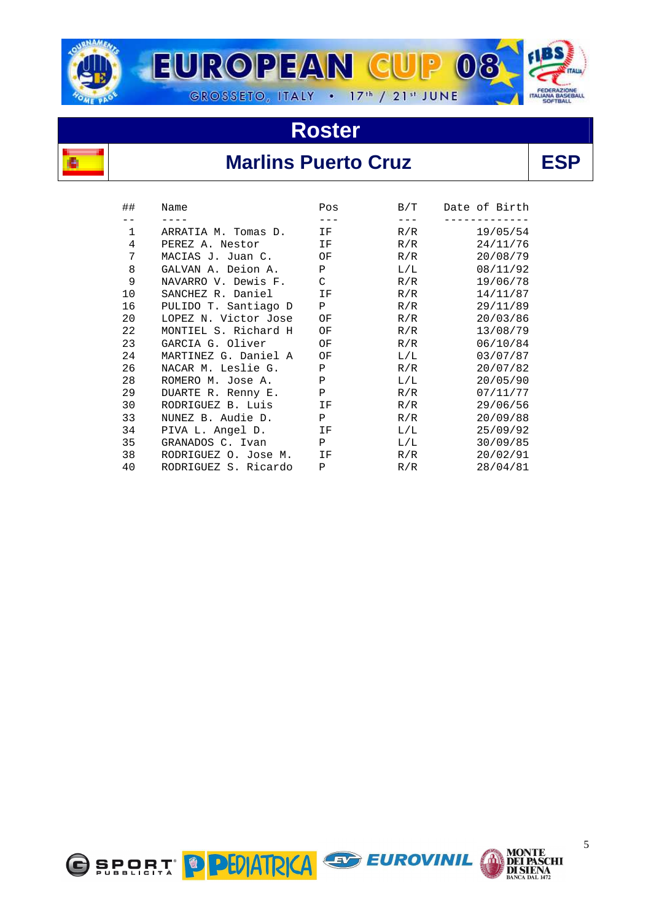# EUROPEAN CUP 08

GROSSETO, ITALY • 17th / 21st JUNE

## Roster

## Marlins Puerto Cruz — ESP

| ## | Name | Pos | B/T | Date of Birth |
|---|---|---|---|---|
| 1 | ARRATIA M. Tomas D. | IF | R/R | 19/05/54 |
| 4 | PEREZ A. Nestor | IF | R/R | 24/11/76 |
| 7 | MACIAS J. Juan C. | OF | R/R | 20/08/79 |
| 8 | GALVAN A. Deion A. | P | L/L | 08/11/92 |
| 9 | NAVARRO V. Dewis F. | C | R/R | 19/06/78 |
| 10 | SANCHEZ R. Daniel | IF | R/R | 14/11/87 |
| 16 | PULIDO T. Santiago D | P | R/R | 29/11/89 |
| 20 | LOPEZ N. Victor Jose | OF | R/R | 20/03/86 |
| 22 | MONTIEL S. Richard H | OF | R/R | 13/08/79 |
| 23 | GARCIA G. Oliver | OF | R/R | 06/10/84 |
| 24 | MARTINEZ G. Daniel A | OF | L/L | 03/07/87 |
| 26 | NACAR M. Leslie G. | P | R/R | 20/07/82 |
| 28 | ROMERO M. Jose A. | P | L/L | 20/05/90 |
| 29 | DUARTE R. Renny E. | P | R/R | 07/11/77 |
| 30 | RODRIGUEZ B. Luis | IF | R/R | 29/06/56 |
| 33 | NUNEZ B. Audie D. | P | R/R | 20/09/88 |
| 34 | PIVA L. Angel D. | IF | L/L | 25/09/92 |
| 35 | GRANADOS C. Ivan | P | L/L | 30/09/85 |
| 38 | RODRIGUEZ O. Jose M. | IF | R/R | 20/02/91 |
| 40 | RODRIGUEZ S. Ricardo | P | R/R | 28/04/81 |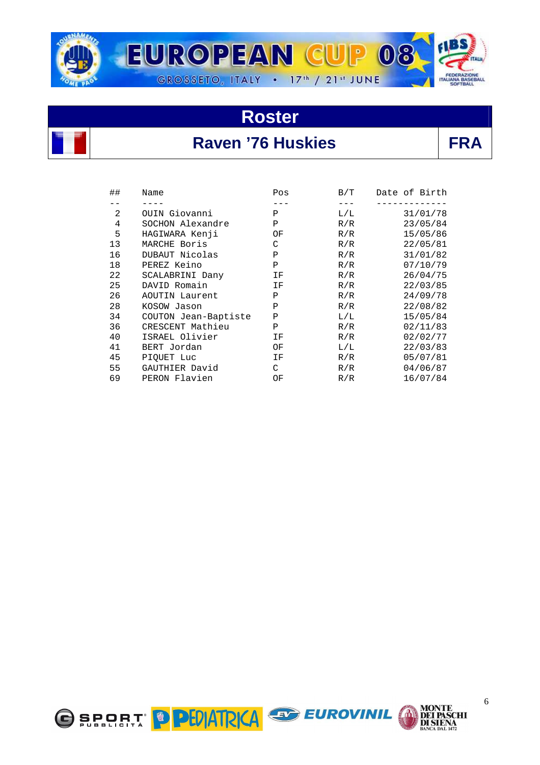# Roster

## Raven ’76 Huskies — FRA

| ## | Name | Pos | B/T | Date of Birth |
|---|---|---|---|---|
| 2 | OUIN Giovanni | P | L/L | 31/01/78 |
| 4 | SOCHON Alexandre | P | R/R | 23/05/84 |
| 5 | HAGIWARA Kenji | OF | R/R | 15/05/86 |
| 13 | MARCHE Boris | C | R/R | 22/05/81 |
| 16 | DUBAUT Nicolas | P | R/R | 31/01/82 |
| 18 | PEREZ Keino | P | R/R | 07/10/79 |
| 22 | SCALABRINI Dany | IF | R/R | 26/04/75 |
| 25 | DAVID Romain | IF | R/R | 22/03/85 |
| 26 | AOUTIN Laurent | P | R/R | 24/09/78 |
| 28 | KOSOW Jason | P | R/R | 22/08/82 |
| 34 | COUTON Jean-Baptiste | P | L/L | 15/05/84 |
| 36 | CRESCENT Mathieu | P | R/R | 02/11/83 |
| 40 | ISRAEL Olivier | IF | R/R | 02/02/77 |
| 41 | BERT Jordan | OF | L/L | 22/03/83 |
| 45 | PIQUET Luc | IF | R/R | 05/07/81 |
| 55 | GAUTHIER David | C | R/R | 04/06/87 |
| 69 | PERON Flavien | OF | R/R | 16/07/84 |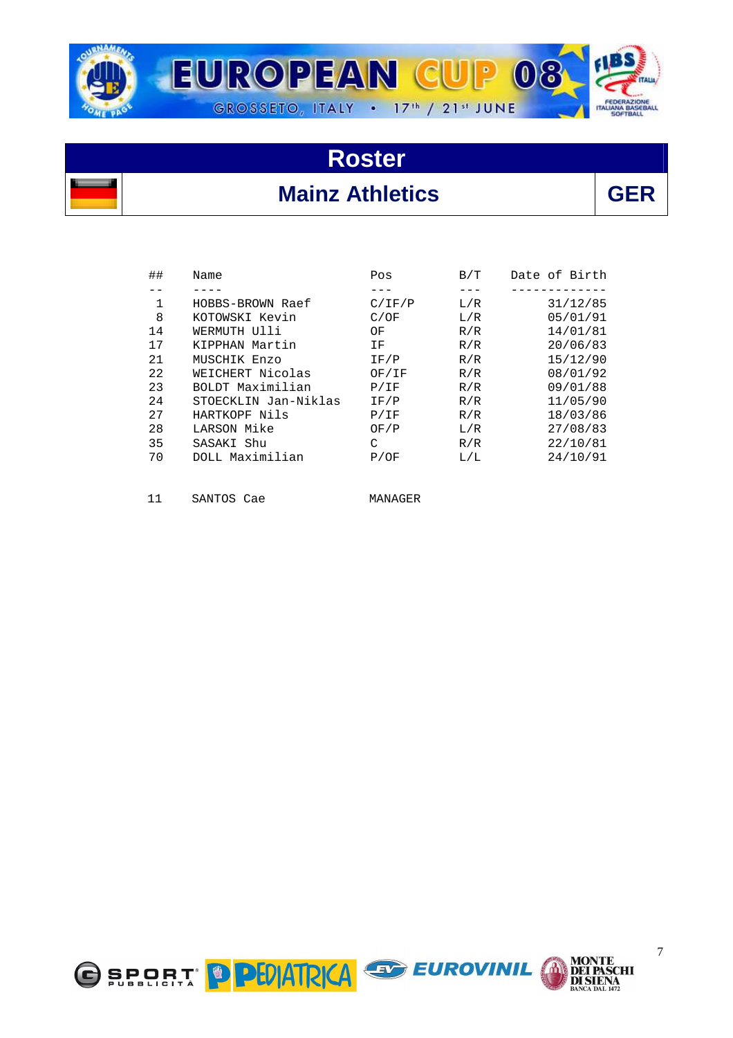EUROPEAN CUP 08

GROSSETO, ITALY • 17th / 21st JUNE

# Roster

## Mainz Athletics

**GER**

| ## | Name | Pos | B/T | Date of Birth |
|---|---|---|---|---|
| 1 | HOBBS-BROWN Raef | C/IF/P | L/R | 31/12/85 |
| 8 | KOTOWSKI Kevin | C/OF | L/R | 05/01/91 |
| 14 | WERMUTH Ulli | OF | R/R | 14/01/81 |
| 17 | KIPPHAN Martin | IF | R/R | 20/06/83 |
| 21 | MUSCHIK Enzo | IF/P | R/R | 15/12/90 |
| 22 | WEICHERT Nicolas | OF/IF | R/R | 08/01/92 |
| 23 | BOLDT Maximilian | P/IF | R/R | 09/01/88 |
| 24 | STOECKLIN Jan-Niklas | IF/P | R/R | 11/05/90 |
| 27 | HARTKOPF Nils | P/IF | R/R | 18/03/86 |
| 28 | LARSON Mike | OF/P | L/R | 27/08/83 |
| 35 | SASAKI Shu | C | R/R | 22/10/81 |
| 70 | DOLL Maximilian | P/OF | L/L | 24/10/91 |

| ## | Name | Pos |
|---|---|---|
| 11 | SANTOS Cae | MANAGER |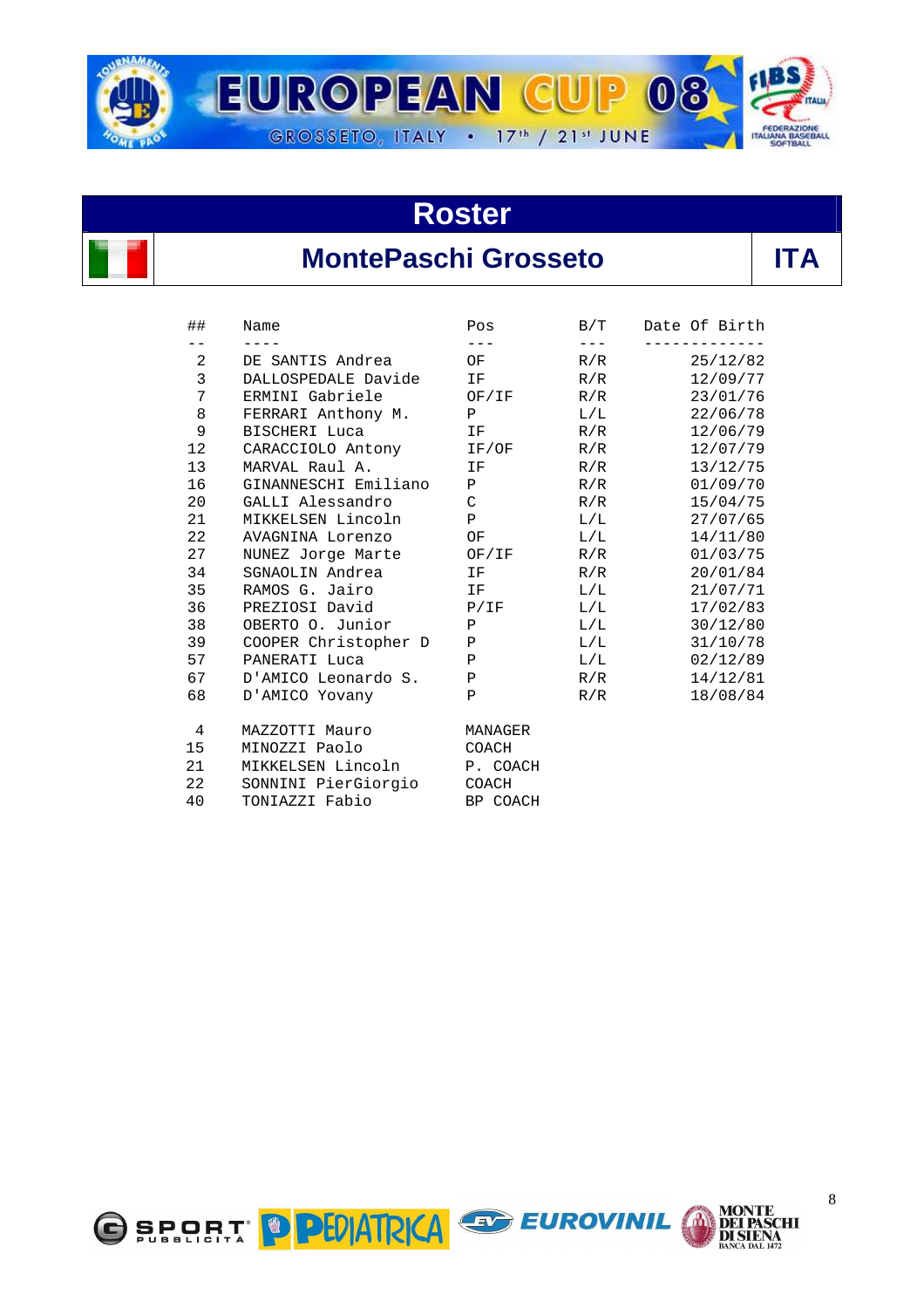# EUROPEAN CUP 08

GROSSETO, ITALY • 17th / 21st JUNE

## Roster

## MontePaschi Grosseto — ITA

| ## | Name | Pos | B/T | Date Of Birth |
|---|---|---|---|---|
| 2 | DE SANTIS Andrea | OF | R/R | 25/12/82 |
| 3 | DALLOSPEDALE Davide | IF | R/R | 12/09/77 |
| 7 | ERMINI Gabriele | OF/IF | R/R | 23/01/76 |
| 8 | FERRARI Anthony M. | P | L/L | 22/06/78 |
| 9 | BISCHERI Luca | IF | R/R | 12/06/79 |
| 12 | CARACCIOLO Antony | IF/OF | R/R | 12/07/79 |
| 13 | MARVAL Raul A. | IF | R/R | 13/12/75 |
| 16 | GINANNESCHI Emiliano | P | R/R | 01/09/70 |
| 20 | GALLI Alessandro | C | R/R | 15/04/75 |
| 21 | MIKKELSEN Lincoln | P | L/L | 27/07/65 |
| 22 | AVAGNINA Lorenzo | OF | L/L | 14/11/80 |
| 27 | NUNEZ Jorge Marte | OF/IF | R/R | 01/03/75 |
| 34 | SGNAOLIN Andrea | IF | R/R | 20/01/84 |
| 35 | RAMOS G. Jairo | IF | L/L | 21/07/71 |
| 36 | PREZIOSI David | P/IF | L/L | 17/02/83 |
| 38 | OBERTO O. Junior | P | L/L | 30/12/80 |
| 39 | COOPER Christopher D | P | L/L | 31/10/78 |
| 57 | PANERATI Luca | P | L/L | 02/12/89 |
| 67 | D'AMICO Leonardo S. | P | R/R | 14/12/81 |
| 68 | D'AMICO Yovany | P | R/R | 18/08/84 |

| ## | Name | Pos |
|---|---|---|
| 4 | MAZZOTTI Mauro | MANAGER |
| 15 | MINOZZI Paolo | COACH |
| 21 | MIKKELSEN Lincoln | P. COACH |
| 22 | SONNINI PierGiorgio | COACH |
| 40 | TONIAZZI Fabio | BP COACH |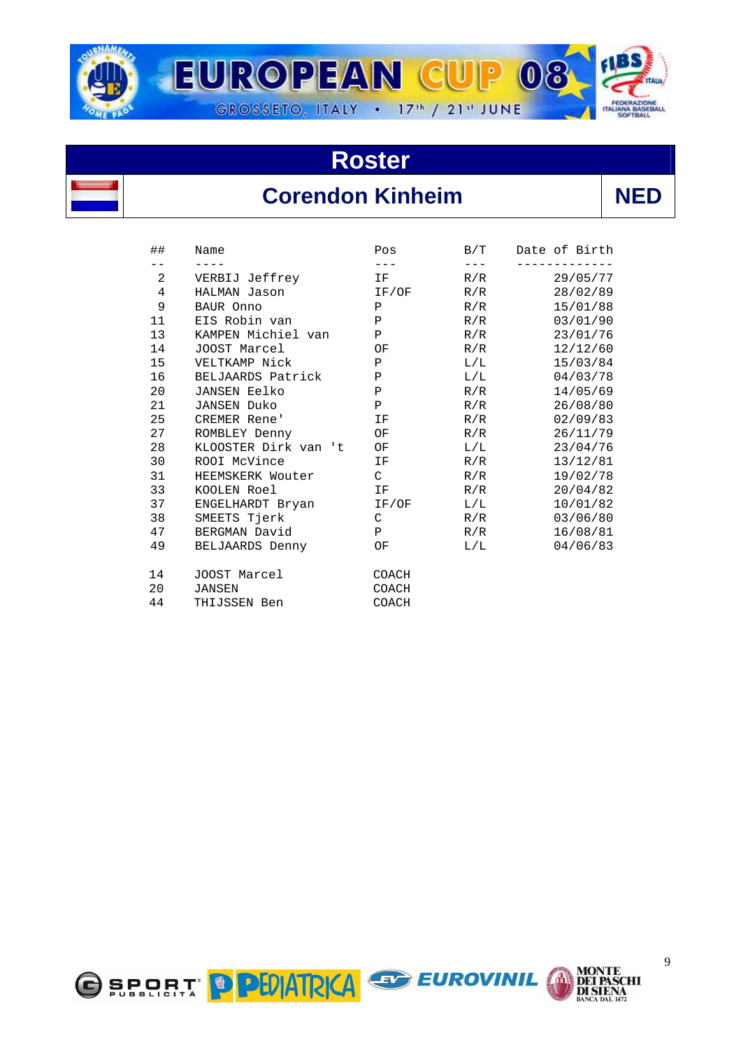# Roster

## Corendon Kinheim NED

| ## | Name | Pos | B/T | Date of Birth |
|---|---|---|---|---|
| 2 | VERBIJ Jeffrey | IF | R/R | 29/05/77 |
| 4 | HALMAN Jason | IF/OF | R/R | 28/02/89 |
| 9 | BAUR Onno | P | R/R | 15/01/88 |
| 11 | EIS Robin van | P | R/R | 03/01/90 |
| 13 | KAMPEN Michiel van | P | R/R | 23/01/76 |
| 14 | JOOST Marcel | OF | R/R | 12/12/60 |
| 15 | VELTKAMP Nick | P | L/L | 15/03/84 |
| 16 | BELJAARDS Patrick | P | L/L | 04/03/78 |
| 20 | JANSEN Eelko | P | R/R | 14/05/69 |
| 21 | JANSEN Duko | P | R/R | 26/08/80 |
| 25 | CREMER Rene' | IF | R/R | 02/09/83 |
| 27 | ROMBLEY Denny | OF | R/R | 26/11/79 |
| 28 | KLOOSTER Dirk van 't | OF | L/L | 23/04/76 |
| 30 | ROOI McVince | IF | R/R | 13/12/81 |
| 31 | HEEMSKERK Wouter | C | R/R | 19/02/78 |
| 33 | KOOLEN Roel | IF | R/R | 20/04/82 |
| 37 | ENGELHARDT Bryan | IF/OF | L/L | 10/01/82 |
| 38 | SMEETS Tjerk | C | R/R | 03/06/80 |
| 47 | BERGMAN David | P | R/R | 16/08/81 |
| 49 | BELJAARDS Denny | OF | L/L | 04/06/83 |
| 14 | JOOST Marcel | COACH | | |
| 20 | JANSEN | COACH | | |
| 44 | THIJSSEN Ben | COACH | | |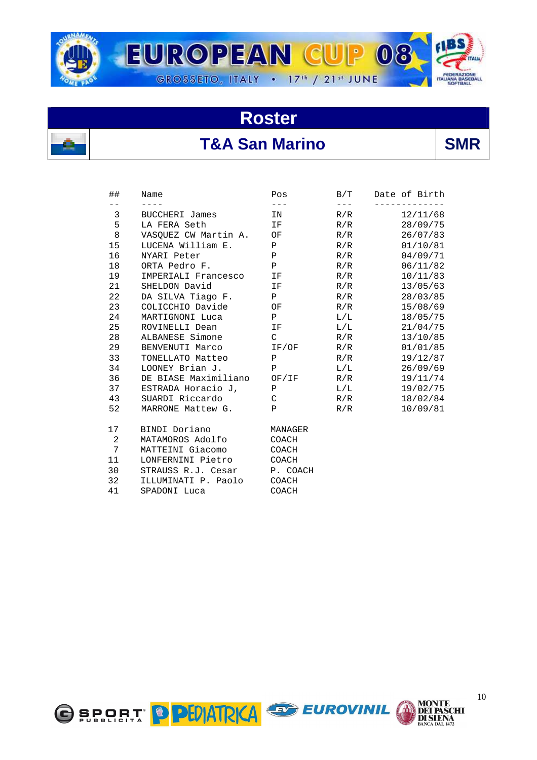# Roster

## T&A San Marino — SMR

| ## | Name | Pos | B/T | Date of Birth |
|---|---|---|---|---|
| 3 | BUCCHERI James | IN | R/R | 12/11/68 |
| 5 | LA FERA Seth | IF | R/R | 28/09/75 |
| 8 | VASQUEZ CW Martin A. | OF | R/R | 26/07/83 |
| 15 | LUCENA William E. | P | R/R | 01/10/81 |
| 16 | NYARI Peter | P | R/R | 04/09/71 |
| 18 | ORTA Pedro F. | P | R/R | 06/11/82 |
| 19 | IMPERIALI Francesco | IF | R/R | 10/11/83 |
| 21 | SHELDON David | IF | R/R | 13/05/63 |
| 22 | DA SILVA Tiago F. | P | R/R | 28/03/85 |
| 23 | COLICCHIO Davide | OF | R/R | 15/08/69 |
| 24 | MARTIGNONI Luca | P | L/L | 18/05/75 |
| 25 | ROVINELLI Dean | IF | L/L | 21/04/75 |
| 28 | ALBANESE Simone | C | R/R | 13/10/85 |
| 29 | BENVENUTI Marco | IF/OF | R/R | 01/01/85 |
| 33 | TONELLATO Matteo | P | R/R | 19/12/87 |
| 34 | LOONEY Brian J. | P | L/L | 26/09/69 |
| 36 | DE BIASE Maximiliano | OF/IF | R/R | 19/11/74 |
| 37 | ESTRADA Horacio J, | P | L/L | 19/02/75 |
| 43 | SUARDI Riccardo | C | R/R | 18/02/84 |
| 52 | MARRONE Mattew G. | P | R/R | 10/09/81 |

| ## | Name | Pos |
|---|---|---|
| 17 | BINDI Doriano | MANAGER |
| 2 | MATAMOROS Adolfo | COACH |
| 7 | MATTEINI Giacomo | COACH |
| 11 | LONFERNINI Pietro | COACH |
| 30 | STRAUSS R.J. Cesar | P. COACH |
| 32 | ILLUMINATI P. Paolo | COACH |
| 41 | SPADONI Luca | COACH |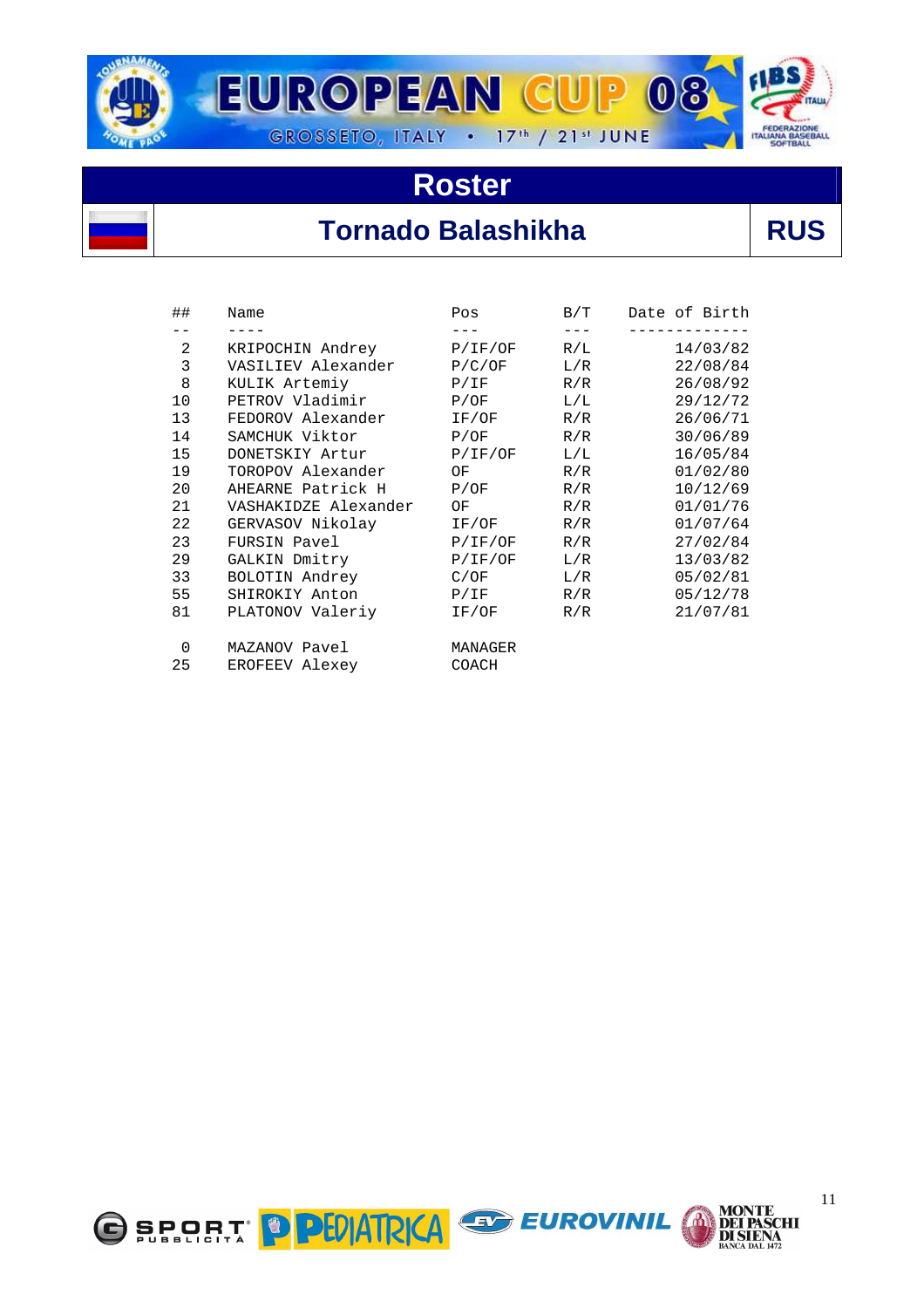# EUROPEAN CUP 08

GROSSETO, ITALY • 17th / 21st JUNE

## Roster

## Tornado Balashikha — RUS

| ## | Name | Pos | B/T | Date of Birth |
|---|---|---|---|---|
| 2 | KRIPOCHIN Andrey | P/IF/OF | R/L | 14/03/82 |
| 3 | VASILIEV Alexander | P/C/OF | L/R | 22/08/84 |
| 8 | KULIK Artemiy | P/IF | R/R | 26/08/92 |
| 10 | PETROV Vladimir | P/OF | L/L | 29/12/72 |
| 13 | FEDOROV Alexander | IF/OF | R/R | 26/06/71 |
| 14 | SAMCHUK Viktor | P/OF | R/R | 30/06/89 |
| 15 | DONETSKIY Artur | P/IF/OF | L/L | 16/05/84 |
| 19 | TOROPOV Alexander | OF | R/R | 01/02/80 |
| 20 | AHEARNE Patrick H | P/OF | R/R | 10/12/69 |
| 21 | VASHAKIDZE Alexander | OF | R/R | 01/01/76 |
| 22 | GERVASOV Nikolay | IF/OF | R/R | 01/07/64 |
| 23 | FURSIN Pavel | P/IF/OF | R/R | 27/02/84 |
| 29 | GALKIN Dmitry | P/IF/OF | L/R | 13/03/82 |
| 33 | BOLOTIN Andrey | C/OF | L/R | 05/02/81 |
| 55 | SHIROKIY Anton | P/IF | R/R | 05/12/78 |
| 81 | PLATONOV Valeriy | IF/OF | R/R | 21/07/81 |
| 0 | MAZANOV Pavel | MANAGER | | |
| 25 | EROFEEV Alexey | COACH | | |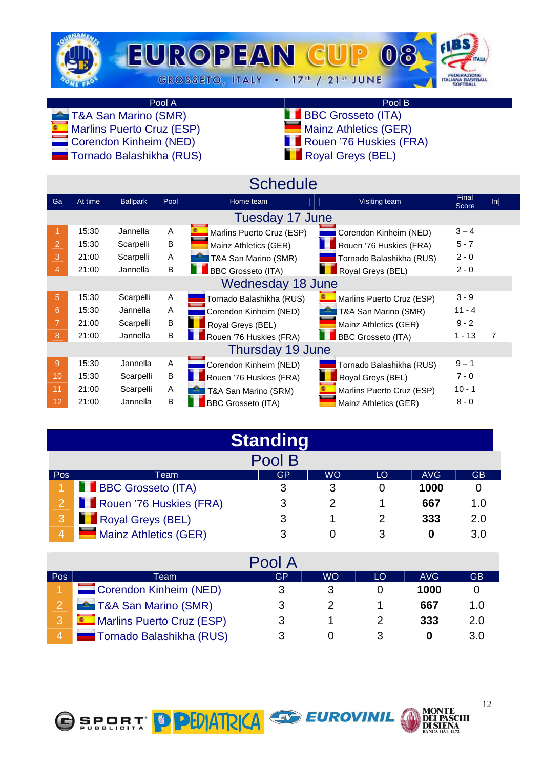# EUROPEAN CUP 08

GROSSETO, ITALY • 17th / 21st JUNE

| Pool A | Pool B |
|---|---|
| T&A San Marino (SMR) | BBC Grosseto (ITA) |
| Marlins Puerto Cruz (ESP) | Mainz Athletics (GER) |
| Corendon Kinheim (NED) | Rouen '76 Huskies (FRA) |
| Tornado Balashikha (RUS) | Royal Greys (BEL) |

## Schedule

| Ga | At time | Ballpark | Pool | Home team | Visiting team | Final Score | Inj |
|---|---|---|---|---|---|---|---|
| **Tuesday 17 June** | | | | | | | |
| 1 | 15:30 | Jannella | A | Marlins Puerto Cruz (ESP) | Corendon Kinheim (NED) | 3 – 4 | |
| 2 | 15:30 | Scarpelli | B | Mainz Athletics (GER) | Rouen '76 Huskies (FRA) | 5 - 7 | |
| 3 | 21:00 | Scarpelli | A | T&A San Marino (SMR) | Tornado Balashikha (RUS) | 2 - 0 | |
| 4 | 21:00 | Jannella | B | BBC Grosseto (ITA) | Royal Greys (BEL) | 2 - 0 | |
| **Wednesday 18 June** | | | | | | | |
| 5 | 15:30 | Scarpelli | A | Tornado Balashikha (RUS) | Marlins Puerto Cruz (ESP) | 3 - 9 | |
| 6 | 15:30 | Jannella | A | Corendon Kinheim (NED) | T&A San Marino (SMR) | 11 - 4 | |
| 7 | 21:00 | Scarpelli | B | Royal Greys (BEL) | Mainz Athletics (GER) | 9 - 2 | |
| 8 | 21:00 | Jannella | B | Rouen '76 Huskies (FRA) | BBC Grosseto (ITA) | 1 - 13 | 7 |
| **Thursday 19 June** | | | | | | | |
| 9 | 15:30 | Jannella | A | Corendon Kinheim (NED) | Tornado Balashikha (RUS) | 9 – 1 | |
| 10 | 15:30 | Scarpelli | B | Rouen '76 Huskies (FRA) | Royal Greys (BEL) | 7 - 0 | |
| 11 | 21:00 | Scarpelli | A | T&A San Marino (SRM) | Marlins Puerto Cruz (ESP) | 10 - 1 | |
| 12 | 21:00 | Jannella | B | BBC Grosseto (ITA) | Mainz Athletics (GER) | 8 - 0 | |

## Standing

### Pool B

| Pos | Team | GP | WO | LO | AVG | GB |
|---|---|---|---|---|---|---|
| 1 | BBC Grosseto (ITA) | 3 | 3 | 0 | **1000** | 0 |
| 2 | Rouen '76 Huskies (FRA) | 3 | 2 | 1 | **667** | 1.0 |
| 3 | Royal Greys (BEL) | 3 | 1 | 2 | **333** | 2.0 |
| 4 | Mainz Athletics (GER) | 3 | 0 | 3 | **0** | 3.0 |

### Pool A

| Pos | Team | GP | WO | LO | AVG | GB |
|---|---|---|---|---|---|---|
| 1 | Corendon Kinheim (NED) | 3 | 3 | 0 | **1000** | 0 |
| 2 | T&A San Marino (SMR) | 3 | 2 | 1 | **667** | 1.0 |
| 3 | Marlins Puerto Cruz (ESP) | 3 | 1 | 2 | **333** | 2.0 |
| 4 | Tornado Balashikha (RUS) | 3 | 0 | 3 | **0** | 3.0 |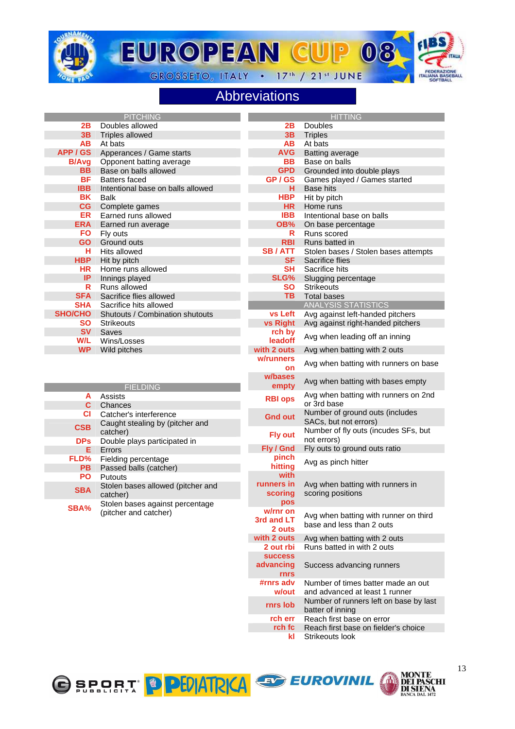# EUROPEAN CUP 08

GROSSETO, ITALY • 17th / 21st JUNE

## Abbreviations

| PITCHING | |
|---|---|
| 2B | Doubles allowed |
| 3B | Triples allowed |
| AB | At bats |
| APP / GS | Apperances / Game starts |
| B/Avg | Opponent batting average |
| BB | Base on balls allowed |
| BF | Batters faced |
| IBB | Intentional base on balls allowed |
| BK | Balk |
| CG | Complete games |
| ER | Earned runs allowed |
| ERA | Earned run average |
| FO | Fly outs |
| GO | Ground outs |
| H | Hits allowed |
| HBP | Hit by pitch |
| HR | Home runs allowed |
| IP | Innings played |
| R | Runs allowed |
| SFA | Sacrifice flies allowed |
| SHA | Sacrifice hits allowed |
| SHO/CHO | Shutouts / Combination shutouts |
| SO | Strikeouts |
| SV | Saves |
| W/L | Wins/Losses |
| WP | Wild pitches |

| FIELDING | |
|---|---|
| A | Assists |
| C | Chances |
| CI | Catcher's interference |
| CSB | Caught stealing by (pitcher and catcher) |
| DPs | Double plays participated in |
| E | Errors |
| FLD% | Fielding percentage |
| PB | Passed balls (catcher) |
| PO | Putouts |
| SBA | Stolen bases allowed (pitcher and catcher) |
| SBA% | Stolen bases against percentage (pitcher and catcher) |

| HITTING | |
|---|---|
| 2B | Doubles |
| 3B | Triples |
| AB | At bats |
| AVG | Batting average |
| BB | Base on balls |
| GPD | Grounded into double plays |
| GP / GS | Games played / Games started |
| H | Base hits |
| HBP | Hit by pitch |
| HR | Home runs |
| IBB | Intentional base on balls |
| OB% | On base percentage |
| R | Runs scored |
| RBI | Runs batted in |
| SB / ATT | Stolen bases / Stolen bases attempts |
| SF | Sacrifice flies |
| SH | Sacrifice hits |
| SLG% | Slugging percentage |
| SO | Strikeouts |
| TB | Total bases |

| ANALYSIS STATISTICS | |
|---|---|
| vs Left | Avg against left-handed pitchers |
| vs Right | Avg against right-handed pitchers |
| rch by leadoff | Avg when leading off an inning |
| with 2 outs | Avg when batting with 2 outs |
| w/runners on | Avg when batting with runners on base |
| w/bases empty | Avg when batting with bases empty |
| RBI ops | Avg when batting with runners on 2nd or 3rd base |
| Gnd out | Number of ground outs (includes SACs, but not errors) |
| Fly out | Number of fly outs (incudes SFs, but not errors) |
| Fly / Gnd | Fly outs to ground outs ratio |
| pinch hitting | Avg as pinch hitter |
| with runners in scoring pos | Avg when batting with runners in scoring positions |
| w/rnr on 3rd and LT 2 outs | Avg when batting with runner on third base and less than 2 outs |
| with 2 outs | Avg when batting with 2 outs |
| 2 out rbi | Runs batted in with 2 outs |
| success advancing rnrs | Success advancing runners |
| #rnrs adv w/out | Number of times batter made an out and advanced at least 1 runner |
| rnrs lob | Number of runners left on base by last batter of inning |
| rch err | Reach first base on error |
| rch fc | Reach first base on fielder's choice |
| kl | Strikeouts look |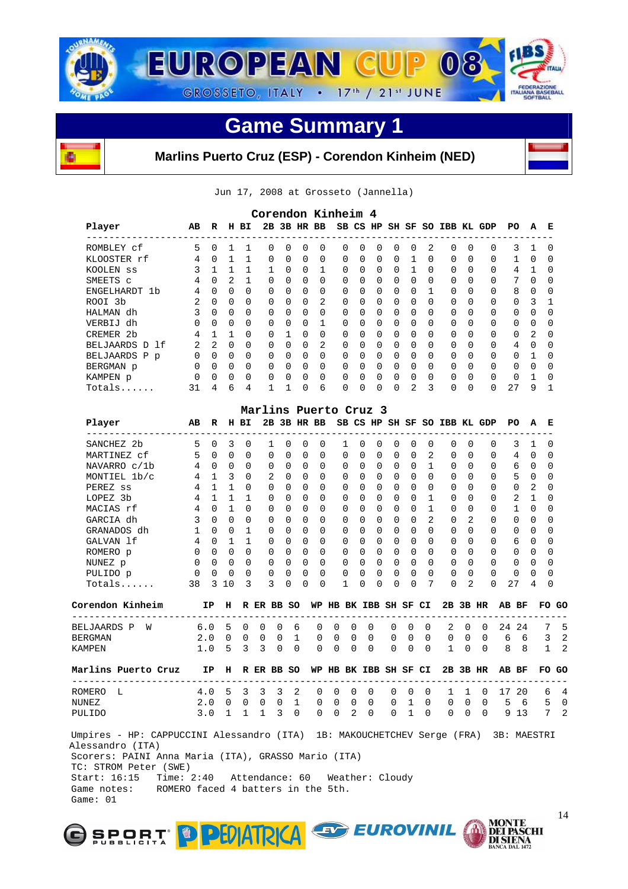# EUROPEAN CUP 08

GROSSETO, ITALY • 17th / 21st JUNE

## Game Summary 1

### Marlins Puerto Cruz (ESP) - Corendon Kinheim (NED)

Jun 17, 2008 at Grosseto (Jannella)

### Corendon Kinheim 4

| Player | AB | R | H | BI | 2B | 3B | HR | BB | SB | CS | HP | SH | SF | SO | IBB | KL | GDP | PO | A | E |
|---|---|---|---|---|---|---|---|---|---|---|---|---|---|---|---|---|---|---|---|---|
| ROMBLEY cf | 5 | 0 | 1 | 1 | 0 | 0 | 0 | 0 | 0 | 0 | 0 | 0 | 0 | 2 | 0 | 0 | 0 | 3 | 1 | 0 |
| KLOOSTER rf | 4 | 0 | 1 | 1 | 0 | 0 | 0 | 0 | 0 | 0 | 0 | 0 | 1 | 0 | 0 | 0 | 0 | 1 | 0 | 0 |
| KOOLEN ss | 3 | 1 | 1 | 1 | 1 | 0 | 0 | 1 | 0 | 0 | 0 | 0 | 1 | 0 | 0 | 0 | 0 | 4 | 1 | 0 |
| SMEETS c | 4 | 0 | 2 | 1 | 0 | 0 | 0 | 0 | 0 | 0 | 0 | 0 | 0 | 0 | 0 | 0 | 0 | 7 | 0 | 0 |
| ENGELHARDT 1b | 4 | 0 | 0 | 0 | 0 | 0 | 0 | 0 | 0 | 0 | 0 | 0 | 0 | 1 | 0 | 0 | 0 | 8 | 0 | 0 |
| ROOI 3b | 2 | 0 | 0 | 0 | 0 | 0 | 0 | 2 | 0 | 0 | 0 | 0 | 0 | 0 | 0 | 0 | 0 | 0 | 3 | 1 |
| HALMAN dh | 3 | 0 | 0 | 0 | 0 | 0 | 0 | 0 | 0 | 0 | 0 | 0 | 0 | 0 | 0 | 0 | 0 | 0 | 0 | 0 |
| VERBIJ dh | 0 | 0 | 0 | 0 | 0 | 0 | 0 | 1 | 0 | 0 | 0 | 0 | 0 | 0 | 0 | 0 | 0 | 0 | 0 | 0 |
| CREMER 2b | 4 | 1 | 1 | 0 | 0 | 1 | 0 | 0 | 0 | 0 | 0 | 0 | 0 | 0 | 0 | 0 | 0 | 0 | 2 | 0 |
| BELJAARDS D lf | 2 | 2 | 0 | 0 | 0 | 0 | 0 | 2 | 0 | 0 | 0 | 0 | 0 | 0 | 0 | 0 | 0 | 4 | 0 | 0 |
| BELJAARDS P p | 0 | 0 | 0 | 0 | 0 | 0 | 0 | 0 | 0 | 0 | 0 | 0 | 0 | 0 | 0 | 0 | 0 | 0 | 1 | 0 |
| BERGMAN p | 0 | 0 | 0 | 0 | 0 | 0 | 0 | 0 | 0 | 0 | 0 | 0 | 0 | 0 | 0 | 0 | 0 | 0 | 0 | 0 |
| KAMPEN p | 0 | 0 | 0 | 0 | 0 | 0 | 0 | 0 | 0 | 0 | 0 | 0 | 0 | 0 | 0 | 0 | 0 | 0 | 1 | 0 |
| Totals...... | 31 | 4 | 6 | 4 | 1 | 1 | 0 | 6 | 0 | 0 | 0 | 0 | 2 | 3 | 0 | 0 | 0 | 27 | 9 | 1 |

### Marlins Puerto Cruz 3

| Player | AB | R | H | BI | 2B | 3B | HR | BB | SB | CS | HP | SH | SF | SO | IBB | KL | GDP | PO | A | E |
|---|---|---|---|---|---|---|---|---|---|---|---|---|---|---|---|---|---|---|---|---|
| SANCHEZ 2b | 5 | 0 | 3 | 0 | 1 | 0 | 0 | 0 | 1 | 0 | 0 | 0 | 0 | 0 | 0 | 0 | 0 | 3 | 1 | 0 |
| MARTINEZ cf | 5 | 0 | 0 | 0 | 0 | 0 | 0 | 0 | 0 | 0 | 0 | 0 | 0 | 2 | 0 | 0 | 0 | 4 | 0 | 0 |
| NAVARRO c/1b | 4 | 0 | 0 | 0 | 0 | 0 | 0 | 0 | 0 | 0 | 0 | 0 | 0 | 1 | 0 | 0 | 0 | 6 | 0 | 0 |
| MONTIEL 1b/c | 4 | 1 | 3 | 0 | 2 | 0 | 0 | 0 | 0 | 0 | 0 | 0 | 0 | 0 | 0 | 0 | 0 | 5 | 0 | 0 |
| PEREZ ss | 4 | 1 | 1 | 0 | 0 | 0 | 0 | 0 | 0 | 0 | 0 | 0 | 0 | 0 | 0 | 0 | 0 | 0 | 2 | 0 |
| LOPEZ 3b | 4 | 1 | 1 | 1 | 0 | 0 | 0 | 0 | 0 | 0 | 0 | 0 | 0 | 1 | 0 | 0 | 0 | 2 | 1 | 0 |
| MACIAS rf | 4 | 0 | 1 | 0 | 0 | 0 | 0 | 0 | 0 | 0 | 0 | 0 | 0 | 1 | 0 | 0 | 0 | 1 | 0 | 0 |
| GARCIA dh | 3 | 0 | 0 | 0 | 0 | 0 | 0 | 0 | 0 | 0 | 0 | 0 | 0 | 2 | 0 | 2 | 0 | 0 | 0 | 0 |
| GRANADOS dh | 1 | 0 | 0 | 1 | 0 | 0 | 0 | 0 | 0 | 0 | 0 | 0 | 0 | 0 | 0 | 0 | 0 | 0 | 0 | 0 |
| GALVAN lf | 4 | 0 | 1 | 1 | 0 | 0 | 0 | 0 | 0 | 0 | 0 | 0 | 0 | 0 | 0 | 0 | 0 | 6 | 0 | 0 |
| ROMERO p | 0 | 0 | 0 | 0 | 0 | 0 | 0 | 0 | 0 | 0 | 0 | 0 | 0 | 0 | 0 | 0 | 0 | 0 | 0 | 0 |
| NUNEZ p | 0 | 0 | 0 | 0 | 0 | 0 | 0 | 0 | 0 | 0 | 0 | 0 | 0 | 0 | 0 | 0 | 0 | 0 | 0 | 0 |
| PULIDO p | 0 | 0 | 0 | 0 | 0 | 0 | 0 | 0 | 0 | 0 | 0 | 0 | 0 | 0 | 0 | 0 | 0 | 0 | 0 | 0 |
| Totals...... | 38 | 3 | 10 | 3 | 3 | 0 | 0 | 0 | 1 | 0 | 0 | 0 | 0 | 7 | 0 | 2 | 0 | 27 | 4 | 0 |

| Corendon Kinheim | IP | H | R | ER | BB | SO | WP | HB | BK | IBB | SH | SF | CI | 2B | 3B | HR | AB | BF | FO | GO |
|---|---|---|---|---|---|---|---|---|---|---|---|---|---|---|---|---|---|---|---|---|
| BELJAARDS P W | 6.0 | 5 | 0 | 0 | 0 | 6 | 0 | 0 | 0 | 0 | 0 | 0 | 0 | 2 | 0 | 0 | 24 | 24 | 7 | 5 |
| BERGMAN | 2.0 | 0 | 0 | 0 | 0 | 1 | 0 | 0 | 0 | 0 | 0 | 0 | 0 | 0 | 0 | 0 | 6 | 6 | 3 | 2 |
| KAMPEN | 1.0 | 5 | 3 | 3 | 0 | 0 | 0 | 0 | 0 | 0 | 0 | 0 | 0 | 1 | 0 | 0 | 8 | 8 | 1 | 2 |

| Marlins Puerto Cruz | IP | H | R | ER | BB | SO | WP | HB | BK | IBB | SH | SF | CI | 2B | 3B | HR | AB | BF | FO | GO |
|---|---|---|---|---|---|---|---|---|---|---|---|---|---|---|---|---|---|---|---|---|
| ROMERO L | 4.0 | 5 | 3 | 3 | 3 | 2 | 0 | 0 | 0 | 0 | 0 | 0 | 0 | 1 | 1 | 0 | 17 | 20 | 6 | 4 |
| NUNEZ | 2.0 | 0 | 0 | 0 | 0 | 1 | 0 | 0 | 0 | 0 | 0 | 1 | 0 | 0 | 0 | 0 | 5 | 6 | 5 | 0 |
| PULIDO | 3.0 | 1 | 1 | 1 | 3 | 0 | 0 | 0 | 2 | 0 | 0 | 1 | 0 | 0 | 0 | 0 | 9 | 13 | 7 | 2 |

Umpires - HP: CAPPUCCINI Alessandro (ITA) 1B: MAKOUCHETCHEV Serge (FRA) 3B: MAESTRI Alessandro (ITA)
Scorers: PAINI Anna Maria (ITA), GRASSO Mario (ITA)
TC: STROM Peter (SWE)
Start: 16:15 Time: 2:40 Attendance: 60 Weather: Cloudy
Game notes: ROMERO faced 4 batters in the 5th.
Game: 01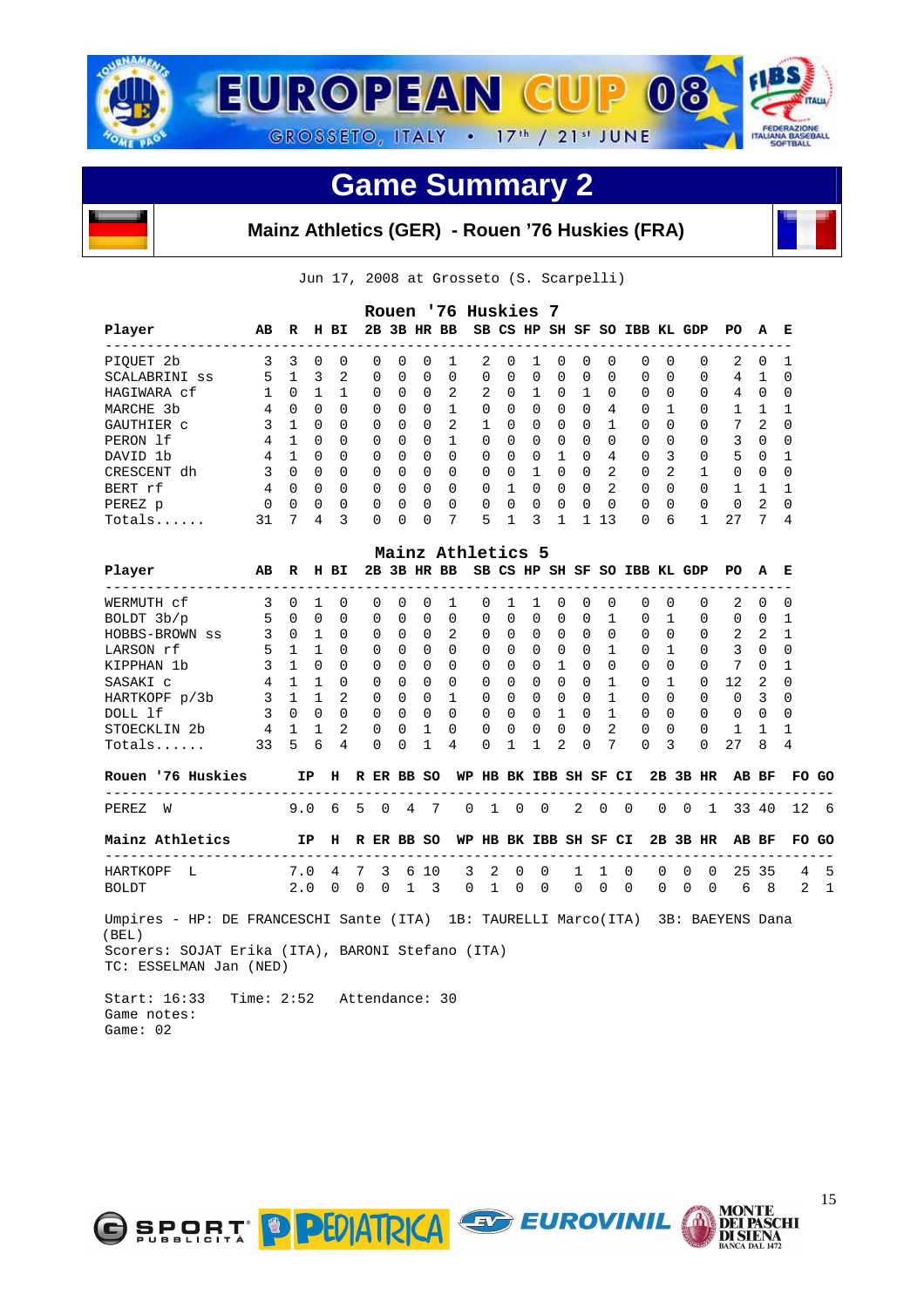# EUROPEAN CUP 08

GROSSETO, ITALY • 17th / 21st JUNE

## Game Summary 2

### Mainz Athletics (GER) - Rouen '76 Huskies (FRA)

Jun 17, 2008 at Grosseto (S. Scarpelli)

**Rouen '76 Huskies 7**

| Player | AB | R | H | BI | 2B | 3B | HR | BB | SB | CS | HP | SH | SF | SO | IBB | KL | GDP | PO | A | E |
|---|---|---|---|---|---|---|---|---|---|---|---|---|---|---|---|---|---|---|---|---|
| PIQUET 2b | 3 | 3 | 0 | 0 | 0 | 0 | 0 | 1 | 2 | 0 | 1 | 0 | 0 | 0 | 0 | 0 | 0 | 2 | 0 | 1 |
| SCALABRINI ss | 5 | 1 | 3 | 2 | 0 | 0 | 0 | 0 | 0 | 0 | 0 | 0 | 0 | 0 | 0 | 0 | 0 | 4 | 1 | 0 |
| HAGIWARA cf | 1 | 0 | 1 | 1 | 0 | 0 | 0 | 2 | 2 | 0 | 1 | 0 | 1 | 0 | 0 | 0 | 0 | 4 | 0 | 0 |
| MARCHE 3b | 4 | 0 | 0 | 0 | 0 | 0 | 0 | 1 | 0 | 0 | 0 | 0 | 0 | 4 | 0 | 1 | 0 | 1 | 1 | 1 |
| GAUTHIER c | 3 | 1 | 0 | 0 | 0 | 0 | 0 | 2 | 1 | 0 | 0 | 0 | 0 | 1 | 0 | 0 | 0 | 7 | 2 | 0 |
| PERON lf | 4 | 1 | 0 | 0 | 0 | 0 | 0 | 1 | 0 | 0 | 0 | 0 | 0 | 0 | 0 | 0 | 0 | 3 | 0 | 0 |
| DAVID 1b | 4 | 1 | 0 | 0 | 0 | 0 | 0 | 0 | 0 | 0 | 0 | 1 | 0 | 4 | 0 | 3 | 0 | 5 | 0 | 1 |
| CRESCENT dh | 3 | 0 | 0 | 0 | 0 | 0 | 0 | 0 | 0 | 0 | 1 | 0 | 0 | 2 | 0 | 2 | 1 | 0 | 0 | 0 |
| BERT rf | 4 | 0 | 0 | 0 | 0 | 0 | 0 | 0 | 0 | 1 | 0 | 0 | 0 | 2 | 0 | 0 | 0 | 1 | 1 | 1 |
| PEREZ p | 0 | 0 | 0 | 0 | 0 | 0 | 0 | 0 | 0 | 0 | 0 | 0 | 0 | 0 | 0 | 0 | 0 | 0 | 2 | 0 |
| Totals...... | 31 | 7 | 4 | 3 | 0 | 0 | 0 | 7 | 5 | 1 | 3 | 1 | 1 | 13 | 0 | 6 | 1 | 27 | 7 | 4 |

**Mainz Athletics 5**

| Player | AB | R | H | BI | 2B | 3B | HR | BB | SB | CS | HP | SH | SF | SO | IBB | KL | GDP | PO | A | E |
|---|---|---|---|---|---|---|---|---|---|---|---|---|---|---|---|---|---|---|---|---|
| WERMUTH cf | 3 | 0 | 1 | 0 | 0 | 0 | 0 | 1 | 0 | 1 | 1 | 0 | 0 | 0 | 0 | 0 | 0 | 2 | 0 | 0 |
| BOLDT 3b/p | 5 | 0 | 0 | 0 | 0 | 0 | 0 | 0 | 0 | 0 | 0 | 0 | 0 | 1 | 0 | 1 | 0 | 0 | 0 | 1 |
| HOBBS-BROWN ss | 3 | 0 | 1 | 0 | 0 | 0 | 0 | 2 | 0 | 0 | 0 | 0 | 0 | 0 | 0 | 0 | 0 | 2 | 2 | 1 |
| LARSON rf | 5 | 1 | 1 | 0 | 0 | 0 | 0 | 0 | 0 | 0 | 0 | 0 | 0 | 1 | 0 | 1 | 0 | 3 | 0 | 0 |
| KIPPHAN 1b | 3 | 1 | 0 | 0 | 0 | 0 | 0 | 0 | 0 | 0 | 0 | 1 | 0 | 0 | 0 | 0 | 0 | 7 | 0 | 1 |
| SASAKI c | 4 | 1 | 1 | 0 | 0 | 0 | 0 | 0 | 0 | 0 | 0 | 0 | 0 | 1 | 0 | 1 | 0 | 12 | 2 | 0 |
| HARTKOPF p/3b | 3 | 1 | 1 | 2 | 0 | 0 | 0 | 1 | 0 | 0 | 0 | 0 | 0 | 1 | 0 | 0 | 0 | 0 | 3 | 0 |
| DOLL lf | 3 | 0 | 0 | 0 | 0 | 0 | 0 | 0 | 0 | 0 | 0 | 1 | 0 | 1 | 0 | 0 | 0 | 0 | 0 | 0 |
| STOECKLIN 2b | 4 | 1 | 1 | 2 | 0 | 0 | 1 | 0 | 0 | 0 | 0 | 0 | 0 | 2 | 0 | 0 | 0 | 1 | 1 | 1 |
| Totals...... | 33 | 5 | 6 | 4 | 0 | 0 | 1 | 4 | 0 | 1 | 1 | 2 | 0 | 7 | 0 | 3 | 0 | 27 | 8 | 4 |

| Rouen '76 Huskies | IP | H | R | ER | BB | SO | WP | HB | BK | IBB | SH | SF | CI | 2B | 3B | HR | AB | BF | FO | GO |
|---|---|---|---|---|---|---|---|---|---|---|---|---|---|---|---|---|---|---|---|---|
| PEREZ W | 9.0 | 6 | 5 | 0 | 4 | 7 | 0 | 1 | 0 | 0 | 2 | 0 | 0 | 0 | 0 | 1 | 33 | 40 | 12 | 6 |

| Mainz Athletics | IP | H | R | ER | BB | SO | WP | HB | BK | IBB | SH | SF | CI | 2B | 3B | HR | AB | BF | FO | GO |
|---|---|---|---|---|---|---|---|---|---|---|---|---|---|---|---|---|---|---|---|---|
| HARTKOPF L | 7.0 | 4 | 7 | 3 | 6 | 10 | 3 | 2 | 0 | 0 | 1 | 1 | 0 | 0 | 0 | 0 | 25 | 35 | 4 | 5 |
| BOLDT | 2.0 | 0 | 0 | 0 | 1 | 3 | 0 | 1 | 0 | 0 | 0 | 0 | 0 | 0 | 0 | 0 | 6 | 8 | 2 | 1 |

Umpires - HP: DE FRANCESCHI Sante (ITA) 1B: TAURELLI Marco(ITA) 3B: BAEYENS Dana (BEL)
Scorers: SOJAT Erika (ITA), BARONI Stefano (ITA)
TC: ESSELMAN Jan (NED)

Start: 16:33 Time: 2:52 Attendance: 30
Game notes:
Game: 02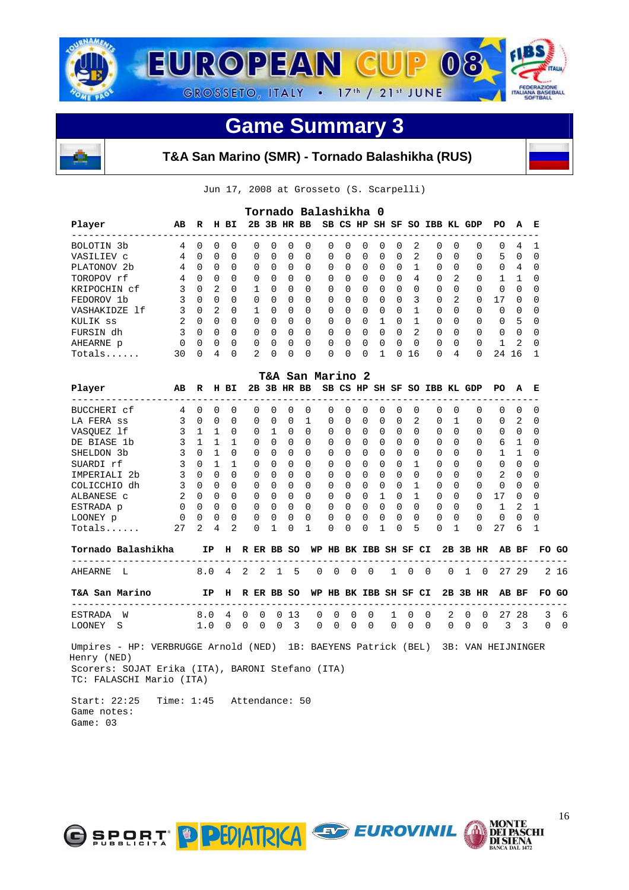# EUROPEAN CUP 08

GROSSETO, ITALY • 17th / 21st JUNE

## Game Summary 3

### T&A San Marino (SMR) - Tornado Balashikha (RUS)

Jun 17, 2008 at Grosseto (S. Scarpelli)

**Tornado Balashikha 0**

| Player | AB | R | H | BI | 2B | 3B | HR | BB | SB | CS | HP | SH | SF | SO | IBB | KL | GDP | PO | A | E |
|---|---|---|---|---|---|---|---|---|---|---|---|---|---|---|---|---|---|---|---|---|
| BOLOTIN 3b | 4 | 0 | 0 | 0 | 0 | 0 | 0 | 0 | 0 | 0 | 0 | 0 | 0 | 2 | 0 | 0 | 0 | 0 | 4 | 1 |
| VASILIEV c | 4 | 0 | 0 | 0 | 0 | 0 | 0 | 0 | 0 | 0 | 0 | 0 | 0 | 2 | 0 | 0 | 0 | 5 | 0 | 0 |
| PLATONOV 2b | 4 | 0 | 0 | 0 | 0 | 0 | 0 | 0 | 0 | 0 | 0 | 0 | 0 | 1 | 0 | 0 | 0 | 0 | 4 | 0 |
| TOROPOV rf | 4 | 0 | 0 | 0 | 0 | 0 | 0 | 0 | 0 | 0 | 0 | 0 | 0 | 4 | 0 | 2 | 0 | 1 | 1 | 0 |
| KRIPOCHIN cf | 3 | 0 | 2 | 0 | 1 | 0 | 0 | 0 | 0 | 0 | 0 | 0 | 0 | 0 | 0 | 0 | 0 | 0 | 0 | 0 |
| FEDOROV 1b | 3 | 0 | 0 | 0 | 0 | 0 | 0 | 0 | 0 | 0 | 0 | 0 | 0 | 3 | 0 | 2 | 0 | 17 | 0 | 0 |
| VASHAKIDZE lf | 3 | 0 | 2 | 0 | 1 | 0 | 0 | 0 | 0 | 0 | 0 | 0 | 0 | 1 | 0 | 0 | 0 | 0 | 0 | 0 |
| KULIK ss | 2 | 0 | 0 | 0 | 0 | 0 | 0 | 0 | 0 | 0 | 0 | 1 | 0 | 1 | 0 | 0 | 0 | 0 | 5 | 0 |
| FURSIN dh | 3 | 0 | 0 | 0 | 0 | 0 | 0 | 0 | 0 | 0 | 0 | 0 | 0 | 2 | 0 | 0 | 0 | 0 | 0 | 0 |
| AHEARNE p | 0 | 0 | 0 | 0 | 0 | 0 | 0 | 0 | 0 | 0 | 0 | 0 | 0 | 0 | 0 | 0 | 0 | 1 | 2 | 0 |
| Totals...... | 30 | 0 | 4 | 0 | 2 | 0 | 0 | 0 | 0 | 0 | 0 | 1 | 0 | 16 | 0 | 4 | 0 | 24 | 16 | 1 |

**T&A San Marino 2**

| Player | AB | R | H | BI | 2B | 3B | HR | BB | SB | CS | HP | SH | SF | SO | IBB | KL | GDP | PO | A | E |
|---|---|---|---|---|---|---|---|---|---|---|---|---|---|---|---|---|---|---|---|---|
| BUCCHERI cf | 4 | 0 | 0 | 0 | 0 | 0 | 0 | 0 | 0 | 0 | 0 | 0 | 0 | 0 | 0 | 0 | 0 | 0 | 0 | 0 |
| LA FERA ss | 3 | 0 | 0 | 0 | 0 | 0 | 0 | 1 | 0 | 0 | 0 | 0 | 0 | 2 | 0 | 1 | 0 | 0 | 2 | 0 |
| VASQUEZ lf | 3 | 1 | 1 | 0 | 0 | 1 | 0 | 0 | 0 | 0 | 0 | 0 | 0 | 0 | 0 | 0 | 0 | 0 | 0 | 0 |
| DE BIASE 1b | 3 | 1 | 1 | 1 | 0 | 0 | 0 | 0 | 0 | 0 | 0 | 0 | 0 | 0 | 0 | 0 | 0 | 6 | 1 | 0 |
| SHELDON 3b | 3 | 0 | 1 | 0 | 0 | 0 | 0 | 0 | 0 | 0 | 0 | 0 | 0 | 0 | 0 | 0 | 0 | 1 | 1 | 0 |
| SUARDI rf | 3 | 0 | 1 | 1 | 0 | 0 | 0 | 0 | 0 | 0 | 0 | 0 | 0 | 1 | 0 | 0 | 0 | 0 | 0 | 0 |
| IMPERIALI 2b | 3 | 0 | 0 | 0 | 0 | 0 | 0 | 0 | 0 | 0 | 0 | 0 | 0 | 0 | 0 | 0 | 0 | 2 | 0 | 0 |
| COLICCHIO dh | 3 | 0 | 0 | 0 | 0 | 0 | 0 | 0 | 0 | 0 | 0 | 0 | 0 | 1 | 0 | 0 | 0 | 0 | 0 | 0 |
| ALBANESE c | 2 | 0 | 0 | 0 | 0 | 0 | 0 | 0 | 0 | 0 | 0 | 1 | 0 | 1 | 0 | 0 | 0 | 17 | 0 | 0 |
| ESTRADA p | 0 | 0 | 0 | 0 | 0 | 0 | 0 | 0 | 0 | 0 | 0 | 0 | 0 | 0 | 0 | 0 | 0 | 1 | 2 | 1 |
| LOONEY p | 0 | 0 | 0 | 0 | 0 | 0 | 0 | 0 | 0 | 0 | 0 | 0 | 0 | 0 | 0 | 0 | 0 | 0 | 0 | 0 |
| Totals...... | 27 | 2 | 4 | 2 | 0 | 1 | 0 | 1 | 0 | 0 | 0 | 1 | 0 | 5 | 0 | 1 | 0 | 27 | 6 | 1 |

| Tornado Balashikha | IP | H | R | ER | BB | SO | WP | HB | BK | IBB | SH | SF | CI | 2B | 3B | HR | AB | BF | FO | GO |
|---|---|---|---|---|---|---|---|---|---|---|---|---|---|---|---|---|---|---|---|---|
| AHEARNE L | 8.0 | 4 | 2 | 2 | 1 | 5 | 0 | 0 | 0 | 0 | 1 | 0 | 0 | 0 | 1 | 0 | 27 | 29 | 2 | 16 |

| T&A San Marino | IP | H | R | ER | BB | SO | WP | HB | BK | IBB | SH | SF | CI | 2B | 3B | HR | AB | BF | FO | GO |
|---|---|---|---|---|---|---|---|---|---|---|---|---|---|---|---|---|---|---|---|---|
| ESTRADA W | 8.0 | 4 | 0 | 0 | 0 | 13 | 0 | 0 | 0 | 0 | 1 | 0 | 0 | 2 | 0 | 0 | 27 | 28 | 3 | 6 |
| LOONEY S | 1.0 | 0 | 0 | 0 | 0 | 3 | 0 | 0 | 0 | 0 | 0 | 0 | 0 | 0 | 0 | 0 | 3 | 3 | 0 | 0 |

Umpires - HP: VERBRUGGE Arnold (NED) 1B: BAEYENS Patrick (BEL) 3B: VAN HEIJNINGER Henry (NED)
Scorers: SOJAT Erika (ITA), BARONI Stefano (ITA)
TC: FALASCHI Mario (ITA)

Start: 22:25 Time: 1:45 Attendance: 50
Game notes:
Game: 03

SPORT PUBBLICITÀ · PEDIATRICA · EUROVINIL · MONTE DEI PASCHI DI SIENA BANCA DAL 1472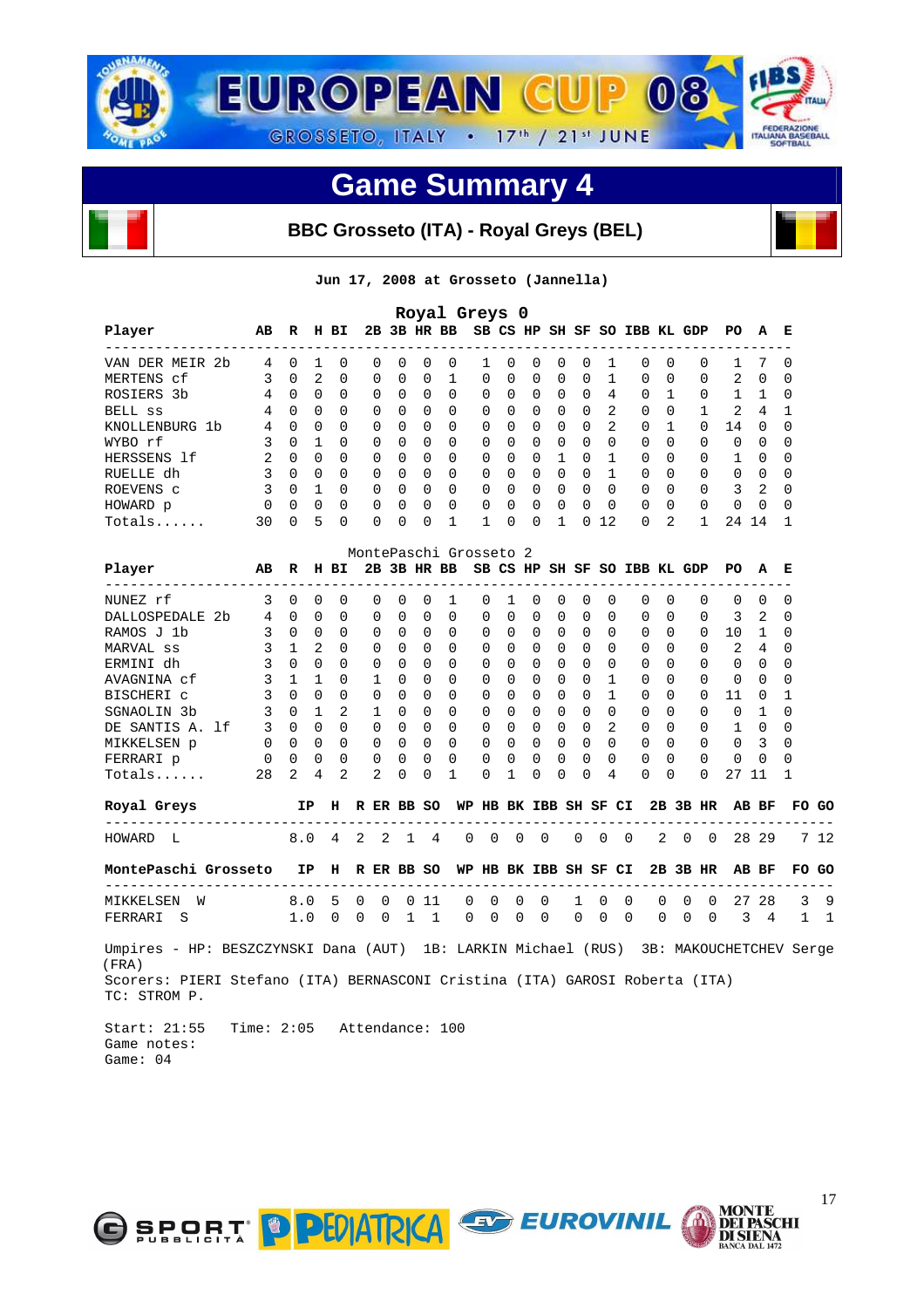# EUROPEAN CUP 08

GROSSETO, ITALY • 17th / 21st JUNE

## Game Summary 4

**BBC Grosseto (ITA) - Royal Greys (BEL)**

Jun 17, 2008 at Grosseto (Jannella)

### Royal Greys 0

| Player | AB | R | H | BI | 2B | 3B | HR | BB | SB | CS | HP | SH | SF | SO | IBB | KL | GDP | PO | A | E |
|---|---|---|---|---|---|---|---|---|---|---|---|---|---|---|---|---|---|---|---|---|
| VAN DER MEIR 2b | 4 | 0 | 1 | 0 | 0 | 0 | 0 | 0 | 1 | 0 | 0 | 0 | 0 | 1 | 0 | 0 | 0 | 1 | 7 | 0 |
| MERTENS cf | 3 | 0 | 2 | 0 | 0 | 0 | 0 | 1 | 0 | 0 | 0 | 0 | 0 | 1 | 0 | 0 | 0 | 2 | 0 | 0 |
| ROSIERS 3b | 4 | 0 | 0 | 0 | 0 | 0 | 0 | 0 | 0 | 0 | 0 | 0 | 0 | 4 | 0 | 1 | 0 | 1 | 1 | 0 |
| BELL ss | 4 | 0 | 0 | 0 | 0 | 0 | 0 | 0 | 0 | 0 | 0 | 0 | 0 | 2 | 0 | 0 | 1 | 2 | 4 | 1 |
| KNOLLENBURG 1b | 4 | 0 | 0 | 0 | 0 | 0 | 0 | 0 | 0 | 0 | 0 | 0 | 0 | 2 | 0 | 1 | 0 | 14 | 0 | 0 |
| WYBO rf | 3 | 0 | 1 | 0 | 0 | 0 | 0 | 0 | 0 | 0 | 0 | 0 | 0 | 0 | 0 | 0 | 0 | 0 | 0 | 0 |
| HERSSENS lf | 2 | 0 | 0 | 0 | 0 | 0 | 0 | 0 | 0 | 0 | 0 | 1 | 0 | 1 | 0 | 0 | 0 | 1 | 0 | 0 |
| RUELLE dh | 3 | 0 | 0 | 0 | 0 | 0 | 0 | 0 | 0 | 0 | 0 | 0 | 0 | 1 | 0 | 0 | 0 | 0 | 0 | 0 |
| ROEVENS c | 3 | 0 | 1 | 0 | 0 | 0 | 0 | 0 | 0 | 0 | 0 | 0 | 0 | 0 | 0 | 0 | 0 | 3 | 2 | 0 |
| HOWARD p | 0 | 0 | 0 | 0 | 0 | 0 | 0 | 0 | 0 | 0 | 0 | 0 | 0 | 0 | 0 | 0 | 0 | 0 | 0 | 0 |
| Totals...... | 30 | 0 | 5 | 0 | 0 | 0 | 0 | 1 | 1 | 0 | 0 | 1 | 0 | 12 | 0 | 2 | 1 | 24 | 14 | 1 |

### MontePaschi Grosseto 2

| Player | AB | R | H | BI | 2B | 3B | HR | BB | SB | CS | HP | SH | SF | SO | IBB | KL | GDP | PO | A | E |
|---|---|---|---|---|---|---|---|---|---|---|---|---|---|---|---|---|---|---|---|---|
| NUNEZ rf | 3 | 0 | 0 | 0 | 0 | 0 | 0 | 1 | 0 | 1 | 0 | 0 | 0 | 0 | 0 | 0 | 0 | 0 | 0 | 0 |
| DALLOSPEDALE 2b | 4 | 0 | 0 | 0 | 0 | 0 | 0 | 0 | 0 | 0 | 0 | 0 | 0 | 0 | 0 | 0 | 0 | 3 | 2 | 0 |
| RAMOS J 1b | 3 | 0 | 0 | 0 | 0 | 0 | 0 | 0 | 0 | 0 | 0 | 0 | 0 | 0 | 0 | 0 | 0 | 10 | 1 | 0 |
| MARVAL ss | 3 | 1 | 2 | 0 | 0 | 0 | 0 | 0 | 0 | 0 | 0 | 0 | 0 | 0 | 0 | 0 | 0 | 2 | 4 | 0 |
| ERMINI dh | 3 | 0 | 0 | 0 | 0 | 0 | 0 | 0 | 0 | 0 | 0 | 0 | 0 | 0 | 0 | 0 | 0 | 0 | 0 | 0 |
| AVAGNINA cf | 3 | 1 | 1 | 0 | 1 | 0 | 0 | 0 | 0 | 0 | 0 | 0 | 0 | 1 | 0 | 0 | 0 | 0 | 0 | 0 |
| BISCHERI c | 3 | 0 | 0 | 0 | 0 | 0 | 0 | 0 | 0 | 0 | 0 | 0 | 0 | 1 | 0 | 0 | 0 | 11 | 0 | 1 |
| SGNAOLIN 3b | 3 | 0 | 1 | 2 | 1 | 0 | 0 | 0 | 0 | 0 | 0 | 0 | 0 | 0 | 0 | 0 | 0 | 0 | 1 | 0 |
| DE SANTIS A. lf | 3 | 0 | 0 | 0 | 0 | 0 | 0 | 0 | 0 | 0 | 0 | 0 | 0 | 2 | 0 | 0 | 0 | 1 | 0 | 0 |
| MIKKELSEN p | 0 | 0 | 0 | 0 | 0 | 0 | 0 | 0 | 0 | 0 | 0 | 0 | 0 | 0 | 0 | 0 | 0 | 0 | 3 | 0 |
| FERRARI p | 0 | 0 | 0 | 0 | 0 | 0 | 0 | 0 | 0 | 0 | 0 | 0 | 0 | 0 | 0 | 0 | 0 | 0 | 0 | 0 |
| Totals...... | 28 | 2 | 4 | 2 | 2 | 0 | 0 | 1 | 0 | 1 | 0 | 0 | 0 | 4 | 0 | 0 | 0 | 27 | 11 | 1 |

| Royal Greys | IP | H | R | ER | BB | SO | WP | HB | BK | IBB | SH | SF | CI | 2B | 3B | HR | AB | BF | FO | GO |
|---|---|---|---|---|---|---|---|---|---|---|---|---|---|---|---|---|---|---|---|---|
| HOWARD L | 8.0 | 4 | 2 | 2 | 1 | 4 | 0 | 0 | 0 | 0 | 0 | 0 | 0 | 2 | 0 | 0 | 28 | 29 | 7 | 12 |

| MontePaschi Grosseto | IP | H | R | ER | BB | SO | WP | HB | BK | IBB | SH | SF | CI | 2B | 3B | HR | AB | BF | FO | GO |
|---|---|---|---|---|---|---|---|---|---|---|---|---|---|---|---|---|---|---|---|---|
| MIKKELSEN W | 8.0 | 5 | 0 | 0 | 0 | 11 | 0 | 0 | 0 | 0 | 1 | 0 | 0 | 0 | 0 | 0 | 27 | 28 | 3 | 9 |
| FERRARI S | 1.0 | 0 | 0 | 0 | 1 | 1 | 0 | 0 | 0 | 0 | 0 | 0 | 0 | 0 | 0 | 0 | 3 | 4 | 1 | 1 |

Umpires - HP: BESZCZYNSKI Dana (AUT) 1B: LARKIN Michael (RUS) 3B: MAKOUCHETCHEV Serge (FRA)
Scorers: PIERI Stefano (ITA) BERNASCONI Cristina (ITA) GAROSI Roberta (ITA)
TC: STROM P.

Start: 21:55 Time: 2:05 Attendance: 100
Game notes:
Game: 04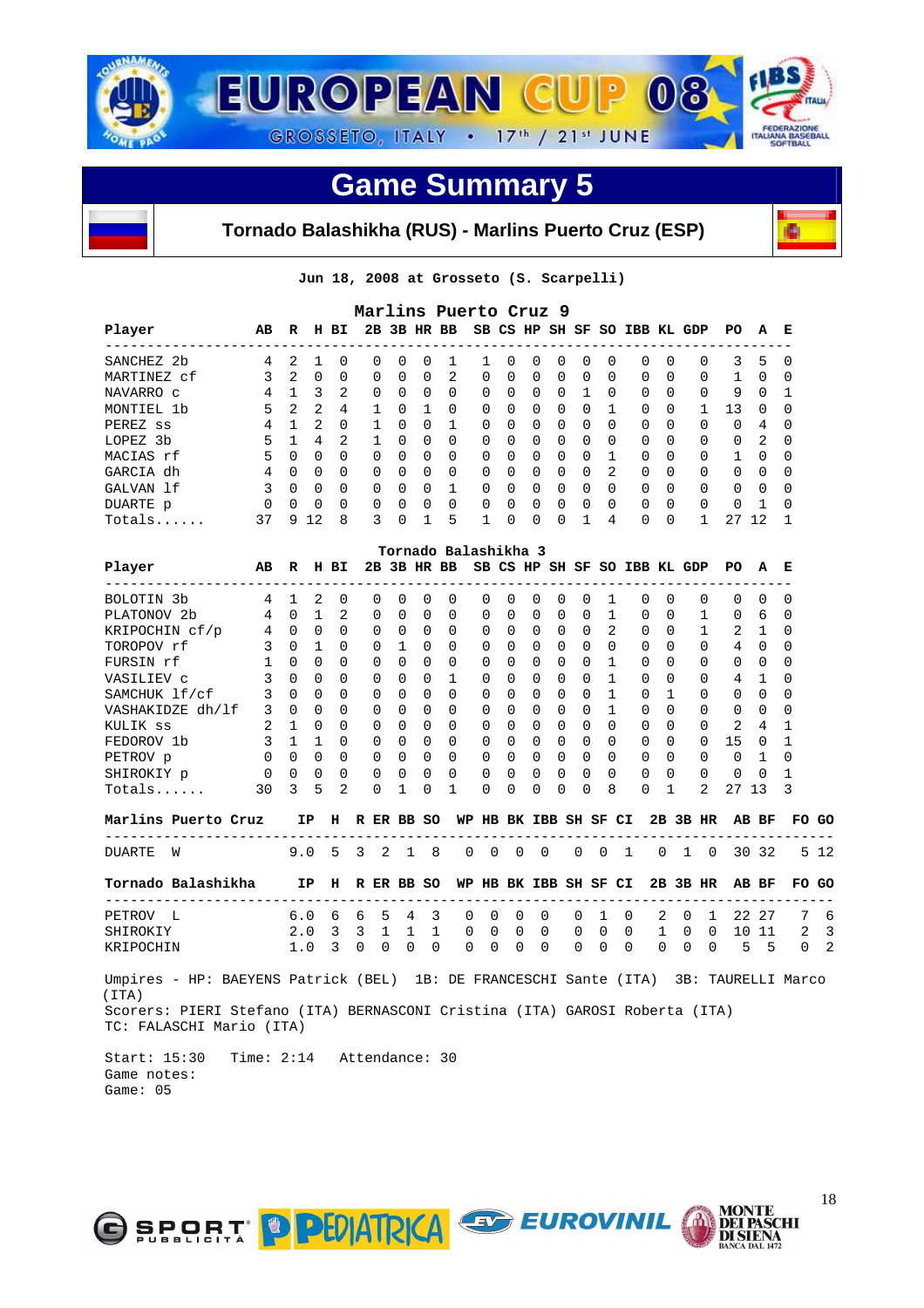# EUROPEAN CUP 08

GROSSETO, ITALY • 17th / 21st JUNE

## Game Summary 5

### Tornado Balashikha (RUS) - Marlins Puerto Cruz (ESP)

Jun 18, 2008 at Grosseto (S. Scarpelli)

**Marlins Puerto Cruz 9**

| Player | AB | R | H | BI | 2B | 3B | HR | BB | SB | CS | HP | SH | SF | SO | IBB | KL | GDP | PO | A | E |
|---|---|---|---|---|---|---|---|---|---|---|---|---|---|---|---|---|---|---|---|---|
| SANCHEZ 2b | 4 | 2 | 1 | 0 | 0 | 0 | 0 | 1 | 1 | 0 | 0 | 0 | 0 | 0 | 0 | 0 | 0 | 3 | 5 | 0 |
| MARTINEZ cf | 3 | 2 | 0 | 0 | 0 | 0 | 0 | 2 | 0 | 0 | 0 | 0 | 0 | 0 | 0 | 0 | 0 | 1 | 0 | 0 |
| NAVARRO c | 4 | 1 | 3 | 2 | 0 | 0 | 0 | 0 | 0 | 0 | 0 | 0 | 1 | 0 | 0 | 0 | 0 | 9 | 0 | 1 |
| MONTIEL 1b | 5 | 2 | 2 | 4 | 1 | 0 | 1 | 0 | 0 | 0 | 0 | 0 | 0 | 1 | 0 | 0 | 1 | 13 | 0 | 0 |
| PEREZ ss | 4 | 1 | 2 | 0 | 1 | 0 | 0 | 1 | 0 | 0 | 0 | 0 | 0 | 0 | 0 | 0 | 0 | 0 | 4 | 0 |
| LOPEZ 3b | 5 | 1 | 4 | 2 | 1 | 0 | 0 | 0 | 0 | 0 | 0 | 0 | 0 | 0 | 0 | 0 | 0 | 0 | 2 | 0 |
| MACIAS rf | 5 | 0 | 0 | 0 | 0 | 0 | 0 | 0 | 0 | 0 | 0 | 0 | 0 | 1 | 0 | 0 | 0 | 1 | 0 | 0 |
| GARCIA dh | 4 | 0 | 0 | 0 | 0 | 0 | 0 | 0 | 0 | 0 | 0 | 0 | 0 | 2 | 0 | 0 | 0 | 0 | 0 | 0 |
| GALVAN lf | 3 | 0 | 0 | 0 | 0 | 0 | 0 | 1 | 0 | 0 | 0 | 0 | 0 | 0 | 0 | 0 | 0 | 0 | 0 | 0 |
| DUARTE p | 0 | 0 | 0 | 0 | 0 | 0 | 0 | 0 | 0 | 0 | 0 | 0 | 0 | 0 | 0 | 0 | 0 | 0 | 1 | 0 |
| Totals...... | 37 | 9 | 12 | 8 | 3 | 0 | 1 | 5 | 1 | 0 | 0 | 0 | 1 | 4 | 0 | 0 | 1 | 27 | 12 | 1 |

**Tornado Balashikha 3**

| Player | AB | R | H | BI | 2B | 3B | HR | BB | SB | CS | HP | SH | SF | SO | IBB | KL | GDP | PO | A | E |
|---|---|---|---|---|---|---|---|---|---|---|---|---|---|---|---|---|---|---|---|---|
| BOLOTIN 3b | 4 | 1 | 2 | 0 | 0 | 0 | 0 | 0 | 0 | 0 | 0 | 0 | 0 | 1 | 0 | 0 | 0 | 0 | 0 | 0 |
| PLATONOV 2b | 4 | 0 | 1 | 2 | 0 | 0 | 0 | 0 | 0 | 0 | 0 | 0 | 0 | 1 | 0 | 0 | 1 | 0 | 6 | 0 |
| KRIPOCHIN cf/p | 4 | 0 | 0 | 0 | 0 | 0 | 0 | 0 | 0 | 0 | 0 | 0 | 0 | 2 | 0 | 0 | 1 | 2 | 1 | 0 |
| TOROPOV rf | 3 | 0 | 1 | 0 | 0 | 1 | 0 | 0 | 0 | 0 | 0 | 0 | 0 | 0 | 0 | 0 | 0 | 4 | 0 | 0 |
| FURSIN rf | 1 | 0 | 0 | 0 | 0 | 0 | 0 | 0 | 0 | 0 | 0 | 0 | 0 | 1 | 0 | 0 | 0 | 0 | 0 | 0 |
| VASILIEV c | 3 | 0 | 0 | 0 | 0 | 0 | 0 | 1 | 0 | 0 | 0 | 0 | 0 | 1 | 0 | 0 | 0 | 4 | 1 | 0 |
| SAMCHUK lf/cf | 3 | 0 | 0 | 0 | 0 | 0 | 0 | 0 | 0 | 0 | 0 | 0 | 0 | 1 | 0 | 1 | 0 | 0 | 0 | 0 |
| VASHAKIDZE dh/lf | 3 | 0 | 0 | 0 | 0 | 0 | 0 | 0 | 0 | 0 | 0 | 0 | 0 | 1 | 0 | 0 | 0 | 0 | 0 | 0 |
| KULIK ss | 2 | 1 | 0 | 0 | 0 | 0 | 0 | 0 | 0 | 0 | 0 | 0 | 0 | 0 | 0 | 0 | 0 | 2 | 4 | 1 |
| FEDOROV 1b | 3 | 1 | 1 | 0 | 0 | 0 | 0 | 0 | 0 | 0 | 0 | 0 | 0 | 0 | 0 | 0 | 0 | 15 | 0 | 1 |
| PETROV p | 0 | 0 | 0 | 0 | 0 | 0 | 0 | 0 | 0 | 0 | 0 | 0 | 0 | 0 | 0 | 0 | 0 | 0 | 1 | 0 |
| SHIROKIY p | 0 | 0 | 0 | 0 | 0 | 0 | 0 | 0 | 0 | 0 | 0 | 0 | 0 | 0 | 0 | 0 | 0 | 0 | 0 | 1 |
| Totals...... | 30 | 3 | 5 | 2 | 0 | 1 | 0 | 1 | 0 | 0 | 0 | 0 | 0 | 8 | 0 | 1 | 2 | 27 | 13 | 3 |

| Marlins Puerto Cruz | IP | H | R | ER | BB | SO | WP | HB | BK | IBB | SH | SF | CI | 2B | 3B | HR | AB | BF | FO | GO |
|---|---|---|---|---|---|---|---|---|---|---|---|---|---|---|---|---|---|---|---|---|
| DUARTE W | 9.0 | 5 | 3 | 2 | 1 | 8 | 0 | 0 | 0 | 0 | 0 | 0 | 1 | 0 | 1 | 0 | 30 | 32 | 5 | 12 |

| Tornado Balashikha | IP | H | R | ER | BB | SO | WP | HB | BK | IBB | SH | SF | CI | 2B | 3B | HR | AB | BF | FO | GO |
|---|---|---|---|---|---|---|---|---|---|---|---|---|---|---|---|---|---|---|---|---|
| PETROV L | 6.0 | 6 | 6 | 5 | 4 | 3 | 0 | 0 | 0 | 0 | 0 | 1 | 0 | 2 | 0 | 1 | 22 | 27 | 7 | 6 |
| SHIROKIY | 2.0 | 3 | 3 | 1 | 1 | 1 | 0 | 0 | 0 | 0 | 0 | 0 | 0 | 1 | 0 | 0 | 10 | 11 | 2 | 3 |
| KRIPOCHIN | 1.0 | 3 | 0 | 0 | 0 | 0 | 0 | 0 | 0 | 0 | 0 | 0 | 0 | 0 | 0 | 0 | 5 | 5 | 0 | 2 |

Umpires - HP: BAEYENS Patrick (BEL) 1B: DE FRANCESCHI Sante (ITA) 3B: TAURELLI Marco (ITA)
Scorers: PIERI Stefano (ITA) BERNASCONI Cristina (ITA) GAROSI Roberta (ITA)
TC: FALASCHI Mario (ITA)

Start: 15:30 Time: 2:14 Attendance: 30
Game notes:
Game: 05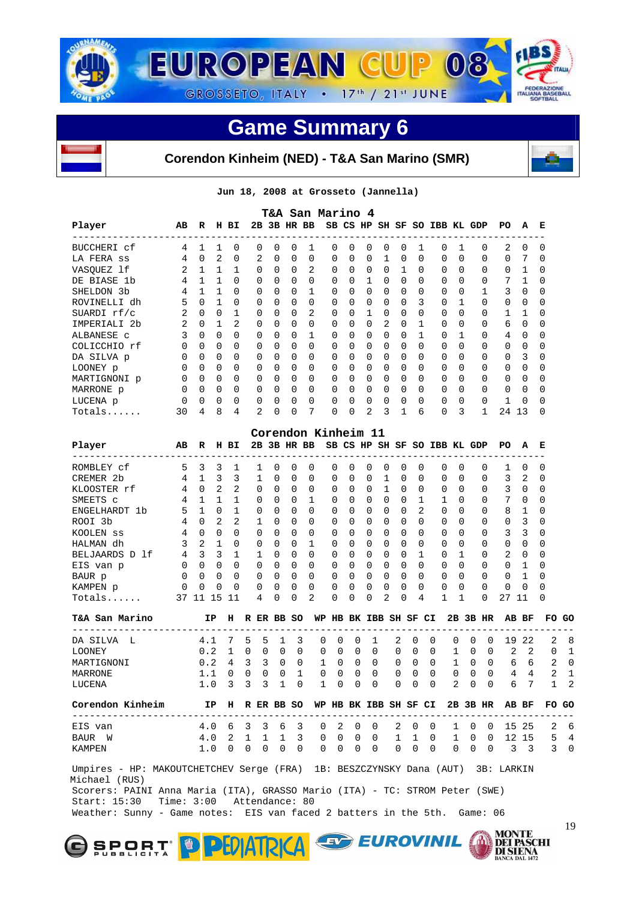# EUROPEAN CUP 08

GROSSETO, ITALY • 17th / 21st JUNE

## Game Summary 6

### Corendon Kinheim (NED) - T&A San Marino (SMR)

**Jun 18, 2008 at Grosseto (Jannella)**

**T&A San Marino 4**

| Player | AB | R | H | BI | 2B | 3B | HR | BB | SB | CS | HP | SH | SF | SO | IBB | KL | GDP | PO | A | E |
|---|---|---|---|---|---|---|---|---|---|---|---|---|---|---|---|---|---|---|---|---|
| BUCCHERI cf | 4 | 1 | 1 | 0 | 0 | 0 | 0 | 1 | 0 | 0 | 0 | 0 | 0 | 1 | 0 | 1 | 0 | 2 | 0 | 0 |
| LA FERA ss | 4 | 0 | 2 | 0 | 2 | 0 | 0 | 0 | 0 | 0 | 0 | 1 | 0 | 0 | 0 | 0 | 0 | 0 | 7 | 0 |
| VASQUEZ lf | 2 | 1 | 1 | 1 | 0 | 0 | 0 | 2 | 0 | 0 | 0 | 0 | 1 | 0 | 0 | 0 | 0 | 0 | 1 | 0 |
| DE BIASE 1b | 4 | 1 | 1 | 0 | 0 | 0 | 0 | 0 | 0 | 0 | 1 | 0 | 0 | 0 | 0 | 0 | 0 | 7 | 1 | 0 |
| SHELDON 3b | 4 | 1 | 1 | 0 | 0 | 0 | 0 | 1 | 0 | 0 | 0 | 0 | 0 | 0 | 0 | 0 | 1 | 3 | 0 | 0 |
| ROVINELLI dh | 5 | 0 | 1 | 0 | 0 | 0 | 0 | 0 | 0 | 0 | 0 | 0 | 0 | 3 | 0 | 1 | 0 | 0 | 0 | 0 |
| SUARDI rf/c | 2 | 0 | 0 | 1 | 0 | 0 | 0 | 2 | 0 | 0 | 1 | 0 | 0 | 0 | 0 | 0 | 0 | 1 | 1 | 0 |
| IMPERIALI 2b | 2 | 0 | 1 | 2 | 0 | 0 | 0 | 0 | 0 | 0 | 0 | 2 | 0 | 1 | 0 | 0 | 0 | 6 | 0 | 0 |
| ALBANESE c | 3 | 0 | 0 | 0 | 0 | 0 | 0 | 1 | 0 | 0 | 0 | 0 | 0 | 1 | 0 | 1 | 0 | 4 | 0 | 0 |
| COLICCHIO rf | 0 | 0 | 0 | 0 | 0 | 0 | 0 | 0 | 0 | 0 | 0 | 0 | 0 | 0 | 0 | 0 | 0 | 0 | 0 | 0 |
| DA SILVA p | 0 | 0 | 0 | 0 | 0 | 0 | 0 | 0 | 0 | 0 | 0 | 0 | 0 | 0 | 0 | 0 | 0 | 0 | 3 | 0 |
| LOONEY p | 0 | 0 | 0 | 0 | 0 | 0 | 0 | 0 | 0 | 0 | 0 | 0 | 0 | 0 | 0 | 0 | 0 | 0 | 0 | 0 |
| MARTIGNONI p | 0 | 0 | 0 | 0 | 0 | 0 | 0 | 0 | 0 | 0 | 0 | 0 | 0 | 0 | 0 | 0 | 0 | 0 | 0 | 0 |
| MARRONE p | 0 | 0 | 0 | 0 | 0 | 0 | 0 | 0 | 0 | 0 | 0 | 0 | 0 | 0 | 0 | 0 | 0 | 0 | 0 | 0 |
| LUCENA p | 0 | 0 | 0 | 0 | 0 | 0 | 0 | 0 | 0 | 0 | 0 | 0 | 0 | 0 | 0 | 0 | 0 | 1 | 0 | 0 |
| Totals...... | 30 | 4 | 8 | 4 | 2 | 0 | 0 | 7 | 0 | 0 | 2 | 3 | 1 | 6 | 0 | 3 | 1 | 24 | 13 | 0 |

**Corendon Kinheim 11**

| Player | AB | R | H | BI | 2B | 3B | HR | BB | SB | CS | HP | SH | SF | SO | IBB | KL | GDP | PO | A | E |
|---|---|---|---|---|---|---|---|---|---|---|---|---|---|---|---|---|---|---|---|---|
| ROMBLEY cf | 5 | 3 | 3 | 1 | 1 | 0 | 0 | 0 | 0 | 0 | 0 | 0 | 0 | 0 | 0 | 0 | 0 | 1 | 0 | 0 |
| CREMER 2b | 4 | 1 | 3 | 3 | 1 | 0 | 0 | 0 | 0 | 0 | 0 | 1 | 0 | 0 | 0 | 0 | 0 | 3 | 2 | 0 |
| KLOOSTER rf | 4 | 0 | 2 | 2 | 0 | 0 | 0 | 0 | 0 | 0 | 0 | 1 | 0 | 0 | 0 | 0 | 0 | 3 | 0 | 0 |
| SMEETS c | 4 | 1 | 1 | 1 | 0 | 0 | 0 | 1 | 0 | 0 | 0 | 0 | 0 | 1 | 1 | 0 | 0 | 7 | 0 | 0 |
| ENGELHARDT 1b | 5 | 1 | 0 | 1 | 0 | 0 | 0 | 0 | 0 | 0 | 0 | 0 | 0 | 2 | 0 | 0 | 0 | 8 | 1 | 0 |
| ROOI 3b | 4 | 0 | 2 | 2 | 1 | 0 | 0 | 0 | 0 | 0 | 0 | 0 | 0 | 0 | 0 | 0 | 0 | 0 | 3 | 0 |
| KOOLEN ss | 4 | 0 | 0 | 0 | 0 | 0 | 0 | 0 | 0 | 0 | 0 | 0 | 0 | 0 | 0 | 0 | 0 | 3 | 3 | 0 |
| HALMAN dh | 3 | 2 | 1 | 0 | 0 | 0 | 0 | 1 | 0 | 0 | 0 | 0 | 0 | 0 | 0 | 0 | 0 | 0 | 0 | 0 |
| BELJAARDS D lf | 4 | 3 | 3 | 1 | 1 | 0 | 0 | 0 | 0 | 0 | 0 | 0 | 0 | 1 | 0 | 1 | 0 | 2 | 0 | 0 |
| EIS van p | 0 | 0 | 0 | 0 | 0 | 0 | 0 | 0 | 0 | 0 | 0 | 0 | 0 | 0 | 0 | 0 | 0 | 0 | 1 | 0 |
| BAUR p | 0 | 0 | 0 | 0 | 0 | 0 | 0 | 0 | 0 | 0 | 0 | 0 | 0 | 0 | 0 | 0 | 0 | 0 | 1 | 0 |
| KAMPEN p | 0 | 0 | 0 | 0 | 0 | 0 | 0 | 0 | 0 | 0 | 0 | 0 | 0 | 0 | 0 | 0 | 0 | 0 | 0 | 0 |
| Totals...... | 37 | 11 | 15 | 11 | 4 | 0 | 0 | 2 | 0 | 0 | 0 | 2 | 0 | 4 | 1 | 1 | 0 | 27 | 11 | 0 |

| T&A San Marino | IP | H | R | ER | BB | SO | WP | HB | BK | IBB | SH | SF | CI | 2B | 3B | HR | AB | BF | FO | GO |
|---|---|---|---|---|---|---|---|---|---|---|---|---|---|---|---|---|---|---|---|---|
| DA SILVA L | 4.1 | 7 | 5 | 5 | 1 | 3 | 0 | 0 | 0 | 1 | 2 | 0 | 0 | 0 | 0 | 0 | 19 | 22 | 2 | 8 |
| LOONEY | 0.2 | 1 | 0 | 0 | 0 | 0 | 0 | 0 | 0 | 0 | 0 | 0 | 0 | 1 | 0 | 0 | 2 | 2 | 0 | 1 |
| MARTIGNONI | 0.2 | 4 | 3 | 3 | 0 | 0 | 1 | 0 | 0 | 0 | 0 | 0 | 0 | 1 | 0 | 0 | 6 | 6 | 2 | 0 |
| MARRONE | 1.1 | 0 | 0 | 0 | 0 | 1 | 0 | 0 | 0 | 0 | 0 | 0 | 0 | 0 | 0 | 0 | 4 | 4 | 2 | 1 |
| LUCENA | 1.0 | 3 | 3 | 3 | 1 | 0 | 1 | 0 | 0 | 0 | 0 | 0 | 0 | 2 | 0 | 0 | 6 | 7 | 1 | 2 |

| Corendon Kinheim | IP | H | R | ER | BB | SO | WP | HB | BK | IBB | SH | SF | CI | 2B | 3B | HR | AB | BF | FO | GO |
|---|---|---|---|---|---|---|---|---|---|---|---|---|---|---|---|---|---|---|---|---|
| EIS van | 4.0 | 6 | 3 | 3 | 6 | 3 | 0 | 2 | 0 | 0 | 2 | 0 | 0 | 1 | 0 | 0 | 15 | 25 | 2 | 6 |
| BAUR W | 4.0 | 2 | 1 | 1 | 1 | 3 | 0 | 0 | 0 | 0 | 1 | 1 | 0 | 1 | 0 | 0 | 12 | 15 | 5 | 4 |
| KAMPEN | 1.0 | 0 | 0 | 0 | 0 | 0 | 0 | 0 | 0 | 0 | 0 | 0 | 0 | 0 | 0 | 0 | 3 | 3 | 3 | 0 |

Umpires - HP: MAKOUTCHETCHEV Serge (FRA) 1B: BESZCZYNSKY Dana (AUT) 3B: LARKIN Michael (RUS)
Scorers: PAINI Anna Maria (ITA), GRASSO Mario (ITA) - TC: STROM Peter (SWE)
Start: 15:30 Time: 3:00 Attendance: 80
Weather: Sunny - Game notes: EIS van faced 2 batters in the 5th. Game: 06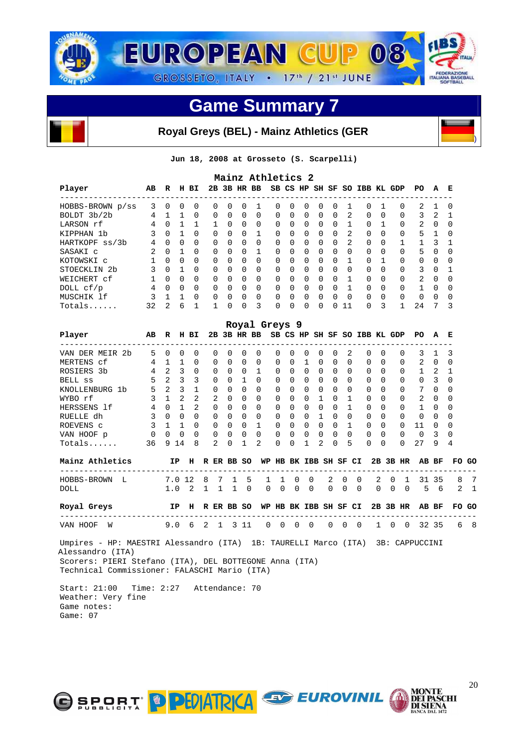EUROPEAN CUP 08

GROSSETO, ITALY • 17th / 21st JUNE

# Game Summary 7

**Royal Greys (BEL) - Mainz Athletics (GER)**

**Jun 18, 2008 at Grosseto (S. Scarpelli)**

## Mainz Athletics 2

| Player | AB | R | H | BI | 2B | 3B | HR | BB | SB | CS | HP | SH | SF | SO | IBB | KL | GDP | PO | A | E |
|---|---|---|---|---|---|---|---|---|---|---|---|---|---|---|---|---|---|---|---|---|
| HOBBS-BROWN p/ss | 3 | 0 | 0 | 0 | 0 | 0 | 0 | 1 | 0 | 0 | 0 | 0 | 0 | 1 | 0 | 1 | 0 | 2 | 1 | 0 |
| BOLDT 3b/2b | 4 | 1 | 1 | 0 | 0 | 0 | 0 | 0 | 0 | 0 | 0 | 0 | 0 | 2 | 0 | 0 | 0 | 3 | 2 | 1 |
| LARSON rf | 4 | 0 | 1 | 1 | 1 | 0 | 0 | 0 | 0 | 0 | 0 | 0 | 0 | 1 | 0 | 1 | 0 | 2 | 0 | 0 |
| KIPPHAN 1b | 3 | 0 | 1 | 0 | 0 | 0 | 0 | 1 | 0 | 0 | 0 | 0 | 0 | 2 | 0 | 0 | 0 | 5 | 1 | 0 |
| HARTKOPF ss/3b | 4 | 0 | 0 | 0 | 0 | 0 | 0 | 0 | 0 | 0 | 0 | 0 | 0 | 2 | 0 | 0 | 1 | 1 | 3 | 1 |
| SASAKI c | 2 | 0 | 1 | 0 | 0 | 0 | 0 | 1 | 0 | 0 | 0 | 0 | 0 | 0 | 0 | 0 | 0 | 5 | 0 | 0 |
| KOTOWSKI c | 1 | 0 | 0 | 0 | 0 | 0 | 0 | 0 | 0 | 0 | 0 | 0 | 0 | 1 | 0 | 1 | 0 | 0 | 0 | 0 |
| STOECKLIN 2b | 3 | 0 | 1 | 0 | 0 | 0 | 0 | 0 | 0 | 0 | 0 | 0 | 0 | 0 | 0 | 0 | 0 | 3 | 0 | 1 |
| WEICHERT cf | 1 | 0 | 0 | 0 | 0 | 0 | 0 | 0 | 0 | 0 | 0 | 0 | 0 | 1 | 0 | 0 | 0 | 2 | 0 | 0 |
| DOLL cf/p | 4 | 0 | 0 | 0 | 0 | 0 | 0 | 0 | 0 | 0 | 0 | 0 | 0 | 1 | 0 | 0 | 0 | 1 | 0 | 0 |
| MUSCHIK lf | 3 | 1 | 1 | 0 | 0 | 0 | 0 | 0 | 0 | 0 | 0 | 0 | 0 | 0 | 0 | 0 | 0 | 0 | 0 | 0 |
| Totals...... | 32 | 2 | 6 | 1 | 1 | 0 | 0 | 3 | 0 | 0 | 0 | 0 | 0 | 11 | 0 | 3 | 1 | 24 | 7 | 3 |

## Royal Greys 9

| Player | AB | R | H | BI | 2B | 3B | HR | BB | SB | CS | HP | SH | SF | SO | IBB | KL | GDP | PO | A | E |
|---|---|---|---|---|---|---|---|---|---|---|---|---|---|---|---|---|---|---|---|---|
| VAN DER MEIR 2b | 5 | 0 | 0 | 0 | 0 | 0 | 0 | 0 | 0 | 0 | 0 | 0 | 0 | 2 | 0 | 0 | 0 | 3 | 1 | 3 |
| MERTENS cf | 4 | 1 | 1 | 0 | 0 | 0 | 0 | 0 | 0 | 0 | 1 | 0 | 0 | 0 | 0 | 0 | 0 | 2 | 0 | 0 |
| ROSIERS 3b | 4 | 2 | 3 | 0 | 0 | 0 | 0 | 1 | 0 | 0 | 0 | 0 | 0 | 0 | 0 | 0 | 0 | 1 | 2 | 1 |
| BELL ss | 5 | 2 | 3 | 3 | 0 | 0 | 1 | 0 | 0 | 0 | 0 | 0 | 0 | 0 | 0 | 0 | 0 | 0 | 3 | 0 |
| KNOLLENBURG 1b | 5 | 2 | 3 | 1 | 0 | 0 | 0 | 0 | 0 | 0 | 0 | 0 | 0 | 0 | 0 | 0 | 0 | 7 | 0 | 0 |
| WYBO rf | 3 | 1 | 2 | 2 | 2 | 0 | 0 | 0 | 0 | 0 | 0 | 1 | 0 | 1 | 0 | 0 | 0 | 2 | 0 | 0 |
| HERSSENS lf | 4 | 0 | 1 | 2 | 0 | 0 | 0 | 0 | 0 | 0 | 0 | 0 | 0 | 1 | 0 | 0 | 0 | 1 | 0 | 0 |
| RUELLE dh | 3 | 0 | 0 | 0 | 0 | 0 | 0 | 0 | 0 | 0 | 0 | 1 | 0 | 0 | 0 | 0 | 0 | 0 | 0 | 0 |
| ROEVENS c | 3 | 1 | 1 | 0 | 0 | 0 | 0 | 1 | 0 | 0 | 0 | 0 | 0 | 1 | 0 | 0 | 0 | 11 | 0 | 0 |
| VAN HOOF p | 0 | 0 | 0 | 0 | 0 | 0 | 0 | 0 | 0 | 0 | 0 | 0 | 0 | 0 | 0 | 0 | 0 | 0 | 3 | 0 |
| Totals...... | 36 | 9 | 14 | 8 | 2 | 0 | 1 | 2 | 0 | 0 | 1 | 2 | 0 | 5 | 0 | 0 | 0 | 27 | 9 | 4 |

| Mainz Athletics | IP | H | R | ER | BB | SO | WP | HB | BK | IBB | SH | SF | CI | 2B | 3B | HR | AB | BF | FO | GO |
|---|---|---|---|---|---|---|---|---|---|---|---|---|---|---|---|---|---|---|---|---|
| HOBBS-BROWN L | 7.0 | 12 | 8 | 7 | 1 | 5 | 1 | 1 | 0 | 0 | 2 | 0 | 0 | 2 | 0 | 1 | 31 | 35 | 8 | 7 |
| DOLL | 1.0 | 2 | 1 | 1 | 1 | 0 | 0 | 0 | 0 | 0 | 0 | 0 | 0 | 0 | 0 | 0 | 5 | 6 | 2 | 1 |

| Royal Greys | IP | H | R | ER | BB | SO | WP | HB | BK | IBB | SH | SF | CI | 2B | 3B | HR | AB | BF | FO | GO |
|---|---|---|---|---|---|---|---|---|---|---|---|---|---|---|---|---|---|---|---|---|
| VAN HOOF W | 9.0 | 6 | 2 | 1 | 3 | 11 | 0 | 0 | 0 | 0 | 0 | 0 | 0 | 1 | 0 | 0 | 32 | 35 | 6 | 8 |

Umpires - HP: MAESTRI Alessandro (ITA) 1B: TAURELLI Marco (ITA) 3B: CAPPUCCINI Alessandro (ITA)
Scorers: PIERI Stefano (ITA), DEL BOTTEGONE Anna (ITA)
Technical Commissioner: FALASCHI Mario (ITA)

Start: 21:00 Time: 2:27 Attendance: 70
Weather: Very fine
Game notes:
Game: 07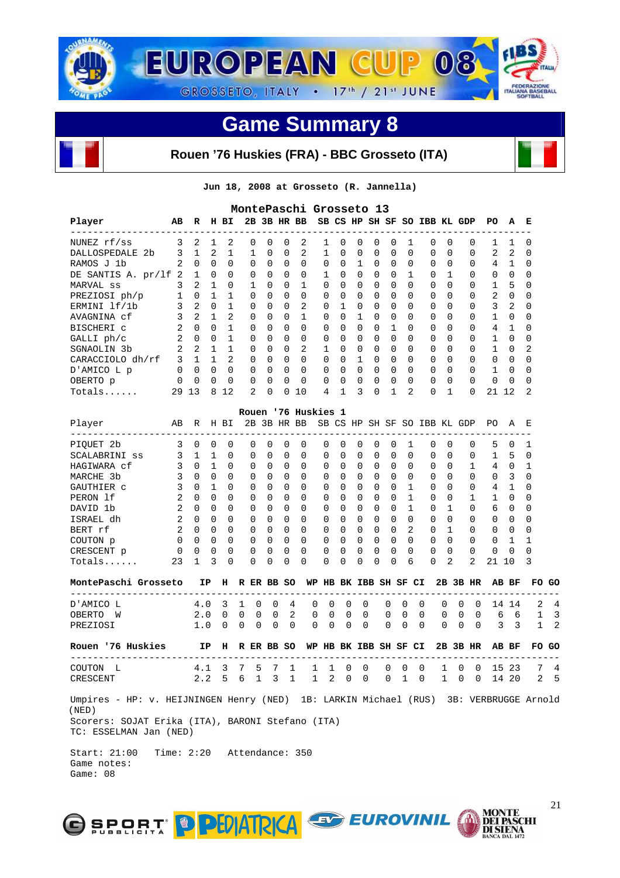# EUROPEAN CUP 08

GROSSETO, ITALY • 17th / 21st JUNE

## Game Summary 8

### Rouen '76 Huskies (FRA) - BBC Grosseto (ITA)

**Jun 18, 2008 at Grosseto (R. Jannella)**

**MontePaschi Grosseto 13**

| Player | AB | R | H | BI | 2B | 3B | HR | BB | SB | CS | HP | SH | SF | SO | IBB | KL | GDP | PO | A | E |
|---|---|---|---|---|---|---|---|---|---|---|---|---|---|---|---|---|---|---|---|---|
| NUNEZ rf/ss | 3 | 2 | 1 | 2 | 0 | 0 | 0 | 2 | 1 | 0 | 0 | 0 | 0 | 1 | 0 | 0 | 0 | 1 | 1 | 0 |
| DALLOSPEDALE 2b | 3 | 1 | 2 | 1 | 1 | 0 | 0 | 2 | 1 | 0 | 0 | 0 | 0 | 0 | 0 | 0 | 0 | 2 | 2 | 0 |
| RAMOS J 1b | 2 | 0 | 0 | 0 | 0 | 0 | 0 | 0 | 0 | 0 | 1 | 0 | 0 | 0 | 0 | 0 | 0 | 4 | 1 | 0 |
| DE SANTIS A. pr/lf | 2 | 1 | 0 | 0 | 0 | 0 | 0 | 0 | 1 | 0 | 0 | 0 | 0 | 1 | 0 | 1 | 0 | 0 | 0 | 0 |
| MARVAL ss | 3 | 2 | 1 | 0 | 1 | 0 | 0 | 1 | 0 | 0 | 0 | 0 | 0 | 0 | 0 | 0 | 0 | 1 | 5 | 0 |
| PREZIOSI ph/p | 1 | 0 | 1 | 1 | 0 | 0 | 0 | 0 | 0 | 0 | 0 | 0 | 0 | 0 | 0 | 0 | 0 | 2 | 0 | 0 |
| ERMINI lf/1b | 3 | 2 | 0 | 1 | 0 | 0 | 0 | 2 | 0 | 1 | 0 | 0 | 0 | 0 | 0 | 0 | 0 | 3 | 2 | 0 |
| AVAGNINA cf | 3 | 2 | 1 | 2 | 0 | 0 | 0 | 1 | 0 | 0 | 1 | 0 | 0 | 0 | 0 | 0 | 0 | 1 | 0 | 0 |
| BISCHERI c | 2 | 0 | 0 | 1 | 0 | 0 | 0 | 0 | 0 | 0 | 0 | 0 | 1 | 0 | 0 | 0 | 0 | 4 | 1 | 0 |
| GALLI ph/c | 2 | 0 | 0 | 1 | 0 | 0 | 0 | 0 | 0 | 0 | 0 | 0 | 0 | 0 | 0 | 0 | 0 | 1 | 0 | 0 |
| SGNAOLIN 3b | 2 | 2 | 1 | 1 | 0 | 0 | 0 | 2 | 1 | 0 | 0 | 0 | 0 | 0 | 0 | 0 | 0 | 1 | 0 | 2 |
| CARACCIOLO dh/rf | 3 | 1 | 1 | 2 | 0 | 0 | 0 | 0 | 0 | 0 | 1 | 0 | 0 | 0 | 0 | 0 | 0 | 0 | 0 | 0 |
| D'AMICO L p | 0 | 0 | 0 | 0 | 0 | 0 | 0 | 0 | 0 | 0 | 0 | 0 | 0 | 0 | 0 | 0 | 0 | 1 | 0 | 0 |
| OBERTO p | 0 | 0 | 0 | 0 | 0 | 0 | 0 | 0 | 0 | 0 | 0 | 0 | 0 | 0 | 0 | 0 | 0 | 0 | 0 | 0 |
| Totals...... | 29 | 13 | 8 | 12 | 2 | 0 | 0 | 10 | 4 | 1 | 3 | 0 | 1 | 2 | 0 | 1 | 0 | 21 | 12 | 2 |

**Rouen '76 Huskies 1**

| Player | AB | R | H | BI | 2B | 3B | HR | BB | SB | CS | HP | SH | SF | SO | IBB | KL | GDP | PO | A | E |
|---|---|---|---|---|---|---|---|---|---|---|---|---|---|---|---|---|---|---|---|---|
| PIQUET 2b | 3 | 0 | 0 | 0 | 0 | 0 | 0 | 0 | 0 | 0 | 0 | 0 | 0 | 1 | 0 | 0 | 0 | 5 | 0 | 1 |
| SCALABRINI ss | 3 | 1 | 1 | 0 | 0 | 0 | 0 | 0 | 0 | 0 | 0 | 0 | 0 | 0 | 0 | 0 | 0 | 1 | 5 | 0 |
| HAGIWARA cf | 3 | 0 | 1 | 0 | 0 | 0 | 0 | 0 | 0 | 0 | 0 | 0 | 0 | 0 | 0 | 0 | 1 | 4 | 0 | 1 |
| MARCHE 3b | 3 | 0 | 0 | 0 | 0 | 0 | 0 | 0 | 0 | 0 | 0 | 0 | 0 | 0 | 0 | 0 | 0 | 0 | 3 | 0 |
| GAUTHIER c | 3 | 0 | 1 | 0 | 0 | 0 | 0 | 0 | 0 | 0 | 0 | 0 | 0 | 1 | 0 | 0 | 0 | 4 | 1 | 0 |
| PERON lf | 2 | 0 | 0 | 0 | 0 | 0 | 0 | 0 | 0 | 0 | 0 | 0 | 0 | 1 | 0 | 0 | 1 | 1 | 0 | 0 |
| DAVID 1b | 2 | 0 | 0 | 0 | 0 | 0 | 0 | 0 | 0 | 0 | 0 | 0 | 0 | 1 | 0 | 1 | 0 | 6 | 0 | 0 |
| ISRAEL dh | 2 | 0 | 0 | 0 | 0 | 0 | 0 | 0 | 0 | 0 | 0 | 0 | 0 | 0 | 0 | 0 | 0 | 0 | 0 | 0 |
| BERT rf | 2 | 0 | 0 | 0 | 0 | 0 | 0 | 0 | 0 | 0 | 0 | 0 | 0 | 2 | 0 | 1 | 0 | 0 | 0 | 0 |
| COUTON p | 0 | 0 | 0 | 0 | 0 | 0 | 0 | 0 | 0 | 0 | 0 | 0 | 0 | 0 | 0 | 0 | 0 | 0 | 1 | 1 |
| CRESCENT p | 0 | 0 | 0 | 0 | 0 | 0 | 0 | 0 | 0 | 0 | 0 | 0 | 0 | 0 | 0 | 0 | 0 | 0 | 0 | 0 |
| Totals...... | 23 | 1 | 3 | 0 | 0 | 0 | 0 | 0 | 0 | 0 | 0 | 0 | 0 | 6 | 0 | 2 | 2 | 21 | 10 | 3 |

| MontePaschi Grosseto | IP | H | R | ER | BB | SO | WP | HB | BK | IBB | SH | SF | CI | 2B | 3B | HR | AB | BF | FO | GO |
|---|---|---|---|---|---|---|---|---|---|---|---|---|---|---|---|---|---|---|---|---|
| D'AMICO L | 4.0 | 3 | 1 | 0 | 0 | 4 | 0 | 0 | 0 | 0 | 0 | 0 | 0 | 0 | 0 | 0 | 14 | 14 | 2 | 4 |
| OBERTO W | 2.0 | 0 | 0 | 0 | 0 | 2 | 0 | 0 | 0 | 0 | 0 | 0 | 0 | 0 | 0 | 0 | 6 | 6 | 1 | 3 |
| PREZIOSI | 1.0 | 0 | 0 | 0 | 0 | 0 | 0 | 0 | 0 | 0 | 0 | 0 | 0 | 0 | 0 | 0 | 3 | 3 | 1 | 2 |

| Rouen '76 Huskies | IP | H | R | ER | BB | SO | WP | HB | BK | IBB | SH | SF | CI | 2B | 3B | HR | AB | BF | FO | GO |
|---|---|---|---|---|---|---|---|---|---|---|---|---|---|---|---|---|---|---|---|---|
| COUTON L | 4.1 | 3 | 7 | 5 | 7 | 1 | 1 | 1 | 0 | 0 | 0 | 0 | 0 | 1 | 0 | 0 | 15 | 23 | 7 | 4 |
| CRESCENT | 2.2 | 5 | 6 | 1 | 3 | 1 | 1 | 2 | 0 | 0 | 0 | 1 | 0 | 1 | 0 | 0 | 14 | 20 | 2 | 5 |

Umpires - HP: v. HEIJNINGEN Henry (NED) 1B: LARKIN Michael (RUS) 3B: VERBRUGGE Arnold (NED)
Scorers: SOJAT Erika (ITA), BARONI Stefano (ITA)
TC: ESSELMAN Jan (NED)

Start: 21:00 Time: 2:20 Attendance: 350
Game notes:
Game: 08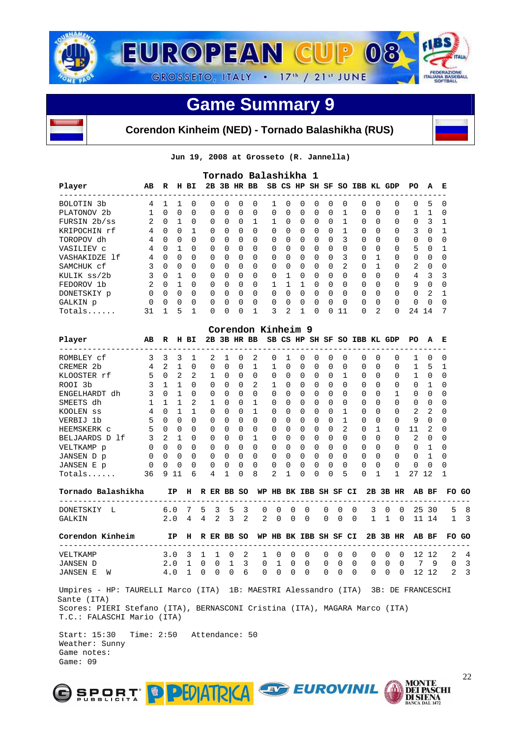# EUROPEAN CUP 08

GROSSETO, ITALY • 17th / 21st JUNE

## Game Summary 9

**Corendon Kinheim (NED) - Tornado Balashikha (RUS)**

Jun 19, 2008 at Grosseto (R. Jannella)

### Tornado Balashikha 1

| Player | AB | R | H | BI | 2B | 3B | HR | BB | SB | CS | HP | SH | SF | SO | IBB | KL | GDP | PO | A | E |
|---|---|---|---|---|---|---|---|---|---|---|---|---|---|---|---|---|---|---|---|---|
| BOLOTIN 3b | 4 | 1 | 1 | 0 | 0 | 0 | 0 | 0 | 1 | 0 | 0 | 0 | 0 | 0 | 0 | 0 | 0 | 0 | 5 | 0 |
| PLATONOV 2b | 1 | 0 | 0 | 0 | 0 | 0 | 0 | 0 | 0 | 0 | 0 | 0 | 0 | 1 | 0 | 0 | 0 | 1 | 1 | 0 |
| FURSIN 2b/ss | 2 | 0 | 1 | 0 | 0 | 0 | 0 | 1 | 1 | 0 | 0 | 0 | 0 | 1 | 0 | 0 | 0 | 0 | 3 | 1 |
| KRIPOCHIN rf | 4 | 0 | 0 | 1 | 0 | 0 | 0 | 0 | 0 | 0 | 0 | 0 | 0 | 1 | 0 | 0 | 0 | 3 | 0 | 1 |
| TOROPOV dh | 4 | 0 | 0 | 0 | 0 | 0 | 0 | 0 | 0 | 0 | 0 | 0 | 0 | 3 | 0 | 0 | 0 | 0 | 0 | 0 |
| VASILIEV c | 4 | 0 | 1 | 0 | 0 | 0 | 0 | 0 | 0 | 0 | 0 | 0 | 0 | 0 | 0 | 0 | 0 | 5 | 0 | 1 |
| VASHAKIDZE lf | 4 | 0 | 0 | 0 | 0 | 0 | 0 | 0 | 0 | 0 | 0 | 0 | 0 | 3 | 0 | 1 | 0 | 0 | 0 | 0 |
| SAMCHUK cf | 3 | 0 | 0 | 0 | 0 | 0 | 0 | 0 | 0 | 0 | 0 | 0 | 0 | 2 | 0 | 1 | 0 | 2 | 0 | 0 |
| KULIK ss/2b | 3 | 0 | 1 | 0 | 0 | 0 | 0 | 0 | 0 | 1 | 0 | 0 | 0 | 0 | 0 | 0 | 0 | 4 | 3 | 3 |
| FEDOROV 1b | 2 | 0 | 1 | 0 | 0 | 0 | 0 | 0 | 1 | 1 | 1 | 0 | 0 | 0 | 0 | 0 | 0 | 9 | 0 | 0 |
| DONETSKIY p | 0 | 0 | 0 | 0 | 0 | 0 | 0 | 0 | 0 | 0 | 0 | 0 | 0 | 0 | 0 | 0 | 0 | 0 | 2 | 1 |
| GALKIN p | 0 | 0 | 0 | 0 | 0 | 0 | 0 | 0 | 0 | 0 | 0 | 0 | 0 | 0 | 0 | 0 | 0 | 0 | 0 | 0 |
| Totals...... | 31 | 1 | 5 | 1 | 0 | 0 | 0 | 1 | 3 | 2 | 1 | 0 | 0 | 11 | 0 | 2 | 0 | 24 | 14 | 7 |

### Corendon Kinheim 9

| Player | AB | R | H | BI | 2B | 3B | HR | BB | SB | CS | HP | SH | SF | SO | IBB | KL | GDP | PO | A | E |
|---|---|---|---|---|---|---|---|---|---|---|---|---|---|---|---|---|---|---|---|---|
| ROMBLEY cf | 3 | 3 | 3 | 1 | 2 | 1 | 0 | 2 | 0 | 1 | 0 | 0 | 0 | 0 | 0 | 0 | 0 | 1 | 0 | 0 |
| CREMER 2b | 4 | 2 | 1 | 0 | 0 | 0 | 0 | 1 | 1 | 0 | 0 | 0 | 0 | 0 | 0 | 0 | 0 | 1 | 5 | 1 |
| KLOOSTER rf | 5 | 0 | 2 | 2 | 1 | 0 | 0 | 0 | 0 | 0 | 0 | 0 | 0 | 1 | 0 | 0 | 0 | 1 | 0 | 0 |
| ROOI 3b | 3 | 1 | 1 | 0 | 0 | 0 | 0 | 2 | 1 | 0 | 0 | 0 | 0 | 0 | 0 | 0 | 0 | 0 | 1 | 0 |
| ENGELHARDT dh | 3 | 0 | 1 | 0 | 0 | 0 | 0 | 0 | 0 | 0 | 0 | 0 | 0 | 0 | 0 | 0 | 1 | 0 | 0 | 0 |
| SMEETS dh | 1 | 1 | 1 | 2 | 1 | 0 | 0 | 1 | 0 | 0 | 0 | 0 | 0 | 0 | 0 | 0 | 0 | 0 | 0 | 0 |
| KOOLEN ss | 4 | 0 | 1 | 1 | 0 | 0 | 0 | 1 | 0 | 0 | 0 | 0 | 0 | 1 | 0 | 0 | 0 | 2 | 2 | 0 |
| VERBIJ 1b | 5 | 0 | 0 | 0 | 0 | 0 | 0 | 0 | 0 | 0 | 0 | 0 | 0 | 1 | 0 | 0 | 0 | 9 | 0 | 0 |
| HEEMSKERK c | 5 | 0 | 0 | 0 | 0 | 0 | 0 | 0 | 0 | 0 | 0 | 0 | 0 | 2 | 0 | 1 | 0 | 11 | 2 | 0 |
| BELJAARDS D lf | 3 | 2 | 1 | 0 | 0 | 0 | 0 | 1 | 0 | 0 | 0 | 0 | 0 | 0 | 0 | 0 | 0 | 2 | 0 | 0 |
| VELTKAMP p | 0 | 0 | 0 | 0 | 0 | 0 | 0 | 0 | 0 | 0 | 0 | 0 | 0 | 0 | 0 | 0 | 0 | 0 | 1 | 0 |
| JANSEN D p | 0 | 0 | 0 | 0 | 0 | 0 | 0 | 0 | 0 | 0 | 0 | 0 | 0 | 0 | 0 | 0 | 0 | 0 | 1 | 0 |
| JANSEN E p | 0 | 0 | 0 | 0 | 0 | 0 | 0 | 0 | 0 | 0 | 0 | 0 | 0 | 0 | 0 | 0 | 0 | 0 | 0 | 0 |
| Totals...... | 36 | 9 | 11 | 6 | 4 | 1 | 0 | 8 | 2 | 1 | 0 | 0 | 0 | 5 | 0 | 1 | 1 | 27 | 12 | 1 |

| Tornado Balashikha | IP | H | R | ER | BB | SO | WP | HB | BK | IBB | SH | SF | CI | 2B | 3B | HR | AB | BF | FO | GO |
|---|---|---|---|---|---|---|---|---|---|---|---|---|---|---|---|---|---|---|---|---|
| DONETSKIY L | 6.0 | 7 | 5 | 3 | 5 | 3 | 0 | 0 | 0 | 0 | 0 | 0 | 0 | 3 | 0 | 0 | 25 | 30 | 5 | 8 |
| GALKIN | 2.0 | 4 | 4 | 2 | 3 | 2 | 2 | 0 | 0 | 0 | 0 | 0 | 0 | 1 | 1 | 0 | 11 | 14 | 1 | 3 |

| Corendon Kinheim | IP | H | R | ER | BB | SO | WP | HB | BK | IBB | SH | SF | CI | 2B | 3B | HR | AB | BF | FO | GO |
|---|---|---|---|---|---|---|---|---|---|---|---|---|---|---|---|---|---|---|---|---|
| VELTKAMP | 3.0 | 3 | 1 | 1 | 0 | 2 | 1 | 0 | 0 | 0 | 0 | 0 | 0 | 0 | 0 | 0 | 12 | 12 | 2 | 4 |
| JANSEN D | 2.0 | 1 | 0 | 0 | 1 | 3 | 0 | 1 | 0 | 0 | 0 | 0 | 0 | 0 | 0 | 0 | 7 | 9 | 0 | 3 |
| JANSEN E W | 4.0 | 1 | 0 | 0 | 0 | 6 | 0 | 0 | 0 | 0 | 0 | 0 | 0 | 0 | 0 | 0 | 12 | 12 | 2 | 3 |

Umpires - HP: TAURELLI Marco (ITA) 1B: MAESTRI Alessandro (ITA) 3B: DE FRANCESCHI Sante (ITA)
Scores: PIERI Stefano (ITA), BERNASCONI Cristina (ITA), MAGARA Marco (ITA)
T.C.: FALASCHI Mario (ITA)

Start: 15:30 Time: 2:50 Attendance: 50
Weather: Sunny
Game notes:
Game: 09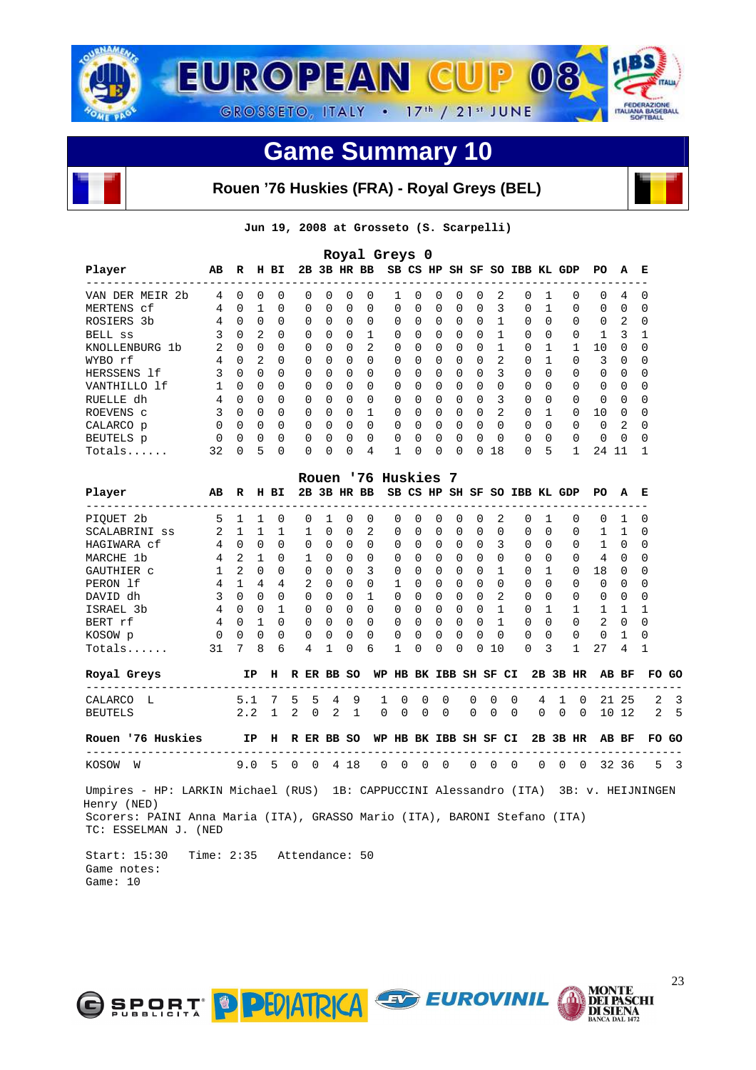# EUROPEAN CUP 08

GROSSETO, ITALY • 17th / 21st JUNE

## Game Summary 10

### Rouen '76 Huskies (FRA) - Royal Greys (BEL)

**Jun 19, 2008 at Grosseto (S. Scarpelli)**

**Royal Greys 0**

| Player | AB | R | H | BI | 2B | 3B | HR | BB | SB | CS | HP | SH | SF | SO | IBB | KL | GDP | PO | A | E |
|---|---|---|---|---|---|---|---|---|---|---|---|---|---|---|---|---|---|---|---|---|
| VAN DER MEIR 2b | 4 | 0 | 0 | 0 | 0 | 0 | 0 | 0 | 1 | 0 | 0 | 0 | 0 | 2 | 0 | 1 | 0 | 0 | 4 | 0 |
| MERTENS cf | 4 | 0 | 1 | 0 | 0 | 0 | 0 | 0 | 0 | 0 | 0 | 0 | 0 | 3 | 0 | 1 | 0 | 0 | 0 | 0 |
| ROSIERS 3b | 4 | 0 | 0 | 0 | 0 | 0 | 0 | 0 | 0 | 0 | 0 | 0 | 0 | 1 | 0 | 0 | 0 | 0 | 2 | 0 |
| BELL ss | 3 | 0 | 2 | 0 | 0 | 0 | 0 | 1 | 0 | 0 | 0 | 0 | 0 | 1 | 0 | 0 | 0 | 1 | 3 | 1 |
| KNOLLENBURG 1b | 2 | 0 | 0 | 0 | 0 | 0 | 0 | 2 | 0 | 0 | 0 | 0 | 0 | 1 | 0 | 1 | 1 | 10 | 0 | 0 |
| WYBO rf | 4 | 0 | 2 | 0 | 0 | 0 | 0 | 0 | 0 | 0 | 0 | 0 | 0 | 2 | 0 | 1 | 0 | 3 | 0 | 0 |
| HERSSENS lf | 3 | 0 | 0 | 0 | 0 | 0 | 0 | 0 | 0 | 0 | 0 | 0 | 0 | 3 | 0 | 0 | 0 | 0 | 0 | 0 |
| VANTHILLO lf | 1 | 0 | 0 | 0 | 0 | 0 | 0 | 0 | 0 | 0 | 0 | 0 | 0 | 0 | 0 | 0 | 0 | 0 | 0 | 0 |
| RUELLE dh | 4 | 0 | 0 | 0 | 0 | 0 | 0 | 0 | 0 | 0 | 0 | 0 | 0 | 3 | 0 | 0 | 0 | 0 | 0 | 0 |
| ROEVENS c | 3 | 0 | 0 | 0 | 0 | 0 | 0 | 1 | 0 | 0 | 0 | 0 | 0 | 2 | 0 | 1 | 0 | 10 | 0 | 0 |
| CALARCO p | 0 | 0 | 0 | 0 | 0 | 0 | 0 | 0 | 0 | 0 | 0 | 0 | 0 | 0 | 0 | 0 | 0 | 0 | 2 | 0 |
| BEUTELS p | 0 | 0 | 0 | 0 | 0 | 0 | 0 | 0 | 0 | 0 | 0 | 0 | 0 | 0 | 0 | 0 | 0 | 0 | 0 | 0 |
| Totals...... | 32 | 0 | 5 | 0 | 0 | 0 | 0 | 4 | 1 | 0 | 0 | 0 | 0 | 18 | 0 | 5 | 1 | 24 | 11 | 1 |

**Rouen '76 Huskies 7**

| Player | AB | R | H | BI | 2B | 3B | HR | BB | SB | CS | HP | SH | SF | SO | IBB | KL | GDP | PO | A | E |
|---|---|---|---|---|---|---|---|---|---|---|---|---|---|---|---|---|---|---|---|---|
| PIQUET 2b | 5 | 1 | 1 | 0 | 0 | 1 | 0 | 0 | 0 | 0 | 0 | 0 | 0 | 2 | 0 | 1 | 0 | 0 | 1 | 0 |
| SCALABRINI ss | 2 | 1 | 1 | 1 | 1 | 0 | 0 | 2 | 0 | 0 | 0 | 0 | 0 | 0 | 0 | 0 | 0 | 1 | 1 | 0 |
| HAGIWARA cf | 4 | 0 | 0 | 0 | 0 | 0 | 0 | 0 | 0 | 0 | 0 | 0 | 0 | 3 | 0 | 0 | 0 | 1 | 0 | 0 |
| MARCHE 1b | 4 | 2 | 1 | 0 | 1 | 0 | 0 | 0 | 0 | 0 | 0 | 0 | 0 | 0 | 0 | 0 | 0 | 4 | 0 | 0 |
| GAUTHIER c | 1 | 2 | 0 | 0 | 0 | 0 | 0 | 3 | 0 | 0 | 0 | 0 | 0 | 1 | 0 | 1 | 0 | 18 | 0 | 0 |
| PERON lf | 4 | 1 | 4 | 4 | 2 | 0 | 0 | 0 | 1 | 0 | 0 | 0 | 0 | 0 | 0 | 0 | 0 | 0 | 0 | 0 |
| DAVID dh | 3 | 0 | 0 | 0 | 0 | 0 | 0 | 1 | 0 | 0 | 0 | 0 | 0 | 2 | 0 | 0 | 0 | 0 | 0 | 0 |
| ISRAEL 3b | 4 | 0 | 0 | 1 | 0 | 0 | 0 | 0 | 0 | 0 | 0 | 0 | 0 | 1 | 0 | 1 | 1 | 1 | 1 | 1 |
| BERT rf | 4 | 0 | 1 | 0 | 0 | 0 | 0 | 0 | 0 | 0 | 0 | 0 | 0 | 1 | 0 | 0 | 0 | 2 | 0 | 0 |
| KOSOW p | 0 | 0 | 0 | 0 | 0 | 0 | 0 | 0 | 0 | 0 | 0 | 0 | 0 | 0 | 0 | 0 | 0 | 0 | 1 | 0 |
| Totals...... | 31 | 7 | 8 | 6 | 4 | 1 | 0 | 6 | 1 | 0 | 0 | 0 | 0 | 10 | 0 | 3 | 1 | 27 | 4 | 1 |

| Royal Greys | IP | H | R | ER | BB | SO | WP | HB | BK | IBB | SH | SF | CI | 2B | 3B | HR | AB | BF | FO | GO |
|---|---|---|---|---|---|---|---|---|---|---|---|---|---|---|---|---|---|---|---|---|
| CALARCO L | 5.1 | 7 | 5 | 5 | 4 | 9 | 1 | 0 | 0 | 0 | 0 | 0 | 0 | 4 | 1 | 0 | 21 | 25 | 2 | 3 |
| BEUTELS | 2.2 | 1 | 2 | 0 | 2 | 1 | 0 | 0 | 0 | 0 | 0 | 0 | 0 | 0 | 0 | 0 | 10 | 12 | 2 | 5 |

| Rouen '76 Huskies | IP | H | R | ER | BB | SO | WP | HB | BK | IBB | SH | SF | CI | 2B | 3B | HR | AB | BF | FO | GO |
|---|---|---|---|---|---|---|---|---|---|---|---|---|---|---|---|---|---|---|---|---|
| KOSOW W | 9.0 | 5 | 0 | 0 | 4 | 18 | 0 | 0 | 0 | 0 | 0 | 0 | 0 | 0 | 0 | 0 | 32 | 36 | 5 | 3 |

Umpires - HP: LARKIN Michael (RUS) 1B: CAPPUCCINI Alessandro (ITA) 3B: v. HEIJNINGEN Henry (NED)
Scorers: PAINI Anna Maria (ITA), GRASSO Mario (ITA), BARONI Stefano (ITA)
TC: ESSELMAN J. (NED

Start: 15:30 Time: 2:35 Attendance: 50
Game notes:
Game: 10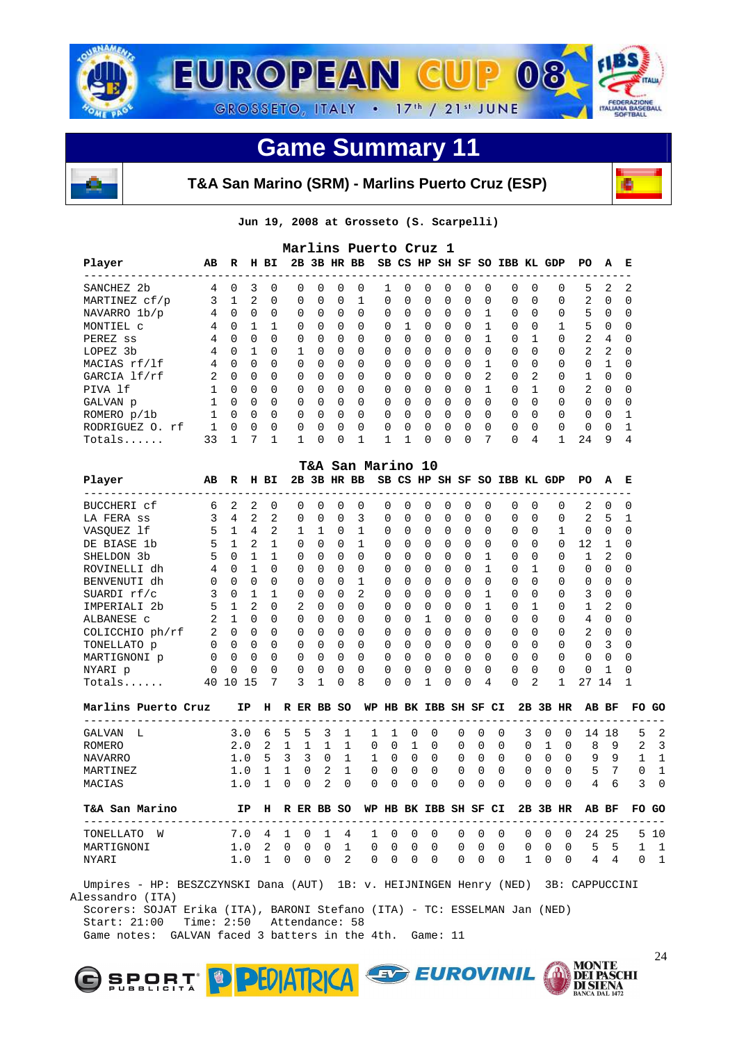# EUROPEAN CUP 08

GROSSETO, ITALY • 17th / 21st JUNE

## Game Summary 11

**T&A San Marino (SRM) - Marlins Puerto Cruz (ESP)**

Jun 19, 2008 at Grosseto (S. Scarpelli)

### Marlins Puerto Cruz 1

| Player | AB | R | H | BI | 2B | 3B | HR | BB | SB | CS | HP | SH | SF | SO | IBB | KL | GDP | PO | A | E |
|---|---|---|---|---|---|---|---|---|---|---|---|---|---|---|---|---|---|---|---|---|
| SANCHEZ 2b | 4 | 0 | 3 | 0 | 0 | 0 | 0 | 0 | 1 | 0 | 0 | 0 | 0 | 0 | 0 | 0 | 0 | 5 | 2 | 2 |
| MARTINEZ cf/p | 3 | 1 | 2 | 0 | 0 | 0 | 0 | 1 | 0 | 0 | 0 | 0 | 0 | 0 | 0 | 0 | 0 | 2 | 0 | 0 |
| NAVARRO 1b/p | 4 | 0 | 0 | 0 | 0 | 0 | 0 | 0 | 0 | 0 | 0 | 0 | 0 | 1 | 0 | 0 | 0 | 5 | 0 | 0 |
| MONTIEL c | 4 | 0 | 1 | 1 | 0 | 0 | 0 | 0 | 0 | 1 | 0 | 0 | 0 | 1 | 0 | 0 | 1 | 5 | 0 | 0 |
| PEREZ ss | 4 | 0 | 0 | 0 | 0 | 0 | 0 | 0 | 0 | 0 | 0 | 0 | 0 | 1 | 0 | 1 | 0 | 2 | 4 | 0 |
| LOPEZ 3b | 4 | 0 | 1 | 0 | 1 | 0 | 0 | 0 | 0 | 0 | 0 | 0 | 0 | 0 | 0 | 0 | 0 | 2 | 2 | 0 |
| MACIAS rf/lf | 4 | 0 | 0 | 0 | 0 | 0 | 0 | 0 | 0 | 0 | 0 | 0 | 0 | 1 | 0 | 0 | 0 | 0 | 1 | 0 |
| GARCIA lf/rf | 2 | 0 | 0 | 0 | 0 | 0 | 0 | 0 | 0 | 0 | 0 | 0 | 0 | 2 | 0 | 2 | 0 | 1 | 0 | 0 |
| PIVA lf | 1 | 0 | 0 | 0 | 0 | 0 | 0 | 0 | 0 | 0 | 0 | 0 | 0 | 1 | 0 | 1 | 0 | 2 | 0 | 0 |
| GALVAN p | 1 | 0 | 0 | 0 | 0 | 0 | 0 | 0 | 0 | 0 | 0 | 0 | 0 | 0 | 0 | 0 | 0 | 0 | 0 | 0 |
| ROMERO p/1b | 1 | 0 | 0 | 0 | 0 | 0 | 0 | 0 | 0 | 0 | 0 | 0 | 0 | 0 | 0 | 0 | 0 | 0 | 0 | 1 |
| RODRIGUEZ O. rf | 1 | 0 | 0 | 0 | 0 | 0 | 0 | 0 | 0 | 0 | 0 | 0 | 0 | 0 | 0 | 0 | 0 | 0 | 0 | 1 |
| Totals...... | 33 | 1 | 7 | 1 | 1 | 0 | 0 | 1 | 1 | 1 | 0 | 0 | 0 | 7 | 0 | 4 | 1 | 24 | 9 | 4 |

### T&A San Marino 10

| Player | AB | R | H | BI | 2B | 3B | HR | BB | SB | CS | HP | SH | SF | SO | IBB | KL | GDP | PO | A | E |
|---|---|---|---|---|---|---|---|---|---|---|---|---|---|---|---|---|---|---|---|---|
| BUCCHERI cf | 6 | 2 | 2 | 0 | 0 | 0 | 0 | 0 | 0 | 0 | 0 | 0 | 0 | 0 | 0 | 0 | 0 | 2 | 0 | 0 |
| LA FERA ss | 3 | 4 | 2 | 2 | 0 | 0 | 0 | 3 | 0 | 0 | 0 | 0 | 0 | 0 | 0 | 0 | 0 | 2 | 5 | 1 |
| VASQUEZ lf | 5 | 1 | 4 | 2 | 1 | 1 | 0 | 1 | 0 | 0 | 0 | 0 | 0 | 0 | 0 | 0 | 1 | 0 | 0 | 0 |
| DE BIASE 1b | 5 | 1 | 2 | 1 | 0 | 0 | 0 | 1 | 0 | 0 | 0 | 0 | 0 | 0 | 0 | 0 | 0 | 12 | 1 | 0 |
| SHELDON 3b | 5 | 0 | 1 | 1 | 0 | 0 | 0 | 0 | 0 | 0 | 0 | 0 | 0 | 1 | 0 | 0 | 0 | 1 | 2 | 0 |
| ROVINELLI dh | 4 | 0 | 1 | 0 | 0 | 0 | 0 | 0 | 0 | 0 | 0 | 0 | 0 | 1 | 0 | 1 | 0 | 0 | 0 | 0 |
| BENVENUTI dh | 0 | 0 | 0 | 0 | 0 | 0 | 0 | 1 | 0 | 0 | 0 | 0 | 0 | 0 | 0 | 0 | 0 | 0 | 0 | 0 |
| SUARDI rf/c | 3 | 0 | 1 | 1 | 0 | 0 | 0 | 2 | 0 | 0 | 0 | 0 | 0 | 1 | 0 | 0 | 0 | 3 | 0 | 0 |
| IMPERIALI 2b | 5 | 1 | 2 | 0 | 2 | 0 | 0 | 0 | 0 | 0 | 0 | 0 | 0 | 1 | 0 | 1 | 0 | 1 | 2 | 0 |
| ALBANESE c | 2 | 1 | 0 | 0 | 0 | 0 | 0 | 0 | 0 | 0 | 1 | 0 | 0 | 0 | 0 | 0 | 0 | 4 | 0 | 0 |
| COLICCHIO ph/rf | 2 | 0 | 0 | 0 | 0 | 0 | 0 | 0 | 0 | 0 | 0 | 0 | 0 | 0 | 0 | 0 | 0 | 2 | 0 | 0 |
| TONELLATO p | 0 | 0 | 0 | 0 | 0 | 0 | 0 | 0 | 0 | 0 | 0 | 0 | 0 | 0 | 0 | 0 | 0 | 0 | 3 | 0 |
| MARTIGNONI p | 0 | 0 | 0 | 0 | 0 | 0 | 0 | 0 | 0 | 0 | 0 | 0 | 0 | 0 | 0 | 0 | 0 | 0 | 0 | 0 |
| NYARI p | 0 | 0 | 0 | 0 | 0 | 0 | 0 | 0 | 0 | 0 | 0 | 0 | 0 | 0 | 0 | 0 | 0 | 0 | 1 | 0 |
| Totals...... | 40 | 10 | 15 | 7 | 3 | 1 | 0 | 8 | 0 | 0 | 1 | 0 | 0 | 4 | 0 | 2 | 1 | 27 | 14 | 1 |

| Marlins Puerto Cruz | IP | H | R | ER | BB | SO | WP | HB | BK | IBB | SH | SF | CI | 2B | 3B | HR | AB | BF | FO | GO |
|---|---|---|---|---|---|---|---|---|---|---|---|---|---|---|---|---|---|---|---|---|
| GALVAN L | 3.0 | 6 | 5 | 5 | 3 | 1 | 1 | 1 | 0 | 0 | 0 | 0 | 0 | 3 | 0 | 0 | 14 | 18 | 5 | 2 |
| ROMERO | 2.0 | 2 | 1 | 1 | 1 | 1 | 0 | 0 | 1 | 0 | 0 | 0 | 0 | 0 | 1 | 0 | 8 | 9 | 2 | 3 |
| NAVARRO | 1.0 | 5 | 3 | 3 | 0 | 1 | 1 | 0 | 0 | 0 | 0 | 0 | 0 | 0 | 0 | 0 | 9 | 9 | 1 | 1 |
| MARTINEZ | 1.0 | 1 | 1 | 0 | 2 | 1 | 0 | 0 | 0 | 0 | 0 | 0 | 0 | 0 | 0 | 0 | 5 | 7 | 0 | 1 |
| MACIAS | 1.0 | 1 | 0 | 0 | 2 | 0 | 0 | 0 | 0 | 0 | 0 | 0 | 0 | 0 | 0 | 0 | 4 | 6 | 3 | 0 |

| T&A San Marino | IP | H | R | ER | BB | SO | WP | HB | BK | IBB | SH | SF | CI | 2B | 3B | HR | AB | BF | FO | GO |
|---|---|---|---|---|---|---|---|---|---|---|---|---|---|---|---|---|---|---|---|---|
| TONELLATO W | 7.0 | 4 | 1 | 0 | 1 | 4 | 1 | 0 | 0 | 0 | 0 | 0 | 0 | 0 | 0 | 0 | 24 | 25 | 5 | 10 |
| MARTIGNONI | 1.0 | 2 | 0 | 0 | 0 | 1 | 0 | 0 | 0 | 0 | 0 | 0 | 0 | 0 | 0 | 0 | 5 | 5 | 1 | 1 |
| NYARI | 1.0 | 1 | 0 | 0 | 0 | 2 | 0 | 0 | 0 | 0 | 0 | 0 | 0 | 1 | 0 | 0 | 4 | 4 | 0 | 1 |

Umpires - HP: BESZCZYNSKI Dana (AUT) 1B: v. HEIJNINGEN Henry (NED) 3B: CAPPUCCINI Alessandro (ITA)
Scorers: SOJAT Erika (ITA), BARONI Stefano (ITA) - TC: ESSELMAN Jan (NED)
Start: 21:00 Time: 2:50 Attendance: 58
Game notes: GALVAN faced 3 batters in the 4th. Game: 11

SPORT PUBBLICITA · PEDIATRICA · EUROVINIL · MONTE DEI PASCHI DI SIENA BANCA DAL 1472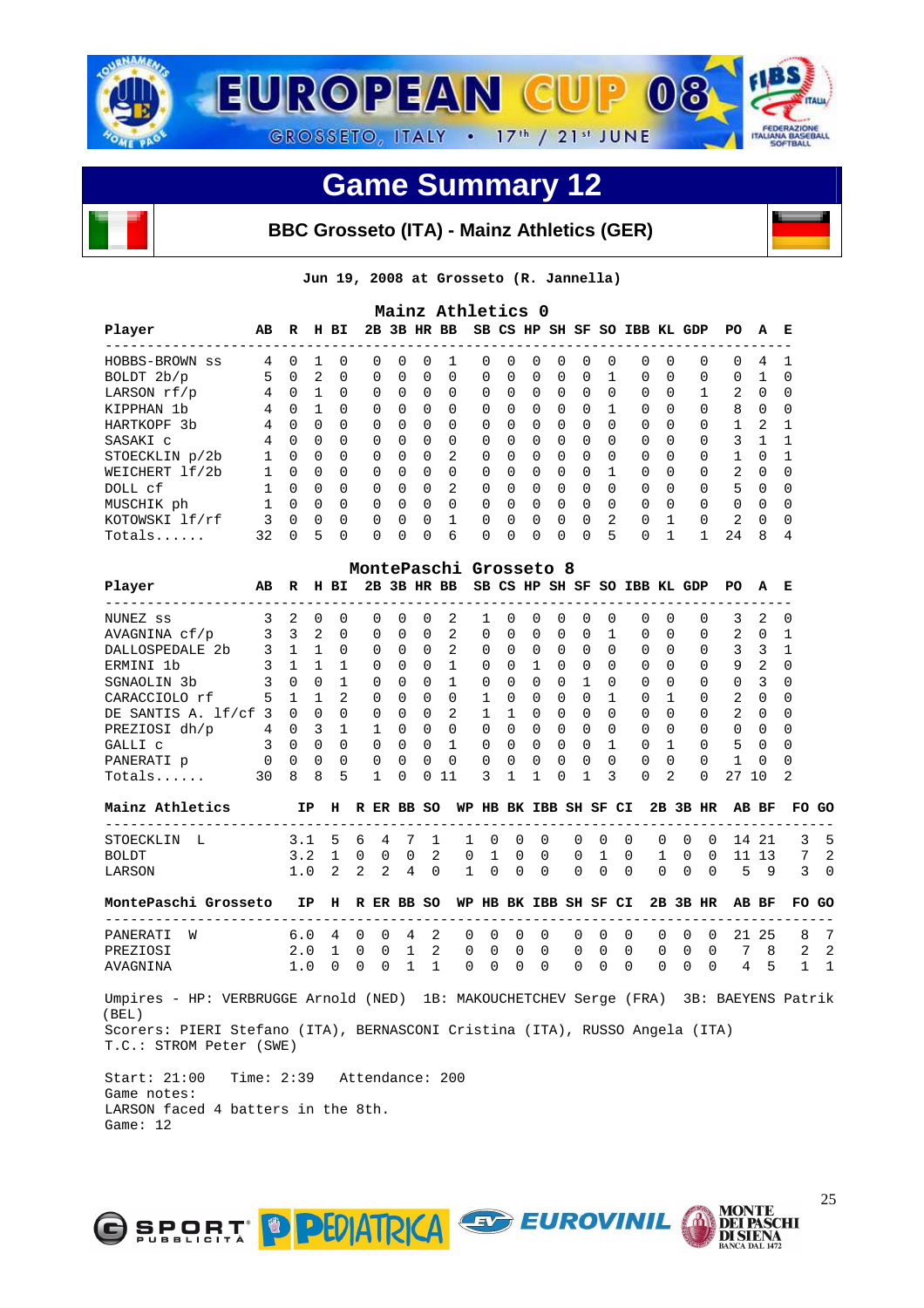# EUROPEAN CUP 08

GROSSETO, ITALY • 17th / 21st JUNE

## Game Summary 12

### BBC Grosseto (ITA) - Mainz Athletics (GER)

**Jun 19, 2008 at Grosseto (R. Jannella)**

### Mainz Athletics 0

| Player | AB | R | H | BI | 2B | 3B | HR | BB | SB | CS | HP | SH | SF | SO | IBB | KL | GDP | PO | A | E |
|---|---|---|---|---|---|---|---|---|---|---|---|---|---|---|---|---|---|---|---|---|
| HOBBS-BROWN ss | 4 | 0 | 1 | 0 | 0 | 0 | 0 | 1 | 0 | 0 | 0 | 0 | 0 | 0 | 0 | 0 | 0 | 0 | 4 | 1 |
| BOLDT 2b/p | 5 | 0 | 2 | 0 | 0 | 0 | 0 | 0 | 0 | 0 | 0 | 0 | 0 | 1 | 0 | 0 | 0 | 0 | 1 | 0 |
| LARSON rf/p | 4 | 0 | 1 | 0 | 0 | 0 | 0 | 0 | 0 | 0 | 0 | 0 | 0 | 0 | 0 | 0 | 1 | 2 | 0 | 0 |
| KIPPHAN 1b | 4 | 0 | 1 | 0 | 0 | 0 | 0 | 0 | 0 | 0 | 0 | 0 | 0 | 1 | 0 | 0 | 0 | 8 | 0 | 0 |
| HARTKOPF 3b | 4 | 0 | 0 | 0 | 0 | 0 | 0 | 0 | 0 | 0 | 0 | 0 | 0 | 0 | 0 | 0 | 0 | 1 | 2 | 1 |
| SASAKI c | 4 | 0 | 0 | 0 | 0 | 0 | 0 | 0 | 0 | 0 | 0 | 0 | 0 | 0 | 0 | 0 | 0 | 3 | 1 | 1 |
| STOECKLIN p/2b | 1 | 0 | 0 | 0 | 0 | 0 | 0 | 2 | 0 | 0 | 0 | 0 | 0 | 0 | 0 | 0 | 0 | 1 | 0 | 1 |
| WEICHERT lf/2b | 1 | 0 | 0 | 0 | 0 | 0 | 0 | 0 | 0 | 0 | 0 | 0 | 0 | 1 | 0 | 0 | 0 | 2 | 0 | 0 |
| DOLL cf | 1 | 0 | 0 | 0 | 0 | 0 | 0 | 2 | 0 | 0 | 0 | 0 | 0 | 0 | 0 | 0 | 0 | 5 | 0 | 0 |
| MUSCHIK ph | 1 | 0 | 0 | 0 | 0 | 0 | 0 | 0 | 0 | 0 | 0 | 0 | 0 | 0 | 0 | 0 | 0 | 0 | 0 | 0 |
| KOTOWSKI lf/rf | 3 | 0 | 0 | 0 | 0 | 0 | 0 | 1 | 0 | 0 | 0 | 0 | 0 | 2 | 0 | 1 | 0 | 2 | 0 | 0 |
| Totals...... | 32 | 0 | 5 | 0 | 0 | 0 | 0 | 6 | 0 | 0 | 0 | 0 | 0 | 5 | 0 | 1 | 1 | 24 | 8 | 4 |

### MontePaschi Grosseto 8

| Player | AB | R | H | BI | 2B | 3B | HR | BB | SB | CS | HP | SH | SF | SO | IBB | KL | GDP | PO | A | E |
|---|---|---|---|---|---|---|---|---|---|---|---|---|---|---|---|---|---|---|---|---|
| NUNEZ ss | 3 | 2 | 0 | 0 | 0 | 0 | 0 | 2 | 1 | 0 | 0 | 0 | 0 | 0 | 0 | 0 | 0 | 3 | 2 | 0 |
| AVAGNINA cf/p | 3 | 3 | 2 | 0 | 0 | 0 | 0 | 2 | 0 | 0 | 0 | 0 | 0 | 1 | 0 | 0 | 0 | 2 | 0 | 1 |
| DALLOSPEDALE 2b | 3 | 1 | 1 | 0 | 0 | 0 | 0 | 2 | 0 | 0 | 0 | 0 | 0 | 0 | 0 | 0 | 0 | 3 | 3 | 1 |
| ERMINI 1b | 3 | 1 | 1 | 1 | 0 | 0 | 0 | 1 | 0 | 0 | 1 | 0 | 0 | 0 | 0 | 0 | 0 | 9 | 2 | 0 |
| SGNAOLIN 3b | 3 | 0 | 0 | 1 | 0 | 0 | 0 | 1 | 0 | 0 | 0 | 0 | 1 | 0 | 0 | 0 | 0 | 0 | 3 | 0 |
| CARACCIOLO rf | 5 | 1 | 1 | 2 | 0 | 0 | 0 | 0 | 1 | 0 | 0 | 0 | 0 | 1 | 0 | 1 | 0 | 2 | 0 | 0 |
| DE SANTIS A. lf/cf | 3 | 0 | 0 | 0 | 0 | 0 | 0 | 2 | 1 | 1 | 0 | 0 | 0 | 0 | 0 | 0 | 0 | 2 | 0 | 0 |
| PREZIOSI dh/p | 4 | 0 | 3 | 1 | 1 | 0 | 0 | 0 | 0 | 0 | 0 | 0 | 0 | 0 | 0 | 0 | 0 | 0 | 0 | 0 |
| GALLI c | 3 | 0 | 0 | 0 | 0 | 0 | 0 | 1 | 0 | 0 | 0 | 0 | 0 | 1 | 0 | 1 | 0 | 5 | 0 | 0 |
| PANERATI p | 0 | 0 | 0 | 0 | 0 | 0 | 0 | 0 | 0 | 0 | 0 | 0 | 0 | 0 | 0 | 0 | 0 | 1 | 0 | 0 |
| Totals...... | 30 | 8 | 8 | 5 | 1 | 0 | 0 | 11 | 3 | 1 | 1 | 0 | 1 | 3 | 0 | 2 | 0 | 27 | 10 | 2 |

| Mainz Athletics | IP | H | R | ER | BB | SO | WP | HB | BK | IBB | SH | SF | CI | 2B | 3B | HR | AB | BF | FO | GO |
|---|---|---|---|---|---|---|---|---|---|---|---|---|---|---|---|---|---|---|---|---|
| STOECKLIN L | 3.1 | 5 | 6 | 4 | 7 | 1 | 1 | 0 | 0 | 0 | 0 | 0 | 0 | 0 | 0 | 0 | 14 | 21 | 3 | 5 |
| BOLDT | 3.2 | 1 | 0 | 0 | 0 | 2 | 0 | 1 | 0 | 0 | 0 | 1 | 0 | 1 | 0 | 0 | 11 | 13 | 7 | 2 |
| LARSON | 1.0 | 2 | 2 | 2 | 4 | 0 | 1 | 0 | 0 | 0 | 0 | 0 | 0 | 0 | 0 | 0 | 5 | 9 | 3 | 0 |

| MontePaschi Grosseto | IP | H | R | ER | BB | SO | WP | HB | BK | IBB | SH | SF | CI | 2B | 3B | HR | AB | BF | FO | GO |
|---|---|---|---|---|---|---|---|---|---|---|---|---|---|---|---|---|---|---|---|---|
| PANERATI W | 6.0 | 4 | 0 | 0 | 4 | 2 | 0 | 0 | 0 | 0 | 0 | 0 | 0 | 0 | 0 | 0 | 21 | 25 | 8 | 7 |
| PREZIOSI | 2.0 | 1 | 0 | 0 | 1 | 2 | 0 | 0 | 0 | 0 | 0 | 0 | 0 | 0 | 0 | 0 | 7 | 8 | 2 | 2 |
| AVAGNINA | 1.0 | 0 | 0 | 0 | 1 | 1 | 0 | 0 | 0 | 0 | 0 | 0 | 0 | 0 | 0 | 0 | 4 | 5 | 1 | 1 |

Umpires - HP: VERBRUGGE Arnold (NED) 1B: MAKOUCHETCHEV Serge (FRA) 3B: BAEYENS Patrik (BEL)
Scorers: PIERI Stefano (ITA), BERNASCONI Cristina (ITA), RUSSO Angela (ITA)
T.C.: STROM Peter (SWE)

Start: 21:00 Time: 2:39 Attendance: 200
Game notes:
LARSON faced 4 batters in the 8th.
Game: 12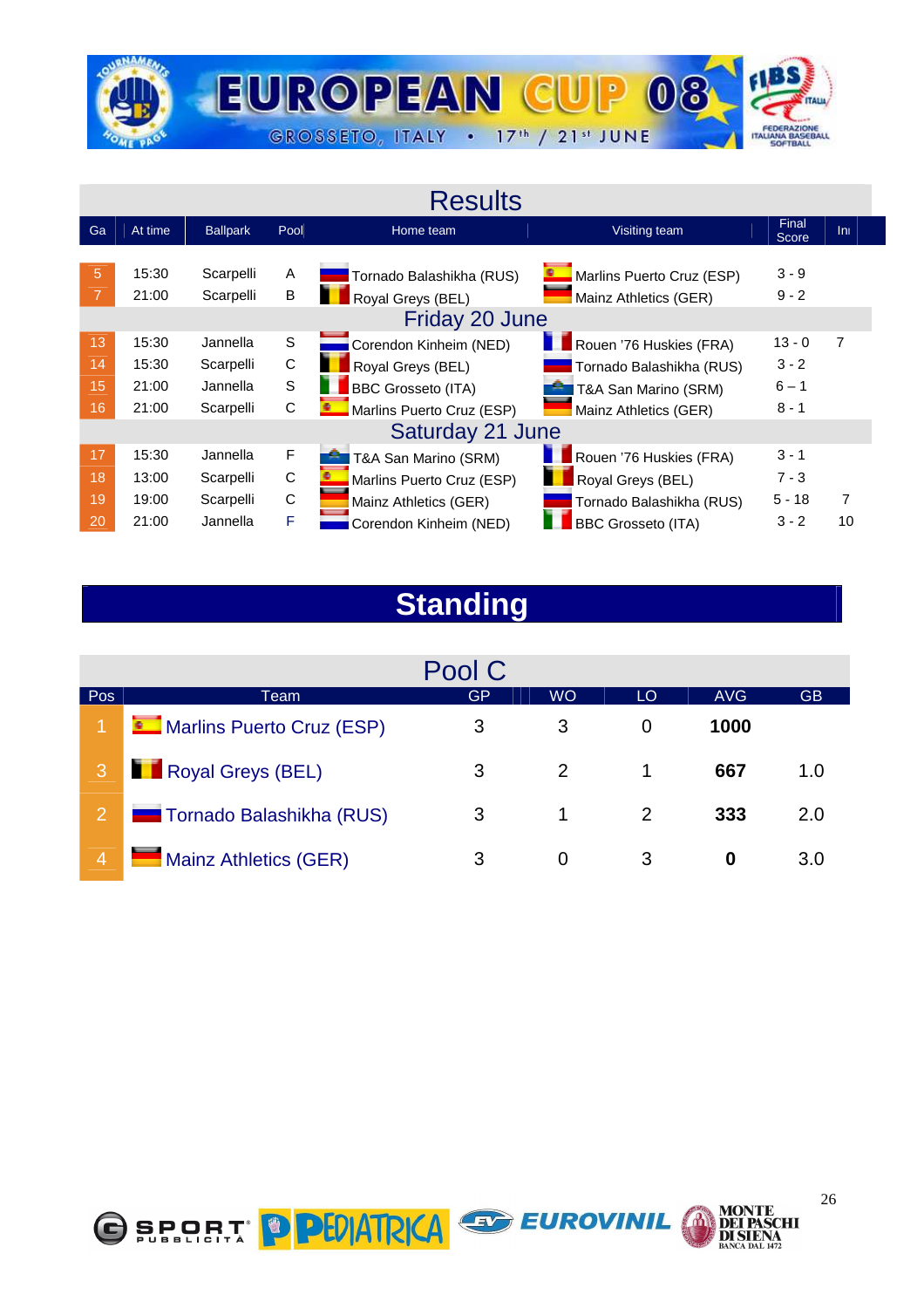# EUROPEAN CUP 08

GROSSETO, ITALY • 17th / 21st JUNE

## Results

| Ga | At time | Ballpark | Pool | Home team | Visiting team | Final Score | Inn |
|---|---|---|---|---|---|---|---|
| 5 | 15:30 | Scarpelli | A | Tornado Balashikha (RUS) | Marlins Puerto Cruz (ESP) | 3 - 9 | |
| 7 | 21:00 | Scarpelli | B | Royal Greys (BEL) | Mainz Athletics (GER) | 9 - 2 | |
| **Friday 20 June** | | | | | | | |
| 13 | 15:30 | Jannella | S | Corendon Kinheim (NED) | Rouen '76 Huskies (FRA) | 13 - 0 | 7 |
| 14 | 15:30 | Scarpelli | C | Royal Greys (BEL) | Tornado Balashikha (RUS) | 3 - 2 | |
| 15 | 21:00 | Jannella | S | BBC Grosseto (ITA) | T&A San Marino (SRM) | 6 – 1 | |
| 16 | 21:00 | Scarpelli | C | Marlins Puerto Cruz (ESP) | Mainz Athletics (GER) | 8 - 1 | |
| **Saturday 21 June** | | | | | | | |
| 17 | 15:30 | Jannella | F | T&A San Marino (SRM) | Rouen '76 Huskies (FRA) | 3 - 1 | |
| 18 | 13:00 | Scarpelli | C | Marlins Puerto Cruz (ESP) | Royal Greys (BEL) | 7 - 3 | |
| 19 | 19:00 | Scarpelli | C | Mainz Athletics (GER) | Tornado Balashikha (RUS) | 5 - 18 | 7 |
| 20 | 21:00 | Jannella | F | Corendon Kinheim (NED) | BBC Grosseto (ITA) | 3 - 2 | 10 |

## Standing

### Pool C

| Pos | Team | GP | WO | LO | AVG | GB |
|---|---|---|---|---|---|---|
| 1 | Marlins Puerto Cruz (ESP) | 3 | 3 | 0 | **1000** | |
| 3 | Royal Greys (BEL) | 3 | 2 | 1 | **667** | 1.0 |
| 2 | Tornado Balashikha (RUS) | 3 | 1 | 2 | **333** | 2.0 |
| 4 | Mainz Athletics (GER) | 3 | 0 | 3 | **0** | 3.0 |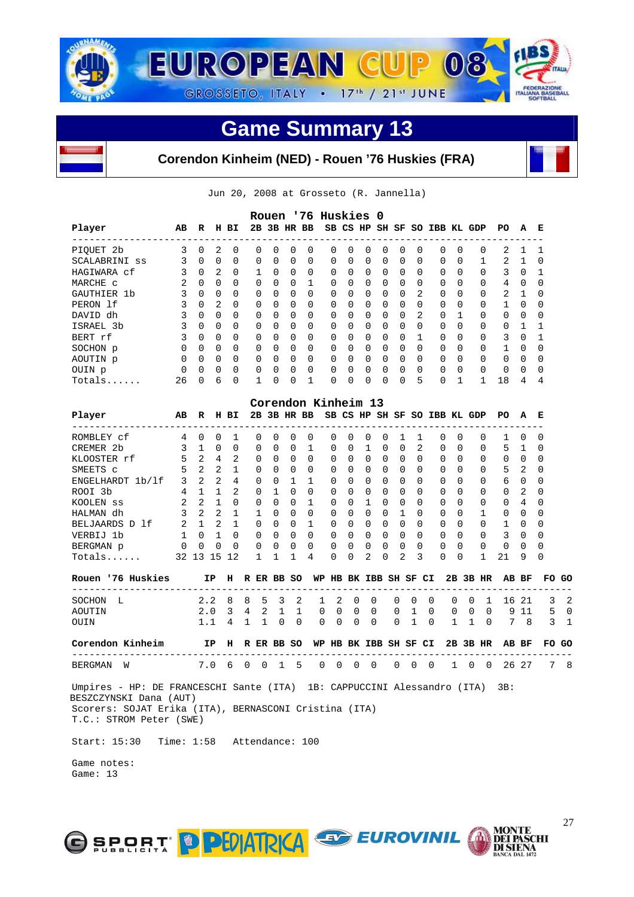# EUROPEAN CUP 08

GROSSETO, ITALY • 17th / 21st JUNE

## Game Summary 13

### Corendon Kinheim (NED) - Rouen '76 Huskies (FRA)

Jun 20, 2008 at Grosseto (R. Jannella)

**Rouen '76 Huskies 0**

| Player | AB | R | H | BI | 2B | 3B | HR | BB | SB | CS | HP | SH | SF | SO | IBB | KL | GDP | PO | A | E |
|---|---|---|---|---|---|---|---|---|---|---|---|---|---|---|---|---|---|---|---|---|
| PIQUET 2b | 3 | 0 | 2 | 0 | 0 | 0 | 0 | 0 | 0 | 0 | 0 | 0 | 0 | 0 | 0 | 0 | 0 | 2 | 1 | 1 |
| SCALABRINI ss | 3 | 0 | 0 | 0 | 0 | 0 | 0 | 0 | 0 | 0 | 0 | 0 | 0 | 0 | 0 | 0 | 1 | 2 | 1 | 0 |
| HAGIWARA cf | 3 | 0 | 2 | 0 | 1 | 0 | 0 | 0 | 0 | 0 | 0 | 0 | 0 | 0 | 0 | 0 | 0 | 3 | 0 | 1 |
| MARCHE c | 2 | 0 | 0 | 0 | 0 | 0 | 0 | 1 | 0 | 0 | 0 | 0 | 0 | 0 | 0 | 0 | 0 | 4 | 0 | 0 |
| GAUTHIER 1b | 3 | 0 | 0 | 0 | 0 | 0 | 0 | 0 | 0 | 0 | 0 | 0 | 0 | 2 | 0 | 0 | 0 | 2 | 1 | 0 |
| PERON lf | 3 | 0 | 2 | 0 | 0 | 0 | 0 | 0 | 0 | 0 | 0 | 0 | 0 | 0 | 0 | 0 | 0 | 1 | 0 | 0 |
| DAVID dh | 3 | 0 | 0 | 0 | 0 | 0 | 0 | 0 | 0 | 0 | 0 | 0 | 0 | 2 | 0 | 1 | 0 | 0 | 0 | 0 |
| ISRAEL 3b | 3 | 0 | 0 | 0 | 0 | 0 | 0 | 0 | 0 | 0 | 0 | 0 | 0 | 0 | 0 | 0 | 0 | 0 | 1 | 1 |
| BERT rf | 3 | 0 | 0 | 0 | 0 | 0 | 0 | 0 | 0 | 0 | 0 | 0 | 0 | 1 | 0 | 0 | 0 | 3 | 0 | 1 |
| SOCHON p | 0 | 0 | 0 | 0 | 0 | 0 | 0 | 0 | 0 | 0 | 0 | 0 | 0 | 0 | 0 | 0 | 0 | 1 | 0 | 0 |
| AOUTIN p | 0 | 0 | 0 | 0 | 0 | 0 | 0 | 0 | 0 | 0 | 0 | 0 | 0 | 0 | 0 | 0 | 0 | 0 | 0 | 0 |
| OUIN p | 0 | 0 | 0 | 0 | 0 | 0 | 0 | 0 | 0 | 0 | 0 | 0 | 0 | 0 | 0 | 0 | 0 | 0 | 0 | 0 |
| Totals...... | 26 | 0 | 6 | 0 | 1 | 0 | 0 | 1 | 0 | 0 | 0 | 0 | 0 | 5 | 0 | 1 | 1 | 18 | 4 | 4 |

**Corendon Kinheim 13**

| Player | AB | R | H | BI | 2B | 3B | HR | BB | SB | CS | HP | SH | SF | SO | IBB | KL | GDP | PO | A | E |
|---|---|---|---|---|---|---|---|---|---|---|---|---|---|---|---|---|---|---|---|---|
| ROMBLEY cf | 4 | 0 | 0 | 1 | 0 | 0 | 0 | 0 | 0 | 0 | 0 | 0 | 1 | 1 | 0 | 0 | 0 | 1 | 0 | 0 |
| CREMER 2b | 3 | 1 | 0 | 0 | 0 | 0 | 0 | 1 | 0 | 0 | 1 | 0 | 0 | 2 | 0 | 0 | 0 | 5 | 1 | 0 |
| KLOOSTER rf | 5 | 2 | 4 | 2 | 0 | 0 | 0 | 0 | 0 | 0 | 0 | 0 | 0 | 0 | 0 | 0 | 0 | 0 | 0 | 0 |
| SMEETS c | 5 | 2 | 2 | 1 | 0 | 0 | 0 | 0 | 0 | 0 | 0 | 0 | 0 | 0 | 0 | 0 | 0 | 5 | 2 | 0 |
| ENGELHARDT 1b/lf | 3 | 2 | 2 | 4 | 0 | 0 | 1 | 1 | 0 | 0 | 0 | 0 | 0 | 0 | 0 | 0 | 0 | 6 | 0 | 0 |
| ROOI 3b | 4 | 1 | 1 | 2 | 0 | 1 | 0 | 0 | 0 | 0 | 0 | 0 | 0 | 0 | 0 | 0 | 0 | 0 | 2 | 0 |
| KOOLEN ss | 2 | 2 | 1 | 0 | 0 | 0 | 0 | 1 | 0 | 0 | 1 | 0 | 0 | 0 | 0 | 0 | 0 | 0 | 4 | 0 |
| HALMAN dh | 3 | 2 | 2 | 1 | 1 | 0 | 0 | 0 | 0 | 0 | 0 | 0 | 1 | 0 | 0 | 0 | 1 | 0 | 0 | 0 |
| BELJAARDS D lf | 2 | 1 | 2 | 1 | 0 | 0 | 0 | 1 | 0 | 0 | 0 | 0 | 0 | 0 | 0 | 0 | 0 | 1 | 0 | 0 |
| VERBIJ 1b | 1 | 0 | 1 | 0 | 0 | 0 | 0 | 0 | 0 | 0 | 0 | 0 | 0 | 0 | 0 | 0 | 0 | 3 | 0 | 0 |
| BERGMAN p | 0 | 0 | 0 | 0 | 0 | 0 | 0 | 0 | 0 | 0 | 0 | 0 | 0 | 0 | 0 | 0 | 0 | 0 | 0 | 0 |
| Totals...... | 32 | 13 | 15 | 12 | 1 | 1 | 1 | 4 | 0 | 0 | 2 | 0 | 2 | 3 | 0 | 0 | 1 | 21 | 9 | 0 |

| Rouen '76 Huskies | IP | H | R | ER | BB | SO | WP | HB | BK | IBB | SH | SF | CI | 2B | 3B | HR | AB | BF | FO | GO |
|---|---|---|---|---|---|---|---|---|---|---|---|---|---|---|---|---|---|---|---|---|
| SOCHON L | 2.2 | 8 | 8 | 5 | 3 | 2 | 1 | 2 | 0 | 0 | 0 | 0 | 0 | 0 | 0 | 1 | 16 | 21 | 3 | 2 |
| AOUTIN | 2.0 | 3 | 4 | 2 | 1 | 1 | 0 | 0 | 0 | 0 | 0 | 1 | 0 | 0 | 0 | 0 | 9 | 11 | 5 | 0 |
| OUIN | 1.1 | 4 | 1 | 1 | 0 | 0 | 0 | 0 | 0 | 0 | 0 | 1 | 0 | 1 | 1 | 0 | 7 | 8 | 3 | 1 |

| Corendon Kinheim | IP | H | R | ER | BB | SO | WP | HB | BK | IBB | SH | SF | CI | 2B | 3B | HR | AB | BF | FO | GO |
|---|---|---|---|---|---|---|---|---|---|---|---|---|---|---|---|---|---|---|---|---|
| BERGMAN W | 7.0 | 6 | 0 | 0 | 1 | 5 | 0 | 0 | 0 | 0 | 0 | 0 | 0 | 1 | 0 | 0 | 26 | 27 | 7 | 8 |

Umpires - HP: DE FRANCESCHI Sante (ITA) 1B: CAPPUCCINI Alessandro (ITA) 3B: BESZCZYNSKI Dana (AUT)
Scorers: SOJAT Erika (ITA), BERNASCONI Cristina (ITA)
T.C.: STROM Peter (SWE)

Start: 15:30 Time: 1:58 Attendance: 100

Game notes:
Game: 13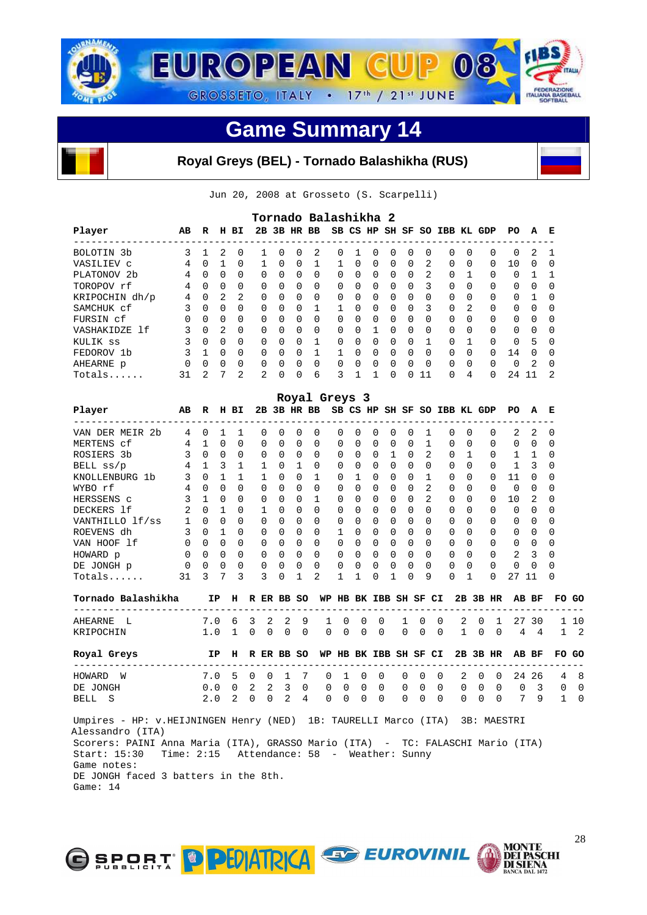# EUROPEAN CUP 08

GROSSETO, ITALY • 17th / 21st JUNE

## Game Summary 14

### Royal Greys (BEL) - Tornado Balashikha (RUS)

Jun 20, 2008 at Grosseto (S. Scarpelli)

**Tornado Balashikha 2**

| Player | AB | R | H | BI | 2B | 3B | HR | BB | SB | CS | HP | SH | SF | SO | IBB | KL | GDP | PO | A | E |
|---|---|---|---|---|---|---|---|---|---|---|---|---|---|---|---|---|---|---|---|---|
| BOLOTIN 3b | 3 | 1 | 2 | 0 | 1 | 0 | 0 | 2 | 0 | 1 | 0 | 0 | 0 | 0 | 0 | 0 | 0 | 0 | 2 | 1 |
| VASILIEV c | 4 | 0 | 1 | 0 | 1 | 0 | 0 | 1 | 1 | 0 | 0 | 0 | 0 | 2 | 0 | 0 | 0 | 10 | 0 | 0 |
| PLATONOV 2b | 4 | 0 | 0 | 0 | 0 | 0 | 0 | 0 | 0 | 0 | 0 | 0 | 0 | 2 | 0 | 1 | 0 | 0 | 1 | 1 |
| TOROPOV rf | 4 | 0 | 0 | 0 | 0 | 0 | 0 | 0 | 0 | 0 | 0 | 0 | 0 | 3 | 0 | 0 | 0 | 0 | 0 | 0 |
| KRIPOCHIN dh/p | 4 | 0 | 2 | 2 | 0 | 0 | 0 | 0 | 0 | 0 | 0 | 0 | 0 | 0 | 0 | 0 | 0 | 0 | 1 | 0 |
| SAMCHUK cf | 3 | 0 | 0 | 0 | 0 | 0 | 0 | 1 | 1 | 0 | 0 | 0 | 0 | 3 | 0 | 2 | 0 | 0 | 0 | 0 |
| FURSIN cf | 0 | 0 | 0 | 0 | 0 | 0 | 0 | 0 | 0 | 0 | 0 | 0 | 0 | 0 | 0 | 0 | 0 | 0 | 0 | 0 |
| VASHAKIDZE lf | 3 | 0 | 2 | 0 | 0 | 0 | 0 | 0 | 0 | 0 | 1 | 0 | 0 | 0 | 0 | 0 | 0 | 0 | 0 | 0 |
| KULIK ss | 3 | 0 | 0 | 0 | 0 | 0 | 0 | 1 | 0 | 0 | 0 | 0 | 0 | 1 | 0 | 1 | 0 | 0 | 5 | 0 |
| FEDOROV 1b | 3 | 1 | 0 | 0 | 0 | 0 | 0 | 1 | 1 | 0 | 0 | 0 | 0 | 0 | 0 | 0 | 0 | 14 | 0 | 0 |
| AHEARNE p | 0 | 0 | 0 | 0 | 0 | 0 | 0 | 0 | 0 | 0 | 0 | 0 | 0 | 0 | 0 | 0 | 0 | 0 | 2 | 0 |
| Totals...... | 31 | 2 | 7 | 2 | 2 | 0 | 0 | 6 | 3 | 1 | 1 | 0 | 0 | 11 | 0 | 4 | 0 | 24 | 11 | 2 |

**Royal Greys 3**

| Player | AB | R | H | BI | 2B | 3B | HR | BB | SB | CS | HP | SH | SF | SO | IBB | KL | GDP | PO | A | E |
|---|---|---|---|---|---|---|---|---|---|---|---|---|---|---|---|---|---|---|---|---|
| VAN DER MEIR 2b | 4 | 0 | 1 | 1 | 0 | 0 | 0 | 0 | 0 | 0 | 0 | 0 | 0 | 1 | 0 | 0 | 0 | 2 | 2 | 0 |
| MERTENS cf | 4 | 1 | 0 | 0 | 0 | 0 | 0 | 0 | 0 | 0 | 0 | 0 | 0 | 1 | 0 | 0 | 0 | 0 | 0 | 0 |
| ROSIERS 3b | 3 | 0 | 0 | 0 | 0 | 0 | 0 | 0 | 0 | 0 | 0 | 1 | 0 | 2 | 0 | 1 | 0 | 1 | 1 | 0 |
| BELL ss/p | 4 | 1 | 3 | 1 | 1 | 0 | 1 | 0 | 0 | 0 | 0 | 0 | 0 | 0 | 0 | 0 | 0 | 1 | 3 | 0 |
| KNOLLENBURG 1b | 3 | 0 | 1 | 1 | 1 | 0 | 0 | 1 | 0 | 1 | 0 | 0 | 0 | 1 | 0 | 0 | 0 | 11 | 0 | 0 |
| WYBO rf | 4 | 0 | 0 | 0 | 0 | 0 | 0 | 0 | 0 | 0 | 0 | 0 | 0 | 2 | 0 | 0 | 0 | 0 | 0 | 0 |
| HERSSENS c | 3 | 1 | 0 | 0 | 0 | 0 | 0 | 1 | 0 | 0 | 0 | 0 | 0 | 2 | 0 | 0 | 0 | 10 | 2 | 0 |
| DECKERS lf | 2 | 0 | 1 | 0 | 1 | 0 | 0 | 0 | 0 | 0 | 0 | 0 | 0 | 0 | 0 | 0 | 0 | 0 | 0 | 0 |
| VANTHILLO lf/ss | 1 | 0 | 0 | 0 | 0 | 0 | 0 | 0 | 0 | 0 | 0 | 0 | 0 | 0 | 0 | 0 | 0 | 0 | 0 | 0 |
| ROEVENS dh | 3 | 0 | 1 | 0 | 0 | 0 | 0 | 0 | 1 | 0 | 0 | 0 | 0 | 0 | 0 | 0 | 0 | 0 | 0 | 0 |
| VAN HOOF lf | 0 | 0 | 0 | 0 | 0 | 0 | 0 | 0 | 0 | 0 | 0 | 0 | 0 | 0 | 0 | 0 | 0 | 0 | 0 | 0 |
| HOWARD p | 0 | 0 | 0 | 0 | 0 | 0 | 0 | 0 | 0 | 0 | 0 | 0 | 0 | 0 | 0 | 0 | 0 | 2 | 3 | 0 |
| DE JONGH p | 0 | 0 | 0 | 0 | 0 | 0 | 0 | 0 | 0 | 0 | 0 | 0 | 0 | 0 | 0 | 0 | 0 | 0 | 0 | 0 |
| Totals...... | 31 | 3 | 7 | 3 | 3 | 0 | 1 | 2 | 1 | 1 | 0 | 1 | 0 | 9 | 0 | 1 | 0 | 27 | 11 | 0 |

| Tornado Balashikha | IP | H | R | ER | BB | SO | WP | HB | BK | IBB | SH | SF | CI | 2B | 3B | HR | AB | BF | FO | GO |
|---|---|---|---|---|---|---|---|---|---|---|---|---|---|---|---|---|---|---|---|---|
| AHEARNE L | 7.0 | 6 | 3 | 2 | 2 | 9 | 1 | 0 | 0 | 0 | 1 | 0 | 0 | 2 | 0 | 1 | 27 | 30 | 1 | 10 |
| KRIPOCHIN | 1.0 | 1 | 0 | 0 | 0 | 0 | 0 | 0 | 0 | 0 | 0 | 0 | 0 | 1 | 0 | 0 | 4 | 4 | 1 | 2 |

| Royal Greys | IP | H | R | ER | BB | SO | WP | HB | BK | IBB | SH | SF | CI | 2B | 3B | HR | AB | BF | FO | GO |
|---|---|---|---|---|---|---|---|---|---|---|---|---|---|---|---|---|---|---|---|---|
| HOWARD W | 7.0 | 5 | 0 | 0 | 1 | 7 | 0 | 1 | 0 | 0 | 0 | 0 | 0 | 2 | 0 | 0 | 24 | 26 | 4 | 8 |
| DE JONGH | 0.0 | 0 | 2 | 2 | 3 | 0 | 0 | 0 | 0 | 0 | 0 | 0 | 0 | 0 | 0 | 0 | 0 | 3 | 0 | 0 |
| BELL S | 2.0 | 2 | 0 | 0 | 2 | 4 | 0 | 0 | 0 | 0 | 0 | 0 | 0 | 0 | 0 | 0 | 7 | 9 | 1 | 0 |

Umpires - HP: v.HEIJNINGEN Henry (NED) 1B: TAURELLI Marco (ITA) 3B: MAESTRI Alessandro (ITA)
Scorers: PAINI Anna Maria (ITA), GRASSO Mario (ITA) - TC: FALASCHI Mario (ITA)
Start: 15:30 Time: 2:15 Attendance: 58 - Weather: Sunny
Game notes:
DE JONGH faced 3 batters in the 8th.
Game: 14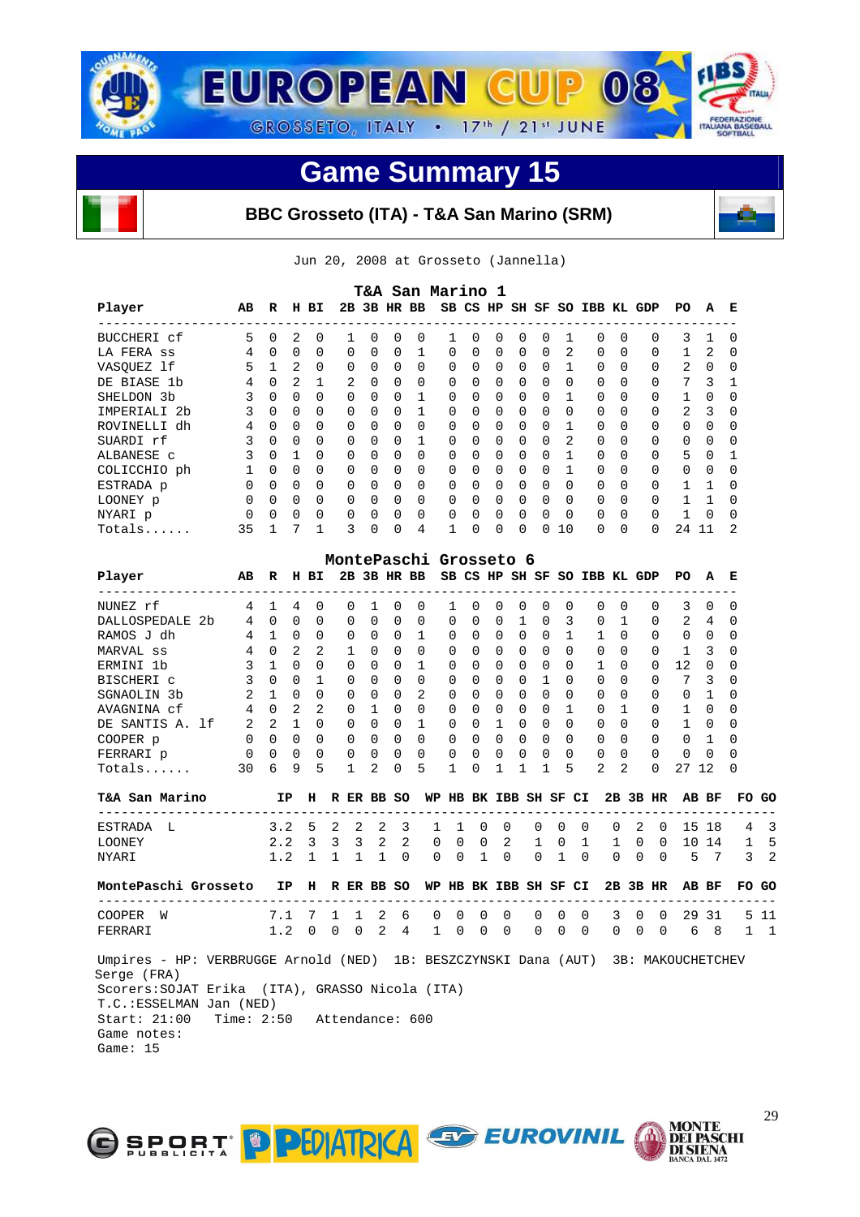# EUROPEAN CUP 08

GROSSETO, ITALY • 17th / 21st JUNE

## Game Summary 15

**BBC Grosseto (ITA) - T&A San Marino (SRM)**

Jun 20, 2008 at Grosseto (Jannella)

### T&A San Marino 1

| Player | AB | R | H | BI | 2B | 3B | HR | BB | SB | CS | HP | SH | SF | SO | IBB | KL | GDP | PO | A | E |
|---|---|---|---|---|---|---|---|---|---|---|---|---|---|---|---|---|---|---|---|---|
| BUCCHERI cf | 5 | 0 | 2 | 0 | 1 | 0 | 0 | 0 | 1 | 0 | 0 | 0 | 0 | 1 | 0 | 0 | 0 | 3 | 1 | 0 |
| LA FERA ss | 4 | 0 | 0 | 0 | 0 | 0 | 0 | 1 | 0 | 0 | 0 | 0 | 0 | 2 | 0 | 0 | 0 | 1 | 2 | 0 |
| VASQUEZ lf | 5 | 1 | 2 | 0 | 0 | 0 | 0 | 0 | 0 | 0 | 0 | 0 | 0 | 1 | 0 | 0 | 0 | 2 | 0 | 0 |
| DE BIASE 1b | 4 | 0 | 2 | 1 | 2 | 0 | 0 | 0 | 0 | 0 | 0 | 0 | 0 | 0 | 0 | 0 | 0 | 7 | 3 | 1 |
| SHELDON 3b | 3 | 0 | 0 | 0 | 0 | 0 | 0 | 1 | 0 | 0 | 0 | 0 | 0 | 1 | 0 | 0 | 0 | 1 | 0 | 0 |
| IMPERIALI 2b | 3 | 0 | 0 | 0 | 0 | 0 | 0 | 1 | 0 | 0 | 0 | 0 | 0 | 0 | 0 | 0 | 0 | 2 | 3 | 0 |
| ROVINELLI dh | 4 | 0 | 0 | 0 | 0 | 0 | 0 | 0 | 0 | 0 | 0 | 0 | 0 | 1 | 0 | 0 | 0 | 0 | 0 | 0 |
| SUARDI rf | 3 | 0 | 0 | 0 | 0 | 0 | 0 | 1 | 0 | 0 | 0 | 0 | 0 | 2 | 0 | 0 | 0 | 0 | 0 | 0 |
| ALBANESE c | 3 | 0 | 1 | 0 | 0 | 0 | 0 | 0 | 0 | 0 | 0 | 0 | 0 | 1 | 0 | 0 | 0 | 5 | 0 | 1 |
| COLICCHIO ph | 1 | 0 | 0 | 0 | 0 | 0 | 0 | 0 | 0 | 0 | 0 | 0 | 0 | 1 | 0 | 0 | 0 | 0 | 0 | 0 |
| ESTRADA p | 0 | 0 | 0 | 0 | 0 | 0 | 0 | 0 | 0 | 0 | 0 | 0 | 0 | 0 | 0 | 0 | 0 | 1 | 1 | 0 |
| LOONEY p | 0 | 0 | 0 | 0 | 0 | 0 | 0 | 0 | 0 | 0 | 0 | 0 | 0 | 0 | 0 | 0 | 0 | 1 | 1 | 0 |
| NYARI p | 0 | 0 | 0 | 0 | 0 | 0 | 0 | 0 | 0 | 0 | 0 | 0 | 0 | 0 | 0 | 0 | 0 | 1 | 0 | 0 |
| Totals...... | 35 | 1 | 7 | 1 | 3 | 0 | 0 | 4 | 1 | 0 | 0 | 0 | 0 | 10 | 0 | 0 | 0 | 24 | 11 | 2 |

### MontePaschi Grosseto 6

| Player | AB | R | H | BI | 2B | 3B | HR | BB | SB | CS | HP | SH | SF | SO | IBB | KL | GDP | PO | A | E |
|---|---|---|---|---|---|---|---|---|---|---|---|---|---|---|---|---|---|---|---|---|
| NUNEZ rf | 4 | 1 | 4 | 0 | 0 | 1 | 0 | 0 | 1 | 0 | 0 | 0 | 0 | 0 | 0 | 0 | 0 | 3 | 0 | 0 |
| DALLOSPEDALE 2b | 4 | 0 | 0 | 0 | 0 | 0 | 0 | 0 | 0 | 0 | 0 | 1 | 0 | 3 | 0 | 1 | 0 | 2 | 4 | 0 |
| RAMOS J dh | 4 | 1 | 0 | 0 | 0 | 0 | 0 | 1 | 0 | 0 | 0 | 0 | 0 | 1 | 1 | 0 | 0 | 0 | 0 | 0 |
| MARVAL ss | 4 | 0 | 2 | 2 | 1 | 0 | 0 | 0 | 0 | 0 | 0 | 0 | 0 | 0 | 0 | 0 | 0 | 1 | 3 | 0 |
| ERMINI 1b | 3 | 1 | 0 | 0 | 0 | 0 | 0 | 1 | 0 | 0 | 0 | 0 | 0 | 0 | 1 | 0 | 0 | 12 | 0 | 0 |
| BISCHERI c | 3 | 0 | 0 | 1 | 0 | 0 | 0 | 0 | 0 | 0 | 0 | 0 | 1 | 0 | 0 | 0 | 0 | 7 | 3 | 0 |
| SGNAOLIN 3b | 2 | 1 | 0 | 0 | 0 | 0 | 0 | 2 | 0 | 0 | 0 | 0 | 0 | 0 | 0 | 0 | 0 | 0 | 1 | 0 |
| AVAGNINA cf | 4 | 0 | 2 | 2 | 0 | 1 | 0 | 0 | 0 | 0 | 0 | 0 | 0 | 1 | 0 | 1 | 0 | 1 | 0 | 0 |
| DE SANTIS A. lf | 2 | 2 | 1 | 0 | 0 | 0 | 0 | 1 | 0 | 0 | 1 | 0 | 0 | 0 | 0 | 0 | 0 | 1 | 0 | 0 |
| COOPER p | 0 | 0 | 0 | 0 | 0 | 0 | 0 | 0 | 0 | 0 | 0 | 0 | 0 | 0 | 0 | 0 | 0 | 0 | 1 | 0 |
| FERRARI p | 0 | 0 | 0 | 0 | 0 | 0 | 0 | 0 | 0 | 0 | 0 | 0 | 0 | 0 | 0 | 0 | 0 | 0 | 0 | 0 |
| Totals...... | 30 | 6 | 9 | 5 | 1 | 2 | 0 | 5 | 1 | 0 | 1 | 1 | 1 | 5 | 2 | 2 | 0 | 27 | 12 | 0 |

| T&A San Marino | IP | H | R | ER | BB | SO | WP | HB | BK | IBB | SH | SF | CI | 2B | 3B | HR | AB | BF | FO | GO |
|---|---|---|---|---|---|---|---|---|---|---|---|---|---|---|---|---|---|---|---|---|
| ESTRADA L | 3.2 | 5 | 2 | 2 | 2 | 3 | 1 | 1 | 0 | 0 | 0 | 0 | 0 | 0 | 2 | 0 | 15 | 18 | 4 | 3 |
| LOONEY | 2.2 | 3 | 3 | 3 | 2 | 2 | 0 | 0 | 0 | 2 | 1 | 0 | 1 | 1 | 0 | 0 | 10 | 14 | 1 | 5 |
| NYARI | 1.2 | 1 | 1 | 1 | 1 | 0 | 0 | 0 | 1 | 0 | 0 | 1 | 0 | 0 | 0 | 0 | 5 | 7 | 3 | 2 |

| MontePaschi Grosseto | IP | H | R | ER | BB | SO | WP | HB | BK | IBB | SH | SF | CI | 2B | 3B | HR | AB | BF | FO | GO |
|---|---|---|---|---|---|---|---|---|---|---|---|---|---|---|---|---|---|---|---|---|
| COOPER W | 7.1 | 7 | 1 | 1 | 2 | 6 | 0 | 0 | 0 | 0 | 0 | 0 | 0 | 3 | 0 | 0 | 29 | 31 | 5 | 11 |
| FERRARI | 1.2 | 0 | 0 | 0 | 2 | 4 | 1 | 0 | 0 | 0 | 0 | 0 | 0 | 0 | 0 | 0 | 6 | 8 | 1 | 1 |

Umpires - HP: VERBRUGGE Arnold (NED) 1B: BESZCZYNSKI Dana (AUT) 3B: MAKOUCHETCHEV Serge (FRA)
Scorers:SOJAT Erika (ITA), GRASSO Nicola (ITA)
T.C.:ESSELMAN Jan (NED)
Start: 21:00 Time: 2:50 Attendance: 600
Game notes:
Game: 15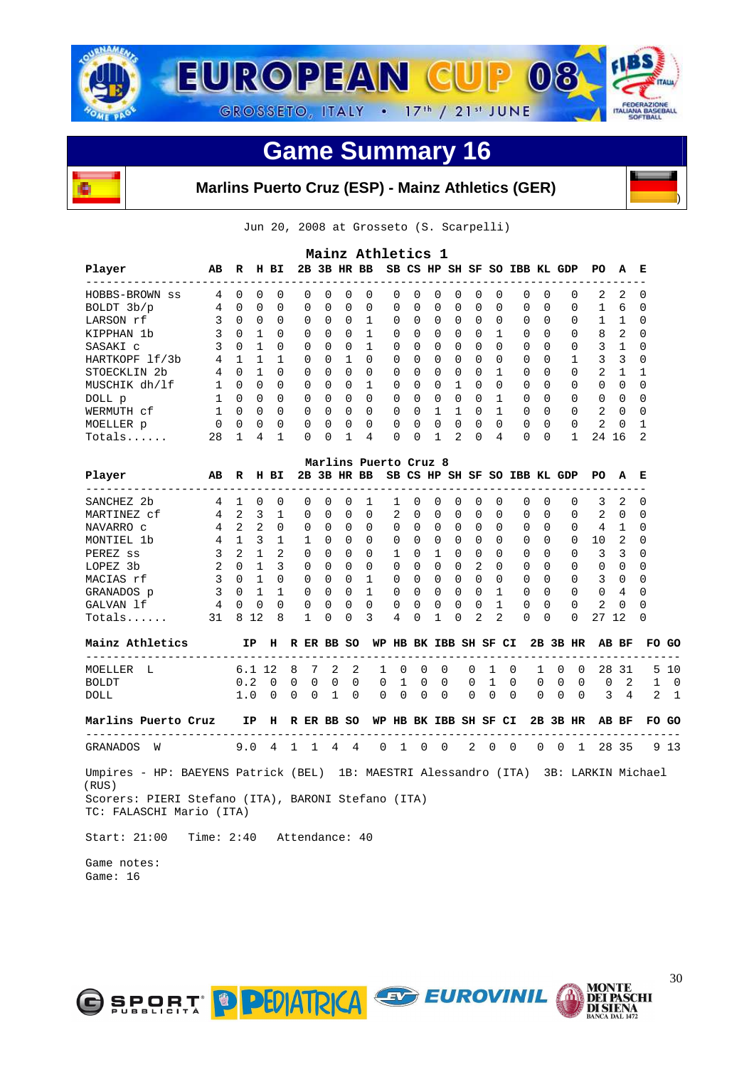# EUROPEAN CUP 08

GROSSETO, ITALY • 17th / 21st JUNE

## Game Summary 16

### Marlins Puerto Cruz (ESP) - Mainz Athletics (GER)

Jun 20, 2008 at Grosseto (S. Scarpelli)

**Mainz Athletics 1**

| Player | AB | R | H | BI | 2B | 3B | HR | BB | SB | CS | HP | SH | SF | SO | IBB | KL | GDP | PO | A | E |
|---|---|---|---|---|---|---|---|---|---|---|---|---|---|---|---|---|---|---|---|---|
| HOBBS-BROWN ss | 4 | 0 | 0 | 0 | 0 | 0 | 0 | 0 | 0 | 0 | 0 | 0 | 0 | 0 | 0 | 0 | 0 | 2 | 2 | 0 |
| BOLDT 3b/p | 4 | 0 | 0 | 0 | 0 | 0 | 0 | 0 | 0 | 0 | 0 | 0 | 0 | 0 | 0 | 0 | 0 | 1 | 6 | 0 |
| LARSON rf | 3 | 0 | 0 | 0 | 0 | 0 | 0 | 1 | 0 | 0 | 0 | 0 | 0 | 0 | 0 | 0 | 0 | 1 | 1 | 0 |
| KIPPHAN 1b | 3 | 0 | 1 | 0 | 0 | 0 | 0 | 1 | 0 | 0 | 0 | 0 | 0 | 1 | 0 | 0 | 0 | 8 | 2 | 0 |
| SASAKI c | 3 | 0 | 1 | 0 | 0 | 0 | 0 | 1 | 0 | 0 | 0 | 0 | 0 | 0 | 0 | 0 | 0 | 3 | 1 | 0 |
| HARTKOPF lf/3b | 4 | 1 | 1 | 1 | 0 | 0 | 1 | 0 | 0 | 0 | 0 | 0 | 0 | 0 | 0 | 0 | 0 | 3 | 3 | 0 |
| STOECKLIN 2b | 4 | 0 | 1 | 0 | 0 | 0 | 0 | 0 | 0 | 0 | 0 | 0 | 0 | 1 | 0 | 0 | 0 | 2 | 1 | 1 |
| MUSCHIK dh/lf | 1 | 0 | 0 | 0 | 0 | 0 | 0 | 1 | 0 | 0 | 0 | 1 | 0 | 0 | 0 | 0 | 0 | 0 | 0 | 0 |
| DOLL p | 1 | 0 | 0 | 0 | 0 | 0 | 0 | 0 | 0 | 0 | 0 | 0 | 0 | 1 | 0 | 0 | 0 | 0 | 0 | 0 |
| WERMUTH cf | 1 | 0 | 0 | 0 | 0 | 0 | 0 | 0 | 0 | 0 | 1 | 1 | 0 | 1 | 0 | 0 | 0 | 2 | 0 | 0 |
| MOELLER p | 0 | 0 | 0 | 0 | 0 | 0 | 0 | 0 | 0 | 0 | 0 | 0 | 0 | 0 | 0 | 0 | 0 | 2 | 0 | 1 |
| Totals...... | 28 | 1 | 4 | 1 | 0 | 0 | 1 | 4 | 0 | 0 | 1 | 2 | 0 | 4 | 0 | 0 | 1 | 24 | 16 | 2 |

**Marlins Puerto Cruz 8**

| Player | AB | R | H | BI | 2B | 3B | HR | BB | SB | CS | HP | SH | SF | SO | IBB | KL | GDP | PO | A | E |
|---|---|---|---|---|---|---|---|---|---|---|---|---|---|---|---|---|---|---|---|---|
| SANCHEZ 2b | 4 | 1 | 0 | 0 | 0 | 0 | 0 | 1 | 1 | 0 | 0 | 0 | 0 | 0 | 0 | 0 | 0 | 3 | 2 | 0 |
| MARTINEZ cf | 4 | 2 | 3 | 1 | 0 | 0 | 0 | 0 | 2 | 0 | 0 | 0 | 0 | 0 | 0 | 0 | 0 | 2 | 0 | 0 |
| NAVARRO c | 4 | 2 | 2 | 0 | 0 | 0 | 0 | 0 | 0 | 0 | 0 | 0 | 0 | 0 | 0 | 0 | 0 | 4 | 1 | 0 |
| MONTIEL 1b | 4 | 1 | 3 | 1 | 1 | 0 | 0 | 0 | 0 | 0 | 0 | 0 | 0 | 0 | 0 | 0 | 0 | 10 | 2 | 0 |
| PEREZ ss | 3 | 2 | 1 | 2 | 0 | 0 | 0 | 0 | 1 | 0 | 1 | 0 | 0 | 0 | 0 | 0 | 0 | 3 | 3 | 0 |
| LOPEZ 3b | 2 | 0 | 1 | 3 | 0 | 0 | 0 | 0 | 0 | 0 | 0 | 0 | 2 | 0 | 0 | 0 | 0 | 0 | 0 | 0 |
| MACIAS rf | 3 | 0 | 1 | 0 | 0 | 0 | 0 | 1 | 0 | 0 | 0 | 0 | 0 | 0 | 0 | 0 | 0 | 3 | 0 | 0 |
| GRANADOS p | 3 | 0 | 1 | 1 | 0 | 0 | 0 | 1 | 0 | 0 | 0 | 0 | 0 | 1 | 0 | 0 | 0 | 0 | 4 | 0 |
| GALVAN lf | 4 | 0 | 0 | 0 | 0 | 0 | 0 | 0 | 0 | 0 | 0 | 0 | 0 | 1 | 0 | 0 | 0 | 2 | 0 | 0 |
| Totals...... | 31 | 8 | 12 | 8 | 1 | 0 | 0 | 3 | 4 | 0 | 1 | 0 | 2 | 2 | 0 | 0 | 0 | 27 | 12 | 0 |

| Mainz Athletics | IP | H | R | ER | BB | SO | WP | HB | BK | IBB | SH | SF | CI | 2B | 3B | HR | AB | BF | FO | GO |
|---|---|---|---|---|---|---|---|---|---|---|---|---|---|---|---|---|---|---|---|---|
| MOELLER L | 6.1 | 12 | 8 | 7 | 2 | 2 | 1 | 0 | 0 | 0 | 0 | 1 | 0 | 1 | 0 | 0 | 28 | 31 | 5 | 10 |
| BOLDT | 0.2 | 0 | 0 | 0 | 0 | 0 | 0 | 1 | 0 | 0 | 0 | 1 | 0 | 0 | 0 | 0 | 0 | 2 | 1 | 0 |
| DOLL | 1.0 | 0 | 0 | 0 | 1 | 0 | 0 | 0 | 0 | 0 | 0 | 0 | 0 | 0 | 0 | 0 | 3 | 4 | 2 | 1 |

| Marlins Puerto Cruz | IP | H | R | ER | BB | SO | WP | HB | BK | IBB | SH | SF | CI | 2B | 3B | HR | AB | BF | FO | GO |
|---|---|---|---|---|---|---|---|---|---|---|---|---|---|---|---|---|---|---|---|---|
| GRANADOS W | 9.0 | 4 | 1 | 1 | 4 | 4 | 0 | 1 | 0 | 0 | 2 | 0 | 0 | 0 | 0 | 1 | 28 | 35 | 9 | 13 |

Umpires - HP: BAEYENS Patrick (BEL) 1B: MAESTRI Alessandro (ITA) 3B: LARKIN Michael (RUS)
Scorers: PIERI Stefano (ITA), BARONI Stefano (ITA)
TC: FALASCHI Mario (ITA)

Start: 21:00 Time: 2:40 Attendance: 40

Game notes:
Game: 16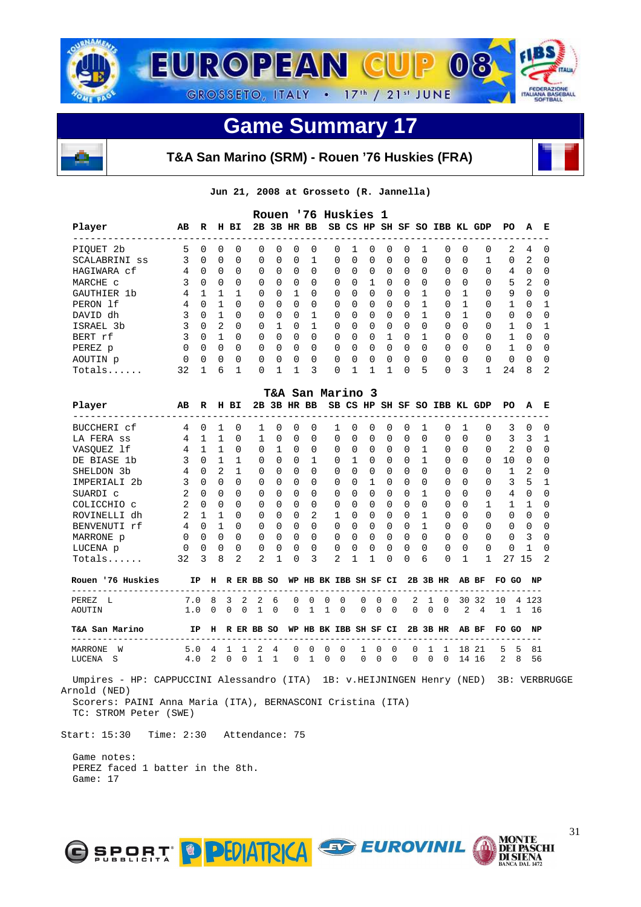# EUROPEAN CUP 08

GROSSETO, ITALY • 17th / 21st JUNE

## Game Summary 17

### T&A San Marino (SRM) - Rouen '76 Huskies (FRA)

Jun 21, 2008 at Grosseto (R. Jannella)

**Rouen '76 Huskies 1**

| Player | AB | R | H | BI | 2B | 3B | HR | BB | SB | CS | HP | SH | SF | SO | IBB | KL | GDP | PO | A | E |
|---|---|---|---|---|---|---|---|---|---|---|---|---|---|---|---|---|---|---|---|---|
| PIQUET 2b | 5 | 0 | 0 | 0 | 0 | 0 | 0 | 0 | 0 | 1 | 0 | 0 | 0 | 1 | 0 | 0 | 0 | 2 | 4 | 0 |
| SCALABRINI ss | 3 | 0 | 0 | 0 | 0 | 0 | 0 | 1 | 0 | 0 | 0 | 0 | 0 | 0 | 0 | 0 | 1 | 0 | 2 | 0 |
| HAGIWARA cf | 4 | 0 | 0 | 0 | 0 | 0 | 0 | 0 | 0 | 0 | 0 | 0 | 0 | 0 | 0 | 0 | 0 | 4 | 0 | 0 |
| MARCHE c | 3 | 0 | 0 | 0 | 0 | 0 | 0 | 0 | 0 | 0 | 1 | 0 | 0 | 0 | 0 | 0 | 0 | 5 | 2 | 0 |
| GAUTHIER 1b | 4 | 1 | 1 | 1 | 0 | 0 | 1 | 0 | 0 | 0 | 0 | 0 | 0 | 1 | 0 | 1 | 0 | 9 | 0 | 0 |
| PERON lf | 4 | 0 | 1 | 0 | 0 | 0 | 0 | 0 | 0 | 0 | 0 | 0 | 0 | 1 | 0 | 1 | 0 | 1 | 0 | 1 |
| DAVID dh | 3 | 0 | 1 | 0 | 0 | 0 | 0 | 1 | 0 | 0 | 0 | 0 | 0 | 1 | 0 | 1 | 0 | 0 | 0 | 0 |
| ISRAEL 3b | 3 | 0 | 2 | 0 | 0 | 1 | 0 | 1 | 0 | 0 | 0 | 0 | 0 | 0 | 0 | 0 | 0 | 1 | 0 | 1 |
| BERT rf | 3 | 0 | 1 | 0 | 0 | 0 | 0 | 0 | 0 | 0 | 0 | 1 | 0 | 1 | 0 | 0 | 0 | 1 | 0 | 0 |
| PEREZ p | 0 | 0 | 0 | 0 | 0 | 0 | 0 | 0 | 0 | 0 | 0 | 0 | 0 | 0 | 0 | 0 | 0 | 1 | 0 | 0 |
| AOUTIN p | 0 | 0 | 0 | 0 | 0 | 0 | 0 | 0 | 0 | 0 | 0 | 0 | 0 | 0 | 0 | 0 | 0 | 0 | 0 | 0 |
| Totals...... | 32 | 1 | 6 | 1 | 0 | 1 | 1 | 3 | 0 | 1 | 1 | 1 | 0 | 5 | 0 | 3 | 1 | 24 | 8 | 2 |

**T&A San Marino 3**

| Player | AB | R | H | BI | 2B | 3B | HR | BB | SB | CS | HP | SH | SF | SO | IBB | KL | GDP | PO | A | E |
|---|---|---|---|---|---|---|---|---|---|---|---|---|---|---|---|---|---|---|---|---|
| BUCCHERI cf | 4 | 0 | 1 | 0 | 1 | 0 | 0 | 0 | 1 | 0 | 0 | 0 | 0 | 1 | 0 | 1 | 0 | 3 | 0 | 0 |
| LA FERA ss | 4 | 1 | 1 | 0 | 1 | 0 | 0 | 0 | 0 | 0 | 0 | 0 | 0 | 0 | 0 | 0 | 0 | 3 | 3 | 1 |
| VASQUEZ lf | 4 | 1 | 1 | 0 | 0 | 1 | 0 | 0 | 0 | 0 | 0 | 0 | 0 | 1 | 0 | 0 | 0 | 2 | 0 | 0 |
| DE BIASE 1b | 3 | 0 | 1 | 1 | 0 | 0 | 0 | 1 | 0 | 1 | 0 | 0 | 0 | 1 | 0 | 0 | 0 | 10 | 0 | 0 |
| SHELDON 3b | 4 | 0 | 2 | 1 | 0 | 0 | 0 | 0 | 0 | 0 | 0 | 0 | 0 | 0 | 0 | 0 | 0 | 1 | 2 | 0 |
| IMPERIALI 2b | 3 | 0 | 0 | 0 | 0 | 0 | 0 | 0 | 0 | 0 | 1 | 0 | 0 | 0 | 0 | 0 | 0 | 3 | 5 | 1 |
| SUARDI c | 2 | 0 | 0 | 0 | 0 | 0 | 0 | 0 | 0 | 0 | 0 | 0 | 0 | 1 | 0 | 0 | 0 | 4 | 0 | 0 |
| COLICCHIO c | 2 | 0 | 0 | 0 | 0 | 0 | 0 | 0 | 0 | 0 | 0 | 0 | 0 | 0 | 0 | 0 | 1 | 1 | 1 | 0 |
| ROVINELLI dh | 2 | 1 | 1 | 0 | 0 | 0 | 0 | 2 | 1 | 0 | 0 | 0 | 0 | 1 | 0 | 0 | 0 | 0 | 0 | 0 |
| BENVENUTI rf | 4 | 0 | 1 | 0 | 0 | 0 | 0 | 0 | 0 | 0 | 0 | 0 | 0 | 1 | 0 | 0 | 0 | 0 | 0 | 0 |
| MARRONE p | 0 | 0 | 0 | 0 | 0 | 0 | 0 | 0 | 0 | 0 | 0 | 0 | 0 | 0 | 0 | 0 | 0 | 0 | 3 | 0 |
| LUCENA p | 0 | 0 | 0 | 0 | 0 | 0 | 0 | 0 | 0 | 0 | 0 | 0 | 0 | 0 | 0 | 0 | 0 | 0 | 1 | 0 |
| Totals...... | 32 | 3 | 8 | 2 | 2 | 1 | 0 | 3 | 2 | 1 | 1 | 0 | 0 | 6 | 0 | 1 | 1 | 27 | 15 | 2 |

| Rouen '76 Huskies | IP | H | R | ER | BB | SO | WP | HB | BK | IBB | SH | SF | CI | 2B | 3B | HR | AB | BF | FO | GO | NP |
|---|---|---|---|---|---|---|---|---|---|---|---|---|---|---|---|---|---|---|---|---|---|
| PEREZ L | 7.0 | 8 | 3 | 2 | 2 | 6 | 0 | 0 | 0 | 0 | 0 | 0 | 0 | 2 | 1 | 0 | 30 | 32 | 10 | 4 | 123 |
| AOUTIN | 1.0 | 0 | 0 | 0 | 1 | 0 | 0 | 1 | 1 | 0 | 0 | 0 | 0 | 0 | 0 | 0 | 2 | 4 | 1 | 1 | 16 |

| T&A San Marino | IP | H | R | ER | BB | SO | WP | HB | BK | IBB | SH | SF | CI | 2B | 3B | HR | AB | BF | FO | GO | NP |
|---|---|---|---|---|---|---|---|---|---|---|---|---|---|---|---|---|---|---|---|---|---|
| MARRONE W | 5.0 | 4 | 1 | 1 | 2 | 4 | 0 | 0 | 0 | 0 | 1 | 0 | 0 | 0 | 1 | 1 | 18 | 21 | 5 | 5 | 81 |
| LUCENA S | 4.0 | 2 | 0 | 0 | 1 | 1 | 0 | 1 | 0 | 0 | 0 | 0 | 0 | 0 | 0 | 0 | 14 | 16 | 2 | 8 | 56 |

Umpires - HP: CAPPUCCINI Alessandro (ITA) 1B: v.HEIJNINGEN Henry (NED) 3B: VERBRUGGE Arnold (NED)
Scorers: PAINI Anna Maria (ITA), BERNASCONI Cristina (ITA)
TC: STROM Peter (SWE)

Start: 15:30 Time: 2:30 Attendance: 75

Game notes:
PEREZ faced 1 batter in the 8th.
Game: 17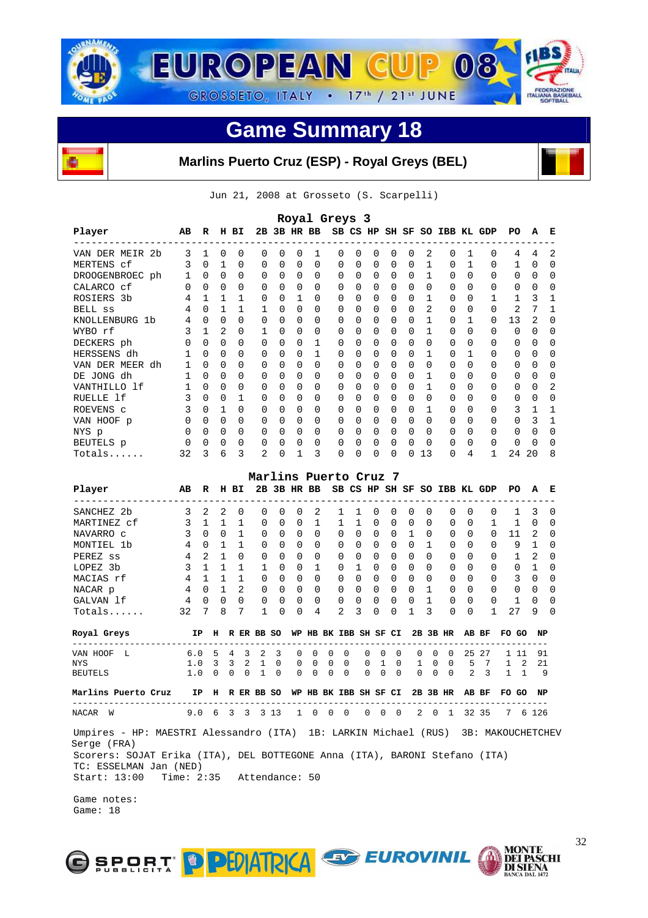# EUROPEAN CUP 08

GROSSETO, ITALY • 17th / 21st JUNE

## Game Summary 18

### Marlins Puerto Cruz (ESP) - Royal Greys (BEL)

Jun 21, 2008 at Grosseto (S. Scarpelli)

**Royal Greys 3**

| Player | AB | R | H | BI | 2B | 3B | HR | BB | SB | CS | HP | SH | SF | SO | IBB | KL | GDP | PO | A | E |
|---|---|---|---|---|---|---|---|---|---|---|---|---|---|---|---|---|---|---|---|---|
| VAN DER MEIR 2b | 3 | 1 | 0 | 0 | 0 | 0 | 0 | 1 | 0 | 0 | 0 | 0 | 0 | 2 | 0 | 1 | 0 | 4 | 4 | 2 |
| MERTENS cf | 3 | 0 | 1 | 0 | 0 | 0 | 0 | 0 | 0 | 0 | 0 | 0 | 0 | 1 | 0 | 1 | 0 | 1 | 0 | 0 |
| DROOGENBROEC ph | 1 | 0 | 0 | 0 | 0 | 0 | 0 | 0 | 0 | 0 | 0 | 0 | 0 | 1 | 0 | 0 | 0 | 0 | 0 | 0 |
| CALARCO cf | 0 | 0 | 0 | 0 | 0 | 0 | 0 | 0 | 0 | 0 | 0 | 0 | 0 | 0 | 0 | 0 | 0 | 0 | 0 | 0 |
| ROSIERS 3b | 4 | 1 | 1 | 1 | 0 | 0 | 1 | 0 | 0 | 0 | 0 | 0 | 0 | 1 | 0 | 0 | 1 | 1 | 3 | 1 |
| BELL ss | 4 | 0 | 1 | 1 | 1 | 0 | 0 | 0 | 0 | 0 | 0 | 0 | 0 | 2 | 0 | 0 | 0 | 2 | 7 | 1 |
| KNOLLENBURG 1b | 4 | 0 | 0 | 0 | 0 | 0 | 0 | 0 | 0 | 0 | 0 | 0 | 0 | 1 | 0 | 1 | 0 | 13 | 2 | 0 |
| WYBO rf | 3 | 1 | 2 | 0 | 1 | 0 | 0 | 0 | 0 | 0 | 0 | 0 | 0 | 1 | 0 | 0 | 0 | 0 | 0 | 0 |
| DECKERS ph | 0 | 0 | 0 | 0 | 0 | 0 | 0 | 1 | 0 | 0 | 0 | 0 | 0 | 0 | 0 | 0 | 0 | 0 | 0 | 0 |
| HERSSENS dh | 1 | 0 | 0 | 0 | 0 | 0 | 0 | 1 | 0 | 0 | 0 | 0 | 0 | 1 | 0 | 1 | 0 | 0 | 0 | 0 |
| VAN DER MEER dh | 1 | 0 | 0 | 0 | 0 | 0 | 0 | 0 | 0 | 0 | 0 | 0 | 0 | 0 | 0 | 0 | 0 | 0 | 0 | 0 |
| DE JONG dh | 1 | 0 | 0 | 0 | 0 | 0 | 0 | 0 | 0 | 0 | 0 | 0 | 0 | 1 | 0 | 0 | 0 | 0 | 0 | 0 |
| VANTHILLO lf | 1 | 0 | 0 | 0 | 0 | 0 | 0 | 0 | 0 | 0 | 0 | 0 | 0 | 1 | 0 | 0 | 0 | 0 | 0 | 2 |
| RUELLE lf | 3 | 0 | 0 | 1 | 0 | 0 | 0 | 0 | 0 | 0 | 0 | 0 | 0 | 0 | 0 | 0 | 0 | 0 | 0 | 0 |
| ROEVENS c | 3 | 0 | 1 | 0 | 0 | 0 | 0 | 0 | 0 | 0 | 0 | 0 | 0 | 1 | 0 | 0 | 0 | 3 | 1 | 1 |
| VAN HOOF p | 0 | 0 | 0 | 0 | 0 | 0 | 0 | 0 | 0 | 0 | 0 | 0 | 0 | 0 | 0 | 0 | 0 | 0 | 3 | 1 |
| NYS p | 0 | 0 | 0 | 0 | 0 | 0 | 0 | 0 | 0 | 0 | 0 | 0 | 0 | 0 | 0 | 0 | 0 | 0 | 0 | 0 |
| BEUTELS p | 0 | 0 | 0 | 0 | 0 | 0 | 0 | 0 | 0 | 0 | 0 | 0 | 0 | 0 | 0 | 0 | 0 | 0 | 0 | 0 |
| Totals...... | 32 | 3 | 6 | 3 | 2 | 0 | 1 | 3 | 0 | 0 | 0 | 0 | 0 | 13 | 0 | 4 | 1 | 24 | 20 | 8 |

**Marlins Puerto Cruz 7**

| Player | AB | R | H | BI | 2B | 3B | HR | BB | SB | CS | HP | SH | SF | SO | IBB | KL | GDP | PO | A | E |
|---|---|---|---|---|---|---|---|---|---|---|---|---|---|---|---|---|---|---|---|---|
| SANCHEZ 2b | 3 | 2 | 2 | 0 | 0 | 0 | 0 | 2 | 1 | 1 | 0 | 0 | 0 | 0 | 0 | 0 | 0 | 1 | 3 | 0 |
| MARTINEZ cf | 3 | 1 | 1 | 1 | 0 | 0 | 0 | 1 | 1 | 1 | 0 | 0 | 0 | 0 | 0 | 0 | 1 | 1 | 0 | 0 |
| NAVARRO c | 3 | 0 | 0 | 1 | 0 | 0 | 0 | 0 | 0 | 0 | 0 | 0 | 1 | 0 | 0 | 0 | 0 | 11 | 2 | 0 |
| MONTIEL 1b | 4 | 0 | 1 | 1 | 0 | 0 | 0 | 0 | 0 | 0 | 0 | 0 | 0 | 1 | 0 | 0 | 0 | 9 | 1 | 0 |
| PEREZ ss | 4 | 2 | 1 | 0 | 0 | 0 | 0 | 0 | 0 | 0 | 0 | 0 | 0 | 0 | 0 | 0 | 0 | 1 | 2 | 0 |
| LOPEZ 3b | 3 | 1 | 1 | 1 | 1 | 0 | 0 | 1 | 0 | 1 | 0 | 0 | 0 | 0 | 0 | 0 | 0 | 0 | 1 | 0 |
| MACIAS rf | 4 | 1 | 1 | 1 | 0 | 0 | 0 | 0 | 0 | 0 | 0 | 0 | 0 | 0 | 0 | 0 | 0 | 3 | 0 | 0 |
| NACAR p | 4 | 0 | 1 | 2 | 0 | 0 | 0 | 0 | 0 | 0 | 0 | 0 | 0 | 1 | 0 | 0 | 0 | 0 | 0 | 0 |
| GALVAN lf | 4 | 0 | 0 | 0 | 0 | 0 | 0 | 0 | 0 | 0 | 0 | 0 | 0 | 1 | 0 | 0 | 0 | 1 | 0 | 0 |
| Totals...... | 32 | 7 | 8 | 7 | 1 | 0 | 0 | 4 | 2 | 3 | 0 | 0 | 1 | 3 | 0 | 0 | 1 | 27 | 9 | 0 |

| Royal Greys | IP | H | R | ER | BB | SO | WP | HB | BK | IBB | SH | SF | CI | 2B | 3B | HR | AB | BF | FO | GO | NP |
|---|---|---|---|---|---|---|---|---|---|---|---|---|---|---|---|---|---|---|---|---|---|
| VAN HOOF L | 6.0 | 5 | 4 | 3 | 2 | 3 | 0 | 0 | 0 | 0 | 0 | 0 | 0 | 0 | 0 | 0 | 25 | 27 | 1 | 11 | 91 |
| NYS | 1.0 | 3 | 3 | 2 | 1 | 0 | 0 | 0 | 0 | 0 | 0 | 1 | 0 | 1 | 0 | 0 | 5 | 7 | 1 | 2 | 21 |
| BEUTELS | 1.0 | 0 | 0 | 0 | 1 | 0 | 0 | 0 | 0 | 0 | 0 | 0 | 0 | 0 | 0 | 0 | 2 | 3 | 1 | 1 | 9 |

| Marlins Puerto Cruz | IP | H | R | ER | BB | SO | WP | HB | BK | IBB | SH | SF | CI | 2B | 3B | HR | AB | BF | FO | GO | NP |
|---|---|---|---|---|---|---|---|---|---|---|---|---|---|---|---|---|---|---|---|---|---|
| NACAR W | 9.0 | 6 | 3 | 3 | 3 | 13 | 1 | 0 | 0 | 0 | 0 | 0 | 0 | 2 | 0 | 1 | 32 | 35 | 7 | 6 | 126 |

Umpires - HP: MAESTRI Alessandro (ITA) 1B: LARKIN Michael (RUS) 3B: MAKOUCHETCHEV Serge (FRA)
Scorers: SOJAT Erika (ITA), DEL BOTTEGONE Anna (ITA), BARONI Stefano (ITA)
TC: ESSELMAN Jan (NED)
Start: 13:00 Time: 2:35 Attendance: 50

Game notes:
Game: 18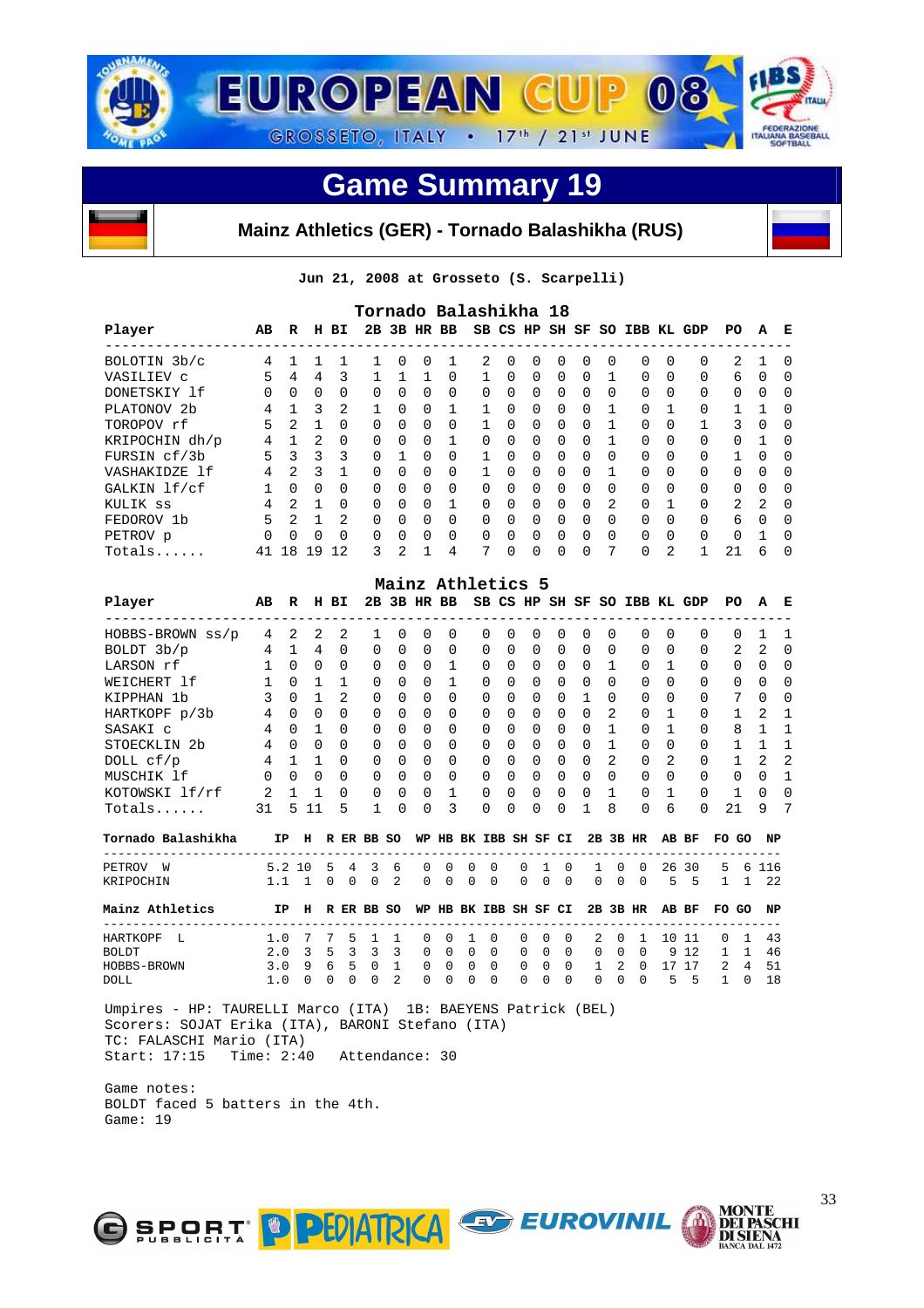# EUROPEAN CUP 08

GROSSETO, ITALY • 17th / 21st JUNE

## Game Summary 19

### Mainz Athletics (GER) - Tornado Balashikha (RUS)

Jun 21, 2008 at Grosseto (S. Scarpelli)

### Tornado Balashikha 18

| Player | AB | R | H | BI | 2B | 3B | HR | BB | SB | CS | HP | SH | SF | SO | IBB | KL | GDP | PO | A | E |
|---|---|---|---|---|---|---|---|---|---|---|---|---|---|---|---|---|---|---|---|---|
| BOLOTIN 3b/c | 4 | 1 | 1 | 1 | 1 | 0 | 0 | 1 | 2 | 0 | 0 | 0 | 0 | 0 | 0 | 0 | 0 | 2 | 1 | 0 |
| VASILIEV c | 5 | 4 | 4 | 3 | 1 | 1 | 1 | 0 | 1 | 0 | 0 | 0 | 0 | 1 | 0 | 0 | 0 | 6 | 0 | 0 |
| DONETSKIY lf | 0 | 0 | 0 | 0 | 0 | 0 | 0 | 0 | 0 | 0 | 0 | 0 | 0 | 0 | 0 | 0 | 0 | 0 | 0 | 0 |
| PLATONOV 2b | 4 | 1 | 3 | 2 | 1 | 0 | 0 | 1 | 1 | 0 | 0 | 0 | 0 | 1 | 0 | 1 | 0 | 1 | 1 | 0 |
| TOROPOV rf | 5 | 2 | 1 | 0 | 0 | 0 | 0 | 0 | 1 | 0 | 0 | 0 | 0 | 1 | 0 | 0 | 1 | 3 | 0 | 0 |
| KRIPOCHIN dh/p | 4 | 1 | 2 | 0 | 0 | 0 | 0 | 1 | 0 | 0 | 0 | 0 | 0 | 1 | 0 | 0 | 0 | 0 | 1 | 0 |
| FURSIN cf/3b | 5 | 3 | 3 | 3 | 0 | 1 | 0 | 0 | 1 | 0 | 0 | 0 | 0 | 0 | 0 | 0 | 0 | 1 | 0 | 0 |
| VASHAKIDZE lf | 4 | 2 | 3 | 1 | 0 | 0 | 0 | 0 | 1 | 0 | 0 | 0 | 0 | 1 | 0 | 0 | 0 | 0 | 0 | 0 |
| GALKIN lf/cf | 1 | 0 | 0 | 0 | 0 | 0 | 0 | 0 | 0 | 0 | 0 | 0 | 0 | 0 | 0 | 0 | 0 | 0 | 0 | 0 |
| KULIK ss | 4 | 2 | 1 | 0 | 0 | 0 | 0 | 1 | 0 | 0 | 0 | 0 | 0 | 2 | 0 | 1 | 0 | 2 | 2 | 0 |
| FEDOROV 1b | 5 | 2 | 1 | 2 | 0 | 0 | 0 | 0 | 0 | 0 | 0 | 0 | 0 | 0 | 0 | 0 | 0 | 6 | 0 | 0 |
| PETROV p | 0 | 0 | 0 | 0 | 0 | 0 | 0 | 0 | 0 | 0 | 0 | 0 | 0 | 0 | 0 | 0 | 0 | 0 | 1 | 0 |
| Totals...... | 41 | 18 | 19 | 12 | 3 | 2 | 1 | 4 | 7 | 0 | 0 | 0 | 0 | 7 | 0 | 2 | 1 | 21 | 6 | 0 |

### Mainz Athletics 5

| Player | AB | R | H | BI | 2B | 3B | HR | BB | SB | CS | HP | SH | SF | SO | IBB | KL | GDP | PO | A | E |
|---|---|---|---|---|---|---|---|---|---|---|---|---|---|---|---|---|---|---|---|---|
| HOBBS-BROWN ss/p | 4 | 2 | 2 | 2 | 1 | 0 | 0 | 0 | 0 | 0 | 0 | 0 | 0 | 0 | 0 | 0 | 0 | 0 | 1 | 1 |
| BOLDT 3b/p | 4 | 1 | 4 | 0 | 0 | 0 | 0 | 0 | 0 | 0 | 0 | 0 | 0 | 0 | 0 | 0 | 0 | 2 | 2 | 0 |
| LARSON rf | 1 | 0 | 0 | 0 | 0 | 0 | 0 | 1 | 0 | 0 | 0 | 0 | 0 | 1 | 0 | 1 | 0 | 0 | 0 | 0 |
| WEICHERT lf | 1 | 0 | 1 | 1 | 0 | 0 | 0 | 1 | 0 | 0 | 0 | 0 | 0 | 0 | 0 | 0 | 0 | 0 | 0 | 0 |
| KIPPHAN 1b | 3 | 0 | 1 | 2 | 0 | 0 | 0 | 0 | 0 | 0 | 0 | 0 | 1 | 0 | 0 | 0 | 0 | 7 | 0 | 0 |
| HARTKOPF p/3b | 4 | 0 | 0 | 0 | 0 | 0 | 0 | 0 | 0 | 0 | 0 | 0 | 0 | 2 | 0 | 1 | 0 | 1 | 2 | 1 |
| SASAKI c | 4 | 0 | 1 | 0 | 0 | 0 | 0 | 0 | 0 | 0 | 0 | 0 | 0 | 1 | 0 | 1 | 0 | 8 | 1 | 1 |
| STOECKLIN 2b | 4 | 0 | 0 | 0 | 0 | 0 | 0 | 0 | 0 | 0 | 0 | 0 | 0 | 1 | 0 | 0 | 0 | 1 | 1 | 1 |
| DOLL cf/p | 4 | 1 | 1 | 0 | 0 | 0 | 0 | 0 | 0 | 0 | 0 | 0 | 0 | 2 | 0 | 2 | 0 | 1 | 2 | 2 |
| MUSCHIK lf | 0 | 0 | 0 | 0 | 0 | 0 | 0 | 0 | 0 | 0 | 0 | 0 | 0 | 0 | 0 | 0 | 0 | 0 | 0 | 1 |
| KOTOWSKI lf/rf | 2 | 1 | 1 | 0 | 0 | 0 | 0 | 1 | 0 | 0 | 0 | 0 | 0 | 1 | 0 | 1 | 0 | 1 | 0 | 0 |
| Totals...... | 31 | 5 | 11 | 5 | 1 | 0 | 0 | 3 | 0 | 0 | 0 | 0 | 1 | 8 | 0 | 6 | 0 | 21 | 9 | 7 |

| Tornado Balashikha | IP | H | R | ER | BB | SO | WP | HB | BK | IBB | SH | SF | CI | 2B | 3B | HR | AB | BF | FO | GO | NP |
|---|---|---|---|---|---|---|---|---|---|---|---|---|---|---|---|---|---|---|---|---|---|
| PETROV W | 5.2 | 10 | 5 | 4 | 3 | 6 | 0 | 0 | 0 | 0 | 0 | 1 | 0 | 1 | 0 | 0 | 26 | 30 | 5 | 6 | 116 |
| KRIPOCHIN | 1.1 | 1 | 0 | 0 | 0 | 2 | 0 | 0 | 0 | 0 | 0 | 0 | 0 | 0 | 0 | 0 | 5 | 5 | 1 | 1 | 22 |

| Mainz Athletics | IP | H | R | ER | BB | SO | WP | HB | BK | IBB | SH | SF | CI | 2B | 3B | HR | AB | BF | FO | GO | NP |
|---|---|---|---|---|---|---|---|---|---|---|---|---|---|---|---|---|---|---|---|---|---|
| HARTKOPF L | 1.0 | 7 | 7 | 5 | 1 | 1 | 0 | 0 | 1 | 0 | 0 | 0 | 0 | 2 | 0 | 1 | 10 | 11 | 0 | 1 | 43 |
| BOLDT | 2.0 | 3 | 5 | 3 | 3 | 3 | 0 | 0 | 0 | 0 | 0 | 0 | 0 | 0 | 0 | 0 | 9 | 12 | 1 | 1 | 46 |
| HOBBS-BROWN | 3.0 | 9 | 6 | 5 | 0 | 1 | 0 | 0 | 0 | 0 | 0 | 0 | 0 | 1 | 2 | 0 | 17 | 17 | 2 | 4 | 51 |
| DOLL | 1.0 | 0 | 0 | 0 | 0 | 2 | 0 | 0 | 0 | 0 | 0 | 0 | 0 | 0 | 0 | 0 | 5 | 5 | 1 | 0 | 18 |

Umpires - HP: TAURELLI Marco (ITA) 1B: BAEYENS Patrick (BEL)
Scorers: SOJAT Erika (ITA), BARONI Stefano (ITA)
TC: FALASCHI Mario (ITA)
Start: 17:15 Time: 2:40 Attendance: 30

Game notes:
BOLDT faced 5 batters in the 4th.
Game: 19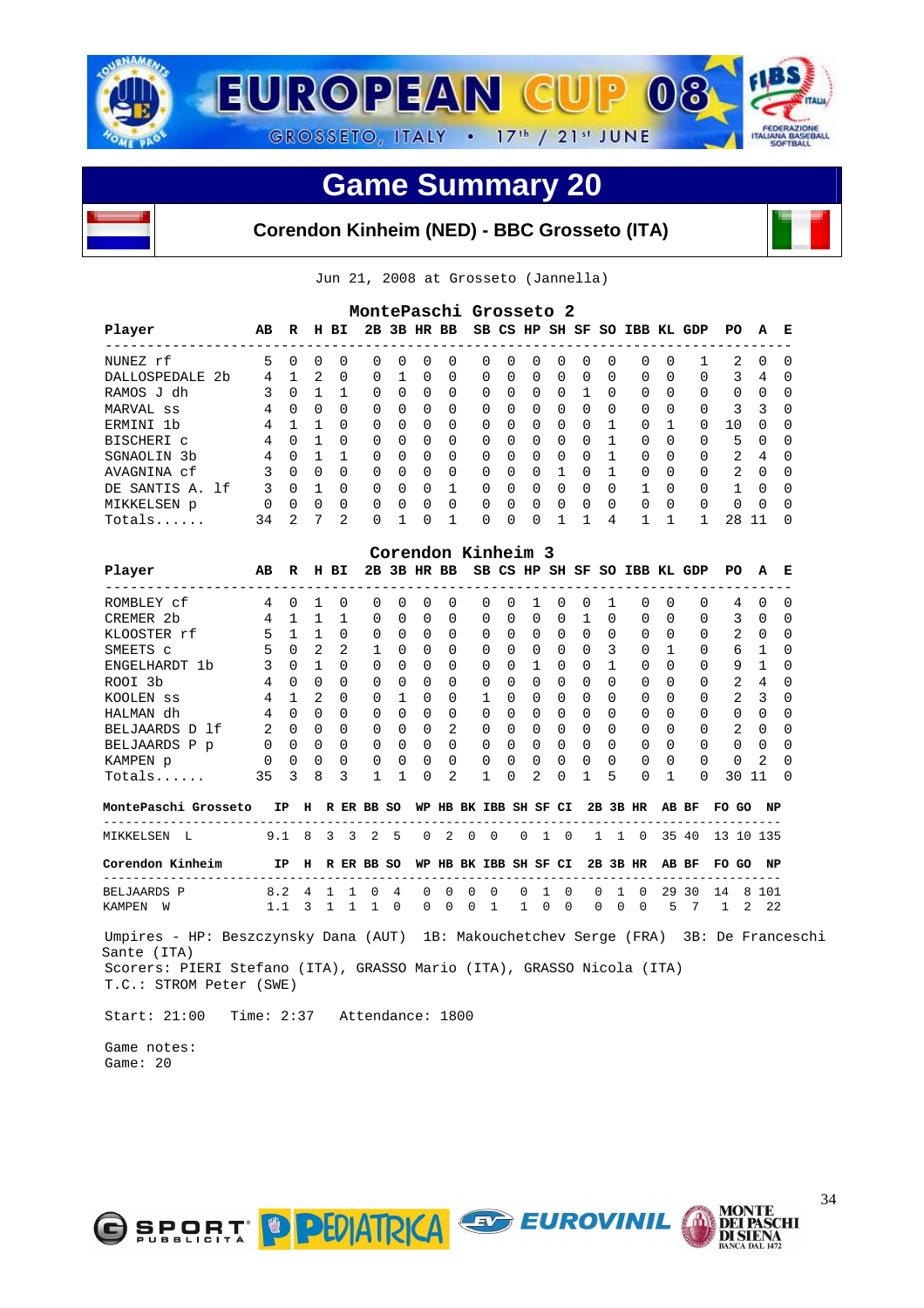# EUROPEAN CUP 08

GROSSETO, ITALY • 17th / 21st JUNE

## Game Summary 20

### Corendon Kinheim (NED) - BBC Grosseto (ITA)

Jun 21, 2008 at Grosseto (Jannella)

**MontePaschi Grosseto 2**

| Player | AB | R | H | BI | 2B | 3B | HR | BB | SB | CS | HP | SH | SF | SO | IBB | KL | GDP | PO | A | E |
|---|---|---|---|---|---|---|---|---|---|---|---|---|---|---|---|---|---|---|---|---|
| NUNEZ rf | 5 | 0 | 0 | 0 | 0 | 0 | 0 | 0 | 0 | 0 | 0 | 0 | 0 | 0 | 0 | 0 | 1 | 2 | 0 | 0 |
| DALLOSPEDALE 2b | 4 | 1 | 2 | 0 | 0 | 1 | 0 | 0 | 0 | 0 | 0 | 0 | 0 | 0 | 0 | 0 | 0 | 3 | 4 | 0 |
| RAMOS J dh | 3 | 0 | 1 | 1 | 0 | 0 | 0 | 0 | 0 | 0 | 0 | 0 | 1 | 0 | 0 | 0 | 0 | 0 | 0 | 0 |
| MARVAL ss | 4 | 0 | 0 | 0 | 0 | 0 | 0 | 0 | 0 | 0 | 0 | 0 | 0 | 0 | 0 | 0 | 0 | 3 | 3 | 0 |
| ERMINI 1b | 4 | 1 | 1 | 0 | 0 | 0 | 0 | 0 | 0 | 0 | 0 | 0 | 0 | 1 | 0 | 1 | 0 | 10 | 0 | 0 |
| BISCHERI c | 4 | 0 | 1 | 0 | 0 | 0 | 0 | 0 | 0 | 0 | 0 | 0 | 0 | 1 | 0 | 0 | 0 | 5 | 0 | 0 |
| SGNAOLIN 3b | 4 | 0 | 1 | 1 | 0 | 0 | 0 | 0 | 0 | 0 | 0 | 0 | 0 | 1 | 0 | 0 | 0 | 2 | 4 | 0 |
| AVAGNINA cf | 3 | 0 | 0 | 0 | 0 | 0 | 0 | 0 | 0 | 0 | 0 | 1 | 0 | 1 | 0 | 0 | 0 | 2 | 0 | 0 |
| DE SANTIS A. lf | 3 | 0 | 1 | 0 | 0 | 0 | 0 | 1 | 0 | 0 | 0 | 0 | 0 | 0 | 1 | 0 | 0 | 1 | 0 | 0 |
| MIKKELSEN p | 0 | 0 | 0 | 0 | 0 | 0 | 0 | 0 | 0 | 0 | 0 | 0 | 0 | 0 | 0 | 0 | 0 | 0 | 0 | 0 |
| Totals...... | 34 | 2 | 7 | 2 | 0 | 1 | 0 | 1 | 0 | 0 | 0 | 1 | 1 | 4 | 1 | 1 | 1 | 28 | 11 | 0 |

**Corendon Kinheim 3**

| Player | AB | R | H | BI | 2B | 3B | HR | BB | SB | CS | HP | SH | SF | SO | IBB | KL | GDP | PO | A | E |
|---|---|---|---|---|---|---|---|---|---|---|---|---|---|---|---|---|---|---|---|---|
| ROMBLEY cf | 4 | 0 | 1 | 0 | 0 | 0 | 0 | 0 | 0 | 0 | 1 | 0 | 0 | 1 | 0 | 0 | 0 | 4 | 0 | 0 |
| CREMER 2b | 4 | 1 | 1 | 1 | 0 | 0 | 0 | 0 | 0 | 0 | 0 | 0 | 1 | 0 | 0 | 0 | 0 | 3 | 0 | 0 |
| KLOOSTER rf | 5 | 1 | 1 | 0 | 0 | 0 | 0 | 0 | 0 | 0 | 0 | 0 | 0 | 0 | 0 | 0 | 0 | 2 | 0 | 0 |
| SMEETS c | 5 | 0 | 2 | 2 | 1 | 0 | 0 | 0 | 0 | 0 | 0 | 0 | 0 | 3 | 0 | 1 | 0 | 6 | 1 | 0 |
| ENGELHARDT 1b | 3 | 0 | 1 | 0 | 0 | 0 | 0 | 0 | 0 | 0 | 1 | 0 | 0 | 1 | 0 | 0 | 0 | 9 | 1 | 0 |
| ROOI 3b | 4 | 0 | 0 | 0 | 0 | 0 | 0 | 0 | 0 | 0 | 0 | 0 | 0 | 0 | 0 | 0 | 0 | 2 | 4 | 0 |
| KOOLEN ss | 4 | 1 | 2 | 0 | 0 | 1 | 0 | 0 | 1 | 0 | 0 | 0 | 0 | 0 | 0 | 0 | 0 | 2 | 3 | 0 |
| HALMAN dh | 4 | 0 | 0 | 0 | 0 | 0 | 0 | 0 | 0 | 0 | 0 | 0 | 0 | 0 | 0 | 0 | 0 | 0 | 0 | 0 |
| BELJAARDS D lf | 2 | 0 | 0 | 0 | 0 | 0 | 0 | 2 | 0 | 0 | 0 | 0 | 0 | 0 | 0 | 0 | 0 | 2 | 0 | 0 |
| BELJAARDS P p | 0 | 0 | 0 | 0 | 0 | 0 | 0 | 0 | 0 | 0 | 0 | 0 | 0 | 0 | 0 | 0 | 0 | 0 | 0 | 0 |
| KAMPEN p | 0 | 0 | 0 | 0 | 0 | 0 | 0 | 0 | 0 | 0 | 0 | 0 | 0 | 0 | 0 | 0 | 0 | 0 | 2 | 0 |
| Totals...... | 35 | 3 | 8 | 3 | 1 | 1 | 0 | 2 | 1 | 0 | 2 | 0 | 1 | 5 | 0 | 1 | 0 | 30 | 11 | 0 |

| MontePaschi Grosseto | IP | H | R | ER | BB | SO | WP | HB | BK | IBB | SH | SF | CI | 2B | 3B | HR | AB | BF | FO | GO | NP |
|---|---|---|---|---|---|---|---|---|---|---|---|---|---|---|---|---|---|---|---|---|---|
| MIKKELSEN L | 9.1 | 8 | 3 | 3 | 2 | 5 | 0 | 2 | 0 | 0 | 0 | 1 | 0 | 1 | 1 | 0 | 35 | 40 | 13 | 10 | 135 |

| Corendon Kinheim | IP | H | R | ER | BB | SO | WP | HB | BK | IBB | SH | SF | CI | 2B | 3B | HR | AB | BF | FO | GO | NP |
|---|---|---|---|---|---|---|---|---|---|---|---|---|---|---|---|---|---|---|---|---|---|
| BELJAARDS P | 8.2 | 4 | 1 | 1 | 0 | 4 | 0 | 0 | 0 | 0 | 0 | 1 | 0 | 0 | 1 | 0 | 29 | 30 | 14 | 8 | 101 |
| KAMPEN W | 1.1 | 3 | 1 | 1 | 1 | 0 | 0 | 0 | 0 | 1 | 1 | 0 | 0 | 0 | 0 | 0 | 5 | 7 | 1 | 2 | 22 |

Umpires - HP: Beszczynsky Dana (AUT) 1B: Makouchetchev Serge (FRA) 3B: De Franceschi Sante (ITA)
Scorers: PIERI Stefano (ITA), GRASSO Mario (ITA), GRASSO Nicola (ITA)
T.C.: STROM Peter (SWE)

Start: 21:00 Time: 2:37 Attendance: 1800

Game notes:
Game: 20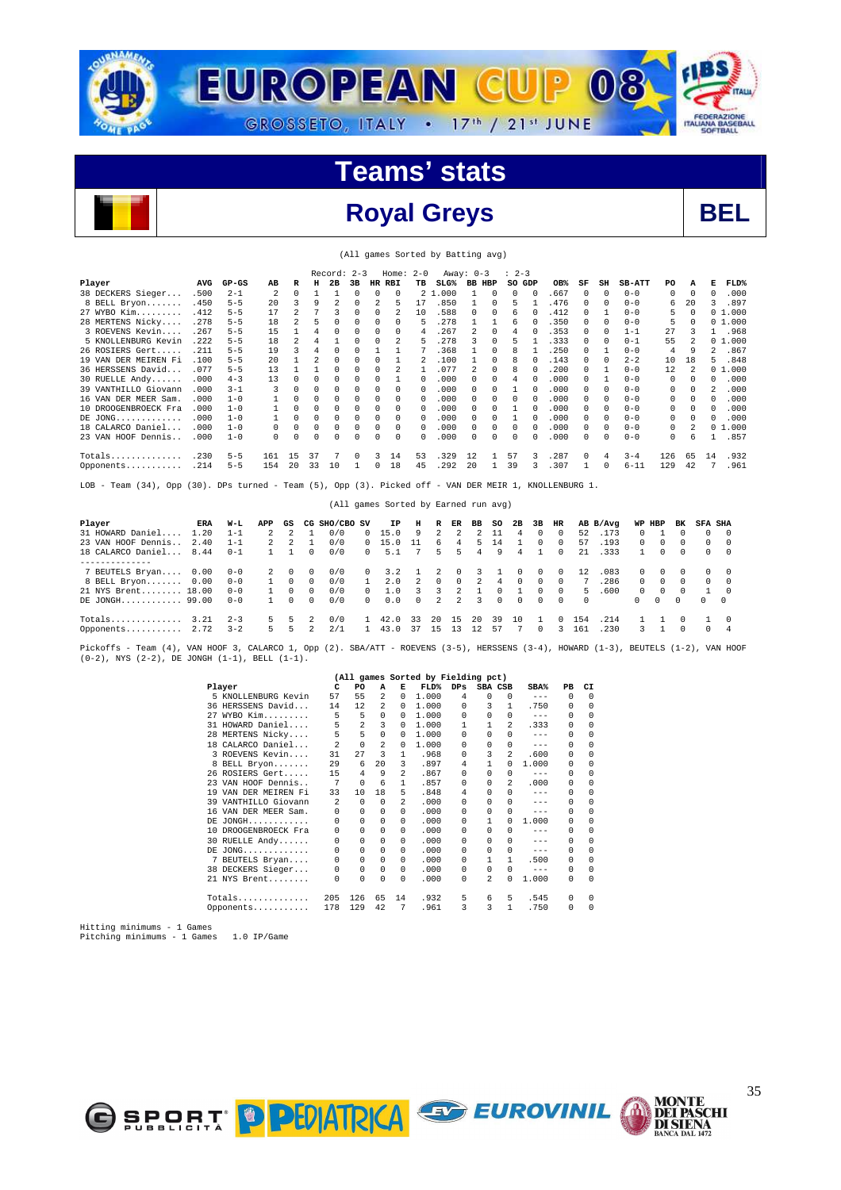# EUROPEAN CUP 08

GROSSETO, ITALY • 17th / 21st JUNE

## Teams' stats

## Royal Greys — BEL

(All games Sorted by Batting avg)

Record: 2-3 Home: 2-0 Away: 0-3 : 2-3

| Player | AVG | GP-GS | AB | R | H | 2B | 3B | HR | RBI | TB | SLG% | BB | HBP | SO | GDP | OB% | SF | SH | SB-ATT | PO | A | E | FLD% |
|---|---|---|---|---|---|---|---|---|---|---|---|---|---|---|---|---|---|---|---|---|---|---|---|
| 38 DECKERS Sieger... | .500 | 2-1 | 2 | 0 | 1 | 1 | 0 | 0 | 0 | 2 | 1.000 | 1 | 0 | 0 | 0 | .667 | 0 | 0 | 0-0 | 0 | 0 | 0 | .000 |
| 8 BELL Bryon....... | .450 | 5-5 | 20 | 3 | 9 | 2 | 0 | 2 | 5 | 17 | .850 | 1 | 0 | 5 | 1 | .476 | 0 | 0 | 0-0 | 6 | 20 | 3 | .897 |
| 27 WYBO Kim......... | .412 | 5-5 | 17 | 2 | 7 | 3 | 0 | 0 | 2 | 10 | .588 | 0 | 0 | 6 | 0 | .412 | 0 | 1 | 0-0 | 5 | 0 | 0 | 1.000 |
| 28 MERTENS Nicky.... | .278 | 5-5 | 18 | 2 | 5 | 0 | 0 | 0 | 0 | 5 | .278 | 1 | 1 | 6 | 0 | .350 | 0 | 0 | 0-0 | 5 | 0 | 0 | 1.000 |
| 3 ROEVENS Kevin.... | .267 | 5-5 | 15 | 1 | 4 | 0 | 0 | 0 | 0 | 4 | .267 | 2 | 0 | 4 | 0 | .353 | 0 | 0 | 1-1 | 27 | 3 | 1 | .968 |
| 5 KNOLLENBURG Kevin | .222 | 5-5 | 18 | 2 | 4 | 1 | 0 | 0 | 2 | 5 | .278 | 3 | 0 | 5 | 1 | .333 | 0 | 0 | 0-1 | 55 | 2 | 0 | 1.000 |
| 26 ROSIERS Gert..... | .211 | 5-5 | 19 | 3 | 4 | 0 | 0 | 1 | 1 | 7 | .368 | 1 | 0 | 8 | 1 | .250 | 0 | 1 | 0-0 | 4 | 9 | 2 | .867 |
| 19 VAN DER MEIREN Fi | .100 | 5-5 | 20 | 1 | 2 | 0 | 0 | 0 | 1 | 2 | .100 | 1 | 0 | 8 | 0 | .143 | 0 | 0 | 2-2 | 10 | 18 | 5 | .848 |
| 36 HERSSENS David... | .077 | 5-5 | 13 | 1 | 1 | 0 | 0 | 0 | 2 | 1 | .077 | 2 | 0 | 8 | 0 | .200 | 0 | 1 | 0-0 | 12 | 2 | 0 | 1.000 |
| 30 RUELLE Andy...... | .000 | 4-3 | 13 | 0 | 0 | 0 | 0 | 0 | 1 | 0 | .000 | 1 | 0 | 4 | 0 | .000 | 0 | 1 | 0-0 | 0 | 0 | 0 | .000 |
| 39 VANTHILLO Giovann | .000 | 3-1 | 3 | 0 | 0 | 0 | 0 | 0 | 0 | 0 | .000 | 0 | 0 | 1 | 0 | .000 | 0 | 0 | 0-0 | 0 | 0 | 2 | .000 |
| 16 VAN DER MEER Sam. | .000 | 1-0 | 1 | 0 | 0 | 0 | 0 | 0 | 0 | 0 | .000 | 0 | 0 | 0 | 0 | .000 | 0 | 0 | 0-0 | 0 | 0 | 0 | .000 |
| 10 DROOGENBROECK Fra | .000 | 1-0 | 1 | 0 | 0 | 0 | 0 | 0 | 0 | 0 | .000 | 0 | 0 | 1 | 0 | .000 | 0 | 0 | 0-0 | 0 | 0 | 0 | .000 |
| DE JONG............ | .000 | 1-0 | 1 | 0 | 0 | 0 | 0 | 0 | 0 | 0 | .000 | 0 | 0 | 1 | 0 | .000 | 0 | 0 | 0-0 | 0 | 0 | 0 | .000 |
| 18 CALARCO Daniel... | .000 | 1-0 | 0 | 0 | 0 | 0 | 0 | 0 | 0 | 0 | .000 | 0 | 0 | 0 | 0 | .000 | 0 | 0 | 0-0 | 0 | 2 | 0 | 1.000 |
| 23 VAN HOOF Dennis.. | .000 | 1-0 | 0 | 0 | 0 | 0 | 0 | 0 | 0 | 0 | .000 | 0 | 0 | 0 | 0 | .000 | 0 | 0 | 0-0 | 0 | 6 | 1 | .857 |
| Totals.............. | .230 | 5-5 | 161 | 15 | 37 | 7 | 0 | 3 | 14 | 53 | .329 | 12 | 1 | 57 | 3 | .287 | 0 | 4 | 3-4 | 126 | 65 | 14 | .932 |
| Opponents........... | .214 | 5-5 | 154 | 20 | 33 | 10 | 1 | 0 | 18 | 45 | .292 | 20 | 3 | 39 | 3 | .307 | 1 | 0 | 6-11 | 129 | 42 | 7 | .961 |

LOB - Team (34), Opp (30). DPs turned - Team (5), Opp (3). Picked off - VAN DER MEIR 1, KNOLLENBURG 1.

(All games Sorted by Earned run avg)

| Player | ERA | W-L | APP | GS | CG | SHO/CBO | SV | IP | H | R | ER | BB | SO | 2B | 3B | HR | AB | B/Avg | WP | HBP | BK | SFA | SHA |
|---|---|---|---|---|---|---|---|---|---|---|---|---|---|---|---|---|---|---|---|---|---|---|---|
| 31 HOWARD Daniel.... | 1.20 | 1-1 | 2 | 2 | 1 | 0/0 | 0 | 15.0 | 9 | 2 | 2 | 2 | 11 | 4 | 0 | 0 | 52 | .173 | 0 | 1 | 0 | 0 | 0 |
| 23 VAN HOOF Dennis.. | 2.40 | 1-1 | 2 | 2 | 1 | 0/0 | 0 | 15.0 | 11 | 6 | 4 | 5 | 14 | 1 | 0 | 0 | 57 | .193 | 0 | 0 | 0 | 0 | 0 |
| 18 CALARCO Daniel... | 8.44 | 0-1 | 1 | 1 | 0 | 0/0 | 0 | 5.1 | 7 | 5 | 5 | 4 | 9 | 4 | 1 | 0 | 21 | .333 | 1 | 0 | 0 | 0 | 0 |
| 7 BEUTELS Bryan.... | 0.00 | 0-0 | 2 | 0 | 0 | 0/0 | 0 | 3.2 | 1 | 2 | 0 | 3 | 1 | 0 | 0 | 0 | 12 | .083 | 0 | 0 | 0 | 0 | 0 |
| 8 BELL Bryon....... | 0.00 | 0-0 | 1 | 0 | 0 | 0/0 | 1 | 2.0 | 2 | 0 | 0 | 2 | 4 | 0 | 0 | 0 | 7 | .286 | 0 | 0 | 0 | 0 | 0 |
| 21 NYS Brent........ | 18.00 | 0-0 | 1 | 0 | 0 | 0/0 | 0 | 1.0 | 3 | 3 | 2 | 1 | 0 | 1 | 0 | 0 | 5 | .600 | 0 | 0 | 0 | 1 | 0 |
| DE JONGH........... | 99.00 | 0-0 | 1 | 0 | 0 | 0/0 | 0 | 0.0 | 0 | 2 | 2 | 3 | 0 | 0 | 0 | 0 | 0 | | 0 | 0 | 0 | 0 | 0 |
| Totals.............. | 3.21 | 2-3 | 5 | 5 | 2 | 0/0 | 1 | 42.0 | 33 | 20 | 15 | 20 | 39 | 10 | 1 | 0 | 154 | .214 | 1 | 1 | 0 | 1 | 0 |
| Opponents........... | 2.72 | 3-2 | 5 | 5 | 2 | 2/1 | 1 | 43.0 | 37 | 15 | 13 | 12 | 57 | 7 | 0 | 3 | 161 | .230 | 3 | 1 | 0 | 0 | 4 |

Pickoffs - Team (4), VAN HOOF 3, CALARCO 1, Opp (2). SBA/ATT - ROEVENS (3-5), HERSSENS (3-4), HOWARD (1-3), BEUTELS (1-2), VAN HOOF (0-2), NYS (2-2), DE JONGH (1-1), BELL (1-1).

(All games Sorted by Fielding pct)

| Player | C | PO | A | E | FLD% | DPs | SBA | CSB | SBA% | PB | CI |
|---|---|---|---|---|---|---|---|---|---|---|---|
| 5 KNOLLENBURG Kevin | 57 | 55 | 2 | 0 | 1.000 | 4 | 0 | 0 | --- | 0 | 0 |
| 36 HERSSENS David... | 14 | 12 | 2 | 0 | 1.000 | 0 | 3 | 1 | .750 | 0 | 0 |
| 27 WYBO Kim......... | 5 | 5 | 0 | 0 | 1.000 | 0 | 0 | 0 | --- | 0 | 0 |
| 31 HOWARD Daniel.... | 5 | 2 | 3 | 0 | 1.000 | 1 | 1 | 2 | .333 | 0 | 0 |
| 28 MERTENS Nicky.... | 5 | 5 | 0 | 0 | 1.000 | 0 | 0 | 0 | --- | 0 | 0 |
| 18 CALARCO Daniel... | 2 | 0 | 2 | 0 | 1.000 | 0 | 0 | 0 | --- | 0 | 0 |
| 3 ROEVENS Kevin.... | 31 | 27 | 3 | 1 | .968 | 0 | 3 | 2 | .600 | 0 | 0 |
| 8 BELL Bryon....... | 29 | 6 | 20 | 3 | .897 | 4 | 1 | 0 | 1.000 | 0 | 0 |
| 26 ROSIERS Gert..... | 15 | 4 | 9 | 2 | .867 | 0 | 0 | 0 | --- | 0 | 0 |
| 23 VAN HOOF Dennis.. | 7 | 0 | 6 | 1 | .857 | 0 | 0 | 2 | .000 | 0 | 0 |
| 19 VAN DER MEIREN Fi | 33 | 10 | 18 | 5 | .848 | 4 | 0 | 0 | --- | 0 | 0 |
| 39 VANTHILLO Giovann | 2 | 0 | 0 | 2 | .000 | 0 | 0 | 0 | --- | 0 | 0 |
| 16 VAN DER MEER Sam. | 0 | 0 | 0 | 0 | .000 | 0 | 0 | 0 | --- | 0 | 0 |
| DE JONGH........... | 0 | 0 | 0 | 0 | .000 | 0 | 1 | 0 | 1.000 | 0 | 0 |
| 10 DROOGENBROECK Fra | 0 | 0 | 0 | 0 | .000 | 0 | 0 | 0 | --- | 0 | 0 |
| 30 RUELLE Andy...... | 0 | 0 | 0 | 0 | .000 | 0 | 0 | 0 | --- | 0 | 0 |
| DE JONG............ | 0 | 0 | 0 | 0 | .000 | 0 | 0 | 0 | --- | 0 | 0 |
| 7 BEUTELS Bryan.... | 0 | 0 | 0 | 0 | .000 | 0 | 1 | 1 | .500 | 0 | 0 |
| 38 DECKERS Sieger... | 0 | 0 | 0 | 0 | .000 | 0 | 0 | 0 | --- | 0 | 0 |
| 21 NYS Brent........ | 0 | 0 | 0 | 0 | .000 | 0 | 2 | 0 | 1.000 | 0 | 0 |
| Totals.............. | 205 | 126 | 65 | 14 | .932 | 5 | 6 | 5 | .545 | 0 | 0 |
| Opponents........... | 178 | 129 | 42 | 7 | .961 | 3 | 3 | 1 | .750 | 0 | 0 |

Hitting minimums - 1 Games
Pitching minimums - 1 Games 1.0 IP/Game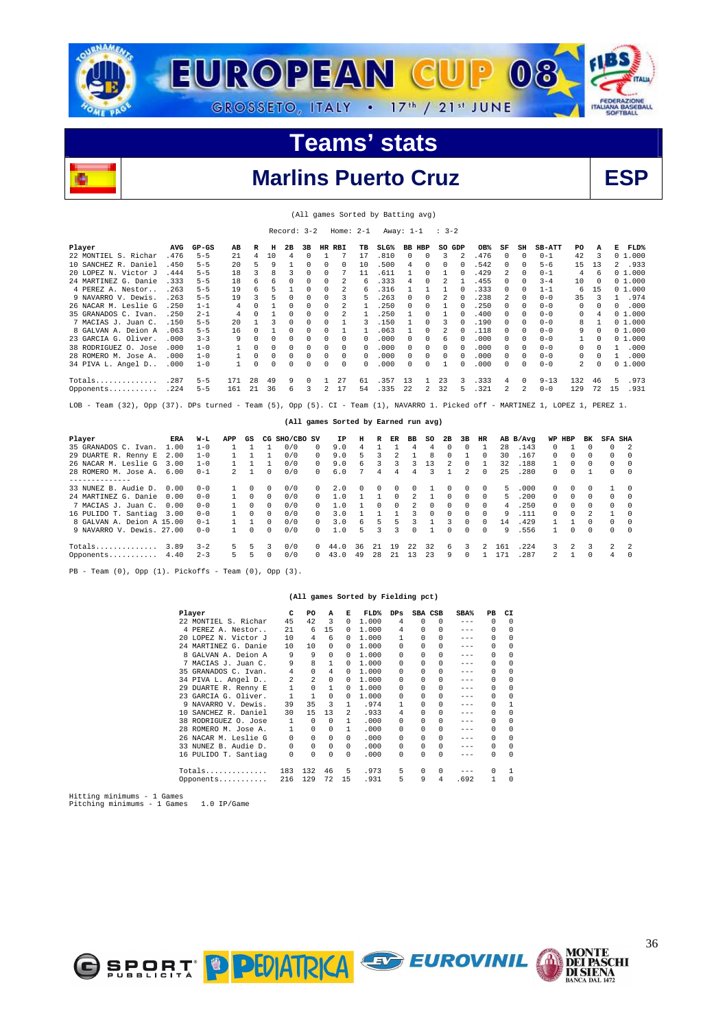# EUROPEAN CUP 08

GROSSETO, ITALY • 17th / 21st JUNE

## Teams' stats

## Marlins Puerto Cruz — ESP

(All games Sorted by Batting avg)

Record: 3-2 Home: 2-1 Away: 1-1 : 3-2

| Player | AVG | GP-GS | AB | R | H | 2B | 3B | HR | RBI | TB | SLG% | BB | HBP | SO | GDP | OB% | SF | SH | SB-ATT | PO | A | E | FLD% |
|---|---|---|---|---|---|---|---|---|---|---|---|---|---|---|---|---|---|---|---|---|---|---|---|
| 22 MONTIEL S. Richar | .476 | 5-5 | 21 | 4 | 10 | 4 | 0 | 1 | 7 | 17 | .810 | 0 | 0 | 3 | 2 | .476 | 0 | 0 | 0-1 | 42 | 3 | 0 | 1.000 |
| 10 SANCHEZ R. Daniel | .450 | 5-5 | 20 | 5 | 9 | 1 | 0 | 0 | 0 | 10 | .500 | 4 | 0 | 0 | 0 | .542 | 0 | 0 | 5-6 | 15 | 13 | 2 | .933 |
| 20 LOPEZ N. Victor J | .444 | 5-5 | 18 | 3 | 8 | 3 | 0 | 0 | 7 | 11 | .611 | 1 | 0 | 1 | 0 | .429 | 2 | 0 | 0-1 | 4 | 6 | 0 | 1.000 |
| 24 MARTINEZ G. Danie | .333 | 5-5 | 18 | 6 | 6 | 0 | 0 | 0 | 2 | 6 | .333 | 4 | 0 | 2 | 1 | .455 | 0 | 0 | 3-4 | 10 | 0 | 0 | 1.000 |
| 4 PEREZ A. Nestor.. | .263 | 5-5 | 19 | 6 | 5 | 1 | 0 | 0 | 2 | 6 | .316 | 1 | 1 | 1 | 0 | .333 | 0 | 0 | 1-1 | 6 | 15 | 0 | 1.000 |
| 9 NAVARRO V. Dewis. | .263 | 5-5 | 19 | 3 | 5 | 0 | 0 | 0 | 3 | 5 | .263 | 0 | 0 | 2 | 0 | .238 | 2 | 0 | 0-0 | 35 | 3 | 1 | .974 |
| 26 NACAR M. Leslie G | .250 | 1-1 | 4 | 0 | 1 | 0 | 0 | 0 | 2 | 1 | .250 | 0 | 0 | 1 | 0 | .250 | 0 | 0 | 0-0 | 0 | 0 | 0 | .000 |
| 35 GRANADOS C. Ivan. | .250 | 2-1 | 4 | 0 | 1 | 0 | 0 | 0 | 2 | 1 | .250 | 1 | 0 | 1 | 0 | .400 | 0 | 0 | 0-0 | 0 | 4 | 0 | 1.000 |
| 7 MACIAS J. Juan C. | .150 | 5-5 | 20 | 1 | 3 | 0 | 0 | 0 | 1 | 3 | .150 | 1 | 0 | 3 | 0 | .190 | 0 | 0 | 0-0 | 8 | 1 | 0 | 1.000 |
| 8 GALVAN A. Deion A | .063 | 5-5 | 16 | 0 | 1 | 0 | 0 | 0 | 1 | 1 | .063 | 1 | 0 | 2 | 0 | .118 | 0 | 0 | 0-0 | 9 | 0 | 0 | 1.000 |
| 23 GARCIA G. Oliver. | .000 | 3-3 | 9 | 0 | 0 | 0 | 0 | 0 | 0 | 0 | .000 | 0 | 0 | 6 | 0 | .000 | 0 | 0 | 0-0 | 1 | 0 | 0 | 1.000 |
| 38 RODRIGUEZ O. Jose | .000 | 1-0 | 1 | 0 | 0 | 0 | 0 | 0 | 0 | 0 | .000 | 0 | 0 | 0 | 0 | .000 | 0 | 0 | 0-0 | 0 | 0 | 1 | .000 |
| 28 ROMERO M. Jose A. | .000 | 1-0 | 1 | 0 | 0 | 0 | 0 | 0 | 0 | 0 | .000 | 0 | 0 | 0 | 0 | .000 | 0 | 0 | 0-0 | 0 | 0 | 1 | .000 |
| 34 PIVA L. Angel D.. | .000 | 1-0 | 1 | 0 | 0 | 0 | 0 | 0 | 0 | 0 | .000 | 0 | 0 | 1 | 0 | .000 | 0 | 0 | 0-0 | 2 | 0 | 0 | 1.000 |
| Totals.............. | .287 | 5-5 | 171 | 28 | 49 | 9 | 0 | 1 | 27 | 61 | .357 | 13 | 1 | 23 | 3 | .333 | 4 | 0 | 9-13 | 132 | 46 | 5 | .973 |
| Opponents........... | .224 | 5-5 | 161 | 21 | 36 | 6 | 3 | 2 | 17 | 54 | .335 | 22 | 2 | 32 | 5 | .321 | 2 | 2 | 0-0 | 129 | 72 | 15 | .931 |

LOB - Team (32), Opp (37). DPs turned - Team (5), Opp (5). CI - Team (1), NAVARRO 1. Picked off - MARTINEZ 1, LOPEZ 1, PEREZ 1.

(All games Sorted by Earned run avg)

| Player | ERA | W-L | APP | GS | CG | SHO/CBO | SV | IP | H | R | ER | BB | SO | 2B | 3B | HR | AB | B/Avg | WP | HBP | BK | SFA | SHA |
|---|---|---|---|---|---|---|---|---|---|---|---|---|---|---|---|---|---|---|---|---|---|---|---|
| 35 GRANADOS C. Ivan. | 1.00 | 1-0 | 1 | 1 | 1 | 0/0 | 0 | 9.0 | 4 | 1 | 1 | 4 | 4 | 0 | 0 | 1 | 28 | .143 | 0 | 1 | 0 | 0 | 2 |
| 29 DUARTE R. Renny E | 2.00 | 1-0 | 1 | 1 | 1 | 0/0 | 0 | 9.0 | 5 | 3 | 2 | 1 | 8 | 0 | 1 | 0 | 30 | .167 | 0 | 0 | 0 | 0 | 0 |
| 26 NACAR M. Leslie G | 3.00 | 1-0 | 1 | 1 | 1 | 0/0 | 0 | 9.0 | 6 | 3 | 3 | 3 | 13 | 2 | 0 | 1 | 32 | .188 | 1 | 0 | 0 | 0 | 0 |
| 28 ROMERO M. Jose A. | 6.00 | 0-1 | 2 | 1 | 0 | 0/0 | 0 | 6.0 | 7 | 4 | 4 | 4 | 3 | 1 | 2 | 0 | 25 | .280 | 0 | 0 | 1 | 0 | 0 |
| 33 NUNEZ B. Audie D. | 0.00 | 0-0 | 1 | 0 | 0 | 0/0 | 0 | 2.0 | 0 | 0 | 0 | 0 | 1 | 0 | 0 | 0 | 5 | .000 | 0 | 0 | 0 | 1 | 0 |
| 24 MARTINEZ G. Danie | 0.00 | 0-0 | 1 | 0 | 0 | 0/0 | 0 | 1.0 | 1 | 1 | 0 | 2 | 1 | 0 | 0 | 0 | 5 | .200 | 0 | 0 | 0 | 0 | 0 |
| 7 MACIAS J. Juan C. | 0.00 | 0-0 | 1 | 0 | 0 | 0/0 | 0 | 1.0 | 1 | 0 | 0 | 2 | 0 | 0 | 0 | 0 | 4 | .250 | 0 | 0 | 0 | 0 | 0 |
| 16 PULIDO T. Santiag | 3.00 | 0-0 | 1 | 0 | 0 | 0/0 | 0 | 3.0 | 1 | 1 | 1 | 3 | 0 | 0 | 0 | 0 | 9 | .111 | 0 | 0 | 2 | 1 | 0 |
| 8 GALVAN A. Deion A | 15.00 | 0-1 | 1 | 1 | 0 | 0/0 | 0 | 3.0 | 6 | 5 | 5 | 3 | 1 | 3 | 0 | 0 | 14 | .429 | 1 | 1 | 0 | 0 | 0 |
| 9 NAVARRO V. Dewis. | 27.00 | 0-0 | 1 | 0 | 0 | 0/0 | 0 | 1.0 | 5 | 3 | 3 | 0 | 1 | 0 | 0 | 0 | 9 | .556 | 1 | 0 | 0 | 0 | 0 |
| Totals.............. | 3.89 | 3-2 | 5 | 5 | 3 | 0/0 | 0 | 44.0 | 36 | 21 | 19 | 22 | 32 | 6 | 3 | 2 | 161 | .224 | 3 | 2 | 3 | 2 | 2 |
| Opponents........... | 4.40 | 2-3 | 5 | 5 | 0 | 0/0 | 0 | 43.0 | 49 | 28 | 21 | 13 | 23 | 9 | 0 | 1 | 171 | .287 | 2 | 1 | 0 | 4 | 0 |

PB - Team (0), Opp (1). Pickoffs - Team (0), Opp (3).

(All games Sorted by Fielding pct)

| Player | C | PO | A | E | FLD% | DPs | SBA | CSB | SBA% | PB | CI |
|---|---|---|---|---|---|---|---|---|---|---|---|
| 22 MONTIEL S. Richar | 45 | 42 | 3 | 0 | 1.000 | 4 | 0 | 0 | --- | 0 | 0 |
| 4 PEREZ A. Nestor.. | 21 | 6 | 15 | 0 | 1.000 | 4 | 0 | 0 | --- | 0 | 0 |
| 20 LOPEZ N. Victor J | 10 | 4 | 6 | 0 | 1.000 | 1 | 0 | 0 | --- | 0 | 0 |
| 24 MARTINEZ G. Danie | 10 | 10 | 0 | 0 | 1.000 | 0 | 0 | 0 | --- | 0 | 0 |
| 8 GALVAN A. Deion A | 9 | 9 | 0 | 0 | 1.000 | 0 | 0 | 0 | --- | 0 | 0 |
| 7 MACIAS J. Juan C. | 9 | 8 | 1 | 0 | 1.000 | 0 | 0 | 0 | --- | 0 | 0 |
| 35 GRANADOS C. Ivan. | 4 | 0 | 4 | 0 | 1.000 | 0 | 0 | 0 | --- | 0 | 0 |
| 34 PIVA L. Angel D.. | 2 | 2 | 0 | 0 | 1.000 | 0 | 0 | 0 | --- | 0 | 0 |
| 29 DUARTE R. Renny E | 1 | 0 | 1 | 0 | 1.000 | 0 | 0 | 0 | --- | 0 | 0 |
| 23 GARCIA G. Oliver. | 1 | 1 | 0 | 0 | 1.000 | 0 | 0 | 0 | --- | 0 | 0 |
| 9 NAVARRO V. Dewis. | 39 | 35 | 3 | 1 | .974 | 1 | 0 | 0 | --- | 0 | 1 |
| 10 SANCHEZ R. Daniel | 30 | 15 | 13 | 2 | .933 | 4 | 0 | 0 | --- | 0 | 0 |
| 38 RODRIGUEZ O. Jose | 1 | 0 | 0 | 1 | .000 | 0 | 0 | 0 | --- | 0 | 0 |
| 28 ROMERO M. Jose A. | 1 | 0 | 0 | 1 | .000 | 0 | 0 | 0 | --- | 0 | 0 |
| 26 NACAR M. Leslie G | 0 | 0 | 0 | 0 | .000 | 0 | 0 | 0 | --- | 0 | 0 |
| 33 NUNEZ B. Audie D. | 0 | 0 | 0 | 0 | .000 | 0 | 0 | 0 | --- | 0 | 0 |
| 16 PULIDO T. Santiag | 0 | 0 | 0 | 0 | .000 | 0 | 0 | 0 | --- | 0 | 0 |
| Totals.............. | 183 | 132 | 46 | 5 | .973 | 5 | 0 | 0 | --- | 0 | 1 |
| Opponents........... | 216 | 129 | 72 | 15 | .931 | 5 | 9 | 4 | .692 | 1 | 0 |

Hitting minimums - 1 Games
Pitching minimums - 1 Games 1.0 IP/Game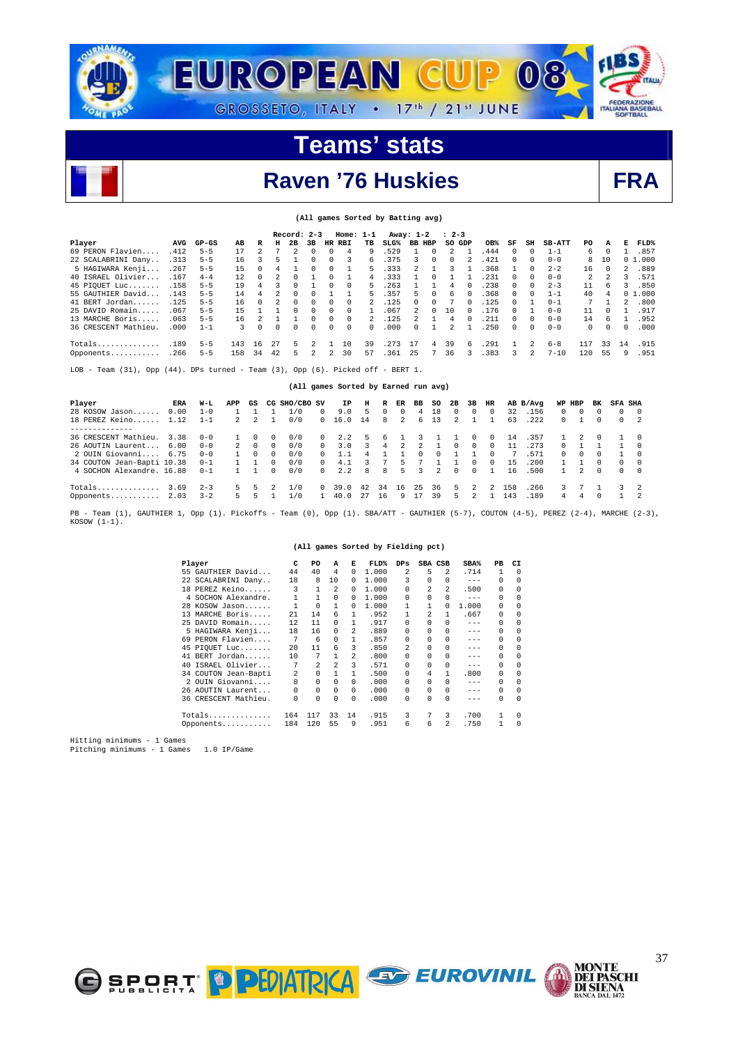# EUROPEAN CUP 08

GROSSETO, ITALY • 17th / 21st JUNE

## Teams' stats

## Raven '76 Huskies — FRA

(All games Sorted by Batting avg)

Record: 2-3 Home: 1-1 Away: 1-2 : 2-3

| Player | AVG | GP-GS | AB | R | H | 2B | 3B | HR | RBI | TB | SLG% | BB | HBP | SO | GDP | OB% | SF | SH | SB-ATT | PO | A | E | FLD% |
|---|---|---|---|---|---|---|---|---|---|---|---|---|---|---|---|---|---|---|---|---|---|---|---|
| 69 PERON Flavien.... | .412 | 5-5 | 17 | 2 | 7 | 2 | 0 | 0 | 4 | 9 | .529 | 1 | 0 | 2 | 1 | .444 | 0 | 0 | 1-1 | 6 | 0 | 1 | .857 |
| 22 SCALABRINI Dany.. | .313 | 5-5 | 16 | 3 | 5 | 1 | 0 | 0 | 3 | 6 | .375 | 3 | 0 | 0 | 2 | .421 | 0 | 0 | 0-0 | 8 | 10 | 0 | 1.000 |
| 5 HAGIWARA Kenji... | .267 | 5-5 | 15 | 0 | 4 | 1 | 0 | 0 | 1 | 5 | .333 | 2 | 1 | 3 | 1 | .368 | 1 | 0 | 2-2 | 16 | 0 | 2 | .889 |
| 40 ISRAEL Olivier... | .167 | 4-4 | 12 | 0 | 2 | 0 | 1 | 0 | 1 | 4 | .333 | 0 | 1 | 1 | 1 | .231 | 0 | 0 | 0-0 | 2 | 2 | 3 | .571 |
| 45 PIQUET Luc....... | .158 | 5-5 | 19 | 4 | 3 | 0 | 1 | 0 | 0 | 5 | .263 | 1 | 1 | 4 | 0 | .238 | 0 | 0 | 2-3 | 11 | 6 | 3 | .850 |
| 55 GAUTHIER David... | .143 | 5-5 | 14 | 4 | 2 | 0 | 0 | 1 | 1 | 5 | .357 | 5 | 0 | 6 | 0 | .368 | 0 | 0 | 1-1 | 40 | 4 | 0 | 1.000 |
| 41 BERT Jordan...... | .125 | 5-5 | 16 | 0 | 2 | 0 | 0 | 0 | 0 | 2 | .125 | 0 | 0 | 7 | 0 | .125 | 0 | 1 | 0-1 | 7 | 1 | 2 | .800 |
| 25 DAVID Romain..... | .067 | 5-5 | 15 | 1 | 1 | 0 | 0 | 0 | 0 | 1 | .067 | 2 | 0 | 10 | 0 | .176 | 0 | 1 | 0-0 | 11 | 0 | 1 | .917 |
| 13 MARCHE Boris..... | .063 | 5-5 | 16 | 2 | 1 | 1 | 0 | 0 | 0 | 2 | .125 | 2 | 1 | 4 | 0 | .211 | 0 | 0 | 0-0 | 14 | 6 | 1 | .952 |
| 36 CRESCENT Mathieu. | .000 | 1-1 | 3 | 0 | 0 | 0 | 0 | 0 | 0 | 0 | .000 | 0 | 1 | 2 | 1 | .250 | 0 | 0 | 0-0 | 0 | 0 | 0 | .000 |
| Totals.............. | .189 | 5-5 | 143 | 16 | 27 | 5 | 2 | 1 | 10 | 39 | .273 | 17 | 4 | 39 | 6 | .291 | 1 | 2 | 6-8 | 117 | 33 | 14 | .915 |
| Opponents........... | .266 | 5-5 | 158 | 34 | 42 | 5 | 2 | 2 | 30 | 57 | .361 | 25 | 7 | 36 | 3 | .383 | 3 | 2 | 7-10 | 120 | 55 | 9 | .951 |

LOB - Team (31), Opp (44). DPs turned - Team (3), Opp (6). Picked off - BERT 1.

(All games Sorted by Earned run avg)

| Player | ERA | W-L | APP | GS | CG | SHO/CBO | SV | IP | H | R | ER | BB | SO | 2B | 3B | HR | AB | B/Avg | WP | HBP | BK | SFA | SHA |
|---|---|---|---|---|---|---|---|---|---|---|---|---|---|---|---|---|---|---|---|---|---|---|---|
| 28 KOSOW Jason...... | 0.00 | 1-0 | 1 | 1 | 1 | 1/0 | 0 | 9.0 | 5 | 0 | 0 | 4 | 18 | 0 | 0 | 0 | 32 | .156 | 0 | 0 | 0 | 0 | 0 |
| 18 PEREZ Keino...... | 1.12 | 1-1 | 2 | 2 | 1 | 0/0 | 0 | 16.0 | 14 | 8 | 2 | 6 | 13 | 2 | 1 | 1 | 63 | .222 | 0 | 1 | 0 | 0 | 2 |
| -------------- | | | | | | | | | | | | | | | | | | | | | | | |
| 36 CRESCENT Mathieu. | 3.38 | 0-0 | 1 | 0 | 0 | 0/0 | 0 | 2.2 | 5 | 6 | 1 | 3 | 1 | 1 | 0 | 0 | 14 | .357 | 1 | 2 | 0 | 1 | 0 |
| 26 AOUTIN Laurent... | 6.00 | 0-0 | 2 | 0 | 0 | 0/0 | 0 | 3.0 | 3 | 4 | 2 | 2 | 1 | 0 | 0 | 0 | 11 | .273 | 0 | 1 | 1 | 1 | 0 |
| 2 OUIN Giovanni.... | 6.75 | 0-0 | 1 | 0 | 0 | 0/0 | 0 | 1.1 | 4 | 1 | 1 | 0 | 0 | 1 | 1 | 0 | 7 | .571 | 0 | 0 | 0 | 1 | 0 |
| 34 COUTON Jean-Bapti | 10.38 | 0-1 | 1 | 1 | 0 | 0/0 | 0 | 4.1 | 3 | 7 | 5 | 7 | 1 | 1 | 0 | 0 | 15 | .200 | 1 | 1 | 0 | 0 | 0 |
| 4 SOCHON Alexandre. | 16.88 | 0-1 | 1 | 1 | 0 | 0/0 | 0 | 2.2 | 8 | 8 | 5 | 3 | 2 | 0 | 0 | 1 | 16 | .500 | 1 | 2 | 0 | 0 | 0 |
| Totals.............. | 3.69 | 2-3 | 5 | 5 | 2 | 1/0 | 0 | 39.0 | 42 | 34 | 16 | 25 | 36 | 5 | 2 | 2 | 158 | .266 | 3 | 7 | 1 | 3 | 2 |
| Opponents........... | 2.03 | 3-2 | 5 | 5 | 1 | 1/0 | 1 | 40.0 | 27 | 16 | 9 | 17 | 39 | 5 | 2 | 1 | 143 | .189 | 4 | 4 | 0 | 1 | 2 |

PB - Team (1), GAUTHIER 1, Opp (1). Pickoffs - Team (0), Opp (1). SBA/ATT - GAUTHIER (5-7), COUTON (4-5), PEREZ (2-4), MARCHE (2-3), KOSOW (1-1).

(All games Sorted by Fielding pct)

| Player | C | PO | A | E | FLD% | DPs | SBA | CSB | SBA% | PB | CI |
|---|---|---|---|---|---|---|---|---|---|---|---|
| 55 GAUTHIER David... | 44 | 40 | 4 | 0 | 1.000 | 2 | 5 | 2 | .714 | 1 | 0 |
| 22 SCALABRINI Dany.. | 18 | 8 | 10 | 0 | 1.000 | 3 | 0 | 0 | --- | 0 | 0 |
| 18 PEREZ Keino...... | 3 | 1 | 2 | 0 | 1.000 | 0 | 2 | 2 | .500 | 0 | 0 |
| 4 SOCHON Alexandre. | 1 | 1 | 0 | 0 | 1.000 | 0 | 0 | 0 | --- | 0 | 0 |
| 28 KOSOW Jason...... | 1 | 0 | 1 | 0 | 1.000 | 1 | 1 | 0 | 1.000 | 0 | 0 |
| 13 MARCHE Boris..... | 21 | 14 | 6 | 1 | .952 | 1 | 2 | 1 | .667 | 0 | 0 |
| 25 DAVID Romain..... | 12 | 11 | 0 | 1 | .917 | 0 | 0 | 0 | --- | 0 | 0 |
| 5 HAGIWARA Kenji... | 18 | 16 | 0 | 2 | .889 | 0 | 0 | 0 | --- | 0 | 0 |
| 69 PERON Flavien.... | 7 | 6 | 0 | 1 | .857 | 0 | 0 | 0 | --- | 0 | 0 |
| 45 PIQUET Luc....... | 20 | 11 | 6 | 3 | .850 | 2 | 0 | 0 | --- | 0 | 0 |
| 41 BERT Jordan...... | 10 | 7 | 1 | 2 | .800 | 0 | 0 | 0 | --- | 0 | 0 |
| 40 ISRAEL Olivier... | 7 | 2 | 2 | 3 | .571 | 0 | 0 | 0 | --- | 0 | 0 |
| 34 COUTON Jean-Bapti | 2 | 0 | 1 | 1 | .500 | 0 | 4 | 1 | .800 | 0 | 0 |
| 2 OUIN Giovanni.... | 0 | 0 | 0 | 0 | .000 | 0 | 0 | 0 | --- | 0 | 0 |
| 26 AOUTIN Laurent... | 0 | 0 | 0 | 0 | .000 | 0 | 0 | 0 | --- | 0 | 0 |
| 36 CRESCENT Mathieu. | 0 | 0 | 0 | 0 | .000 | 0 | 0 | 0 | --- | 0 | 0 |
| Totals.............. | 164 | 117 | 33 | 14 | .915 | 3 | 7 | 3 | .700 | 1 | 0 |
| Opponents........... | 184 | 120 | 55 | 9 | .951 | 6 | 6 | 2 | .750 | 1 | 0 |

Hitting minimums - 1 Games
Pitching minimums - 1 Games 1.0 IP/Game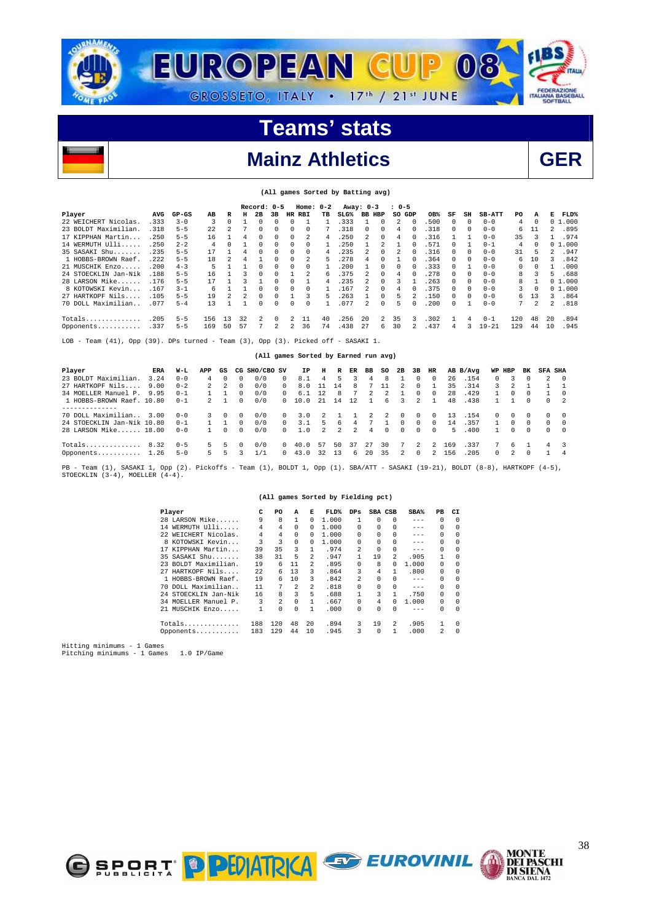# EUROPEAN CUP 08

GROSSETO, ITALY • 17th / 21st JUNE

## Teams' stats

## Mainz Athletics GER

(All games Sorted by Batting avg)

Record: 0-5 Home: 0-2 Away: 0-3 : 0-5

| Player | AVG | GP-GS | AB | R | H | 2B | 3B | HR | RBI | TB | SLG% | BB | HBP | SO | GDP | OB% | SF | SH | SB-ATT | PO | A | E | FLD% |
|---|---|---|---|---|---|---|---|---|---|---|---|---|---|---|---|---|---|---|---|---|---|---|---|
| 22 WEICHERT Nicolas. | .333 | 3-0 | 3 | 0 | 1 | 0 | 0 | 0 | 1 | 1 | .333 | 1 | 0 | 2 | 0 | .500 | 0 | 0 | 0-0 | 4 | 0 | 0 | 1.000 |
| 23 BOLDT Maximilian. | .318 | 5-5 | 22 | 2 | 7 | 0 | 0 | 0 | 0 | 7 | .318 | 0 | 0 | 4 | 0 | .318 | 0 | 0 | 0-0 | 6 | 11 | 2 | .895 |
| 17 KIPPHAN Martin... | .250 | 5-5 | 16 | 1 | 4 | 0 | 0 | 0 | 2 | 4 | .250 | 2 | 0 | 4 | 0 | .316 | 1 | 1 | 0-0 | 35 | 3 | 1 | .974 |
| 14 WERMUTH Ulli..... | .250 | 2-2 | 4 | 0 | 1 | 0 | 0 | 0 | 0 | 1 | .250 | 1 | 2 | 1 | 0 | .571 | 0 | 1 | 0-1 | 4 | 0 | 0 | 1.000 |
| 35 SASAKI Shu....... | .235 | 5-5 | 17 | 1 | 4 | 0 | 0 | 0 | 0 | 4 | .235 | 2 | 0 | 2 | 0 | .316 | 0 | 0 | 0-0 | 31 | 5 | 2 | .947 |
| 1 HOBBS-BROWN Raef. | .222 | 5-5 | 18 | 2 | 4 | 1 | 0 | 0 | 2 | 5 | .278 | 4 | 0 | 1 | 0 | .364 | 0 | 0 | 0-0 | 6 | 10 | 3 | .842 |
| 21 MUSCHIK Enzo..... | .200 | 4-3 | 5 | 1 | 1 | 0 | 0 | 0 | 0 | 1 | .200 | 1 | 0 | 0 | 0 | .333 | 0 | 1 | 0-0 | 0 | 0 | 1 | .000 |
| 24 STOECKLIN Jan-Nik | .188 | 5-5 | 16 | 1 | 3 | 0 | 0 | 1 | 2 | 6 | .375 | 2 | 0 | 4 | 0 | .278 | 0 | 0 | 0-0 | 8 | 3 | 5 | .688 |
| 28 LARSON Mike...... | .176 | 5-5 | 17 | 1 | 3 | 1 | 0 | 0 | 1 | 4 | .235 | 2 | 0 | 3 | 1 | .263 | 0 | 0 | 0-0 | 8 | 1 | 0 | 1.000 |
| 8 KOTOWSKI Kevin... | .167 | 3-1 | 6 | 1 | 1 | 0 | 0 | 0 | 0 | 1 | .167 | 2 | 0 | 4 | 0 | .375 | 0 | 0 | 0-0 | 3 | 0 | 0 | 1.000 |
| 27 HARTKOPF Nils.... | .105 | 5-5 | 19 | 2 | 2 | 0 | 0 | 1 | 3 | 5 | .263 | 1 | 0 | 5 | 2 | .150 | 0 | 0 | 0-0 | 6 | 13 | 3 | .864 |
| 70 DOLL Maximilian.. | .077 | 5-4 | 13 | 1 | 1 | 0 | 0 | 0 | 0 | 1 | .077 | 2 | 0 | 5 | 0 | .200 | 0 | 1 | 0-0 | 7 | 2 | 2 | .818 |
| Totals.............. | .205 | 5-5 | 156 | 13 | 32 | 2 | 0 | 2 | 11 | 40 | .256 | 20 | 2 | 35 | 3 | .302 | 1 | 4 | 0-1 | 120 | 48 | 20 | .894 |
| Opponents........... | .337 | 5-5 | 169 | 50 | 57 | 7 | 2 | 2 | 36 | 74 | .438 | 27 | 6 | 30 | 2 | .437 | 4 | 3 | 19-21 | 129 | 44 | 10 | .945 |

LOB - Team (41), Opp (39). DPs turned - Team (3), Opp (3). Picked off - SASAKI 1.

(All games Sorted by Earned run avg)

| Player | ERA | W-L | APP | GS | CG | SHO/CBO | SV | IP | H | R | ER | BB | SO | 2B | 3B | HR | AB | B/Avg | WP | HBP | BK | SFA | SHA |
|---|---|---|---|---|---|---|---|---|---|---|---|---|---|---|---|---|---|---|---|---|---|---|---|
| 23 BOLDT Maximilian. | 3.24 | 0-0 | 4 | 0 | 0 | 0/0 | 0 | 8.1 | 4 | 5 | 3 | 4 | 8 | 1 | 0 | 0 | 26 | .154 | 0 | 3 | 0 | 2 | 0 |
| 27 HARTKOPF Nils.... | 9.00 | 0-2 | 2 | 2 | 0 | 0/0 | 0 | 8.0 | 11 | 14 | 8 | 7 | 11 | 2 | 0 | 1 | 35 | .314 | 3 | 2 | 1 | 1 | 1 |
| 34 MOELLER Manuel P. | 9.95 | 0-1 | 1 | 1 | 0 | 0/0 | 0 | 6.1 | 12 | 8 | 7 | 2 | 2 | 1 | 0 | 0 | 28 | .429 | 1 | 0 | 0 | 1 | 0 |
| 1 HOBBS-BROWN Raef. | 10.80 | 0-1 | 2 | 1 | 0 | 0/0 | 0 | 10.0 | 21 | 14 | 12 | 1 | 6 | 3 | 2 | 1 | 48 | .438 | 1 | 1 | 0 | 0 | 2 |
| -------------- | | | | | | | | | | | | | | | | | | | | | | | |
| 70 DOLL Maximilian.. | 3.00 | 0-0 | 3 | 0 | 0 | 0/0 | 0 | 3.0 | 2 | 1 | 1 | 2 | 2 | 0 | 0 | 0 | 13 | .154 | 0 | 0 | 0 | 0 | 0 |
| 24 STOECKLIN Jan-Nik | 10.80 | 0-1 | 1 | 1 | 0 | 0/0 | 0 | 3.1 | 5 | 6 | 4 | 7 | 1 | 0 | 0 | 0 | 14 | .357 | 1 | 0 | 0 | 0 | 0 |
| 28 LARSON Mike...... | 18.00 | 0-0 | 1 | 0 | 0 | 0/0 | 0 | 1.0 | 2 | 2 | 2 | 4 | 0 | 0 | 0 | 0 | 5 | .400 | 1 | 0 | 0 | 0 | 0 |
| Totals.............. | 8.32 | 0-5 | 5 | 5 | 0 | 0/0 | 0 | 40.0 | 57 | 50 | 37 | 27 | 30 | 7 | 2 | 2 | 169 | .337 | 7 | 6 | 1 | 4 | 3 |
| Opponents........... | 1.26 | 5-0 | 5 | 5 | 3 | 1/1 | 0 | 43.0 | 32 | 13 | 6 | 20 | 35 | 2 | 0 | 2 | 156 | .205 | 0 | 2 | 0 | 1 | 4 |

PB - Team (1), SASAKI 1, Opp (2). Pickoffs - Team (1), BOLDT 1, Opp (1). SBA/ATT - SASAKI (19-21), BOLDT (8-8), HARTKOPF (4-5), STOECKLIN (3-4), MOELLER (4-4).

(All games Sorted by Fielding pct)

| Player | C | PO | A | E | FLD% | DPs | SBA | CSB | SBA% | PB | CI |
|---|---|---|---|---|---|---|---|---|---|---|---|
| 28 LARSON Mike...... | 9 | 8 | 1 | 0 | 1.000 | 1 | 0 | 0 | --- | 0 | 0 |
| 14 WERMUTH Ulli..... | 4 | 4 | 0 | 0 | 1.000 | 0 | 0 | 0 | --- | 0 | 0 |
| 22 WEICHERT Nicolas. | 4 | 4 | 0 | 0 | 1.000 | 0 | 0 | 0 | --- | 0 | 0 |
| 8 KOTOWSKI Kevin... | 3 | 3 | 0 | 0 | 1.000 | 0 | 0 | 0 | --- | 0 | 0 |
| 17 KIPPHAN Martin... | 39 | 35 | 3 | 1 | .974 | 2 | 0 | 0 | --- | 0 | 0 |
| 35 SASAKI Shu....... | 38 | 31 | 5 | 2 | .947 | 1 | 19 | 2 | .905 | 1 | 0 |
| 23 BOLDT Maximilian. | 19 | 6 | 11 | 2 | .895 | 0 | 8 | 0 | 1.000 | 0 | 0 |
| 27 HARTKOPF Nils.... | 22 | 6 | 13 | 3 | .864 | 3 | 4 | 1 | .800 | 0 | 0 |
| 1 HOBBS-BROWN Raef. | 19 | 6 | 10 | 3 | .842 | 2 | 0 | 0 | --- | 0 | 0 |
| 70 DOLL Maximilian.. | 11 | 7 | 2 | 2 | .818 | 0 | 0 | 0 | --- | 0 | 0 |
| 24 STOECKLIN Jan-Nik | 16 | 8 | 3 | 5 | .688 | 1 | 3 | 1 | .750 | 0 | 0 |
| 34 MOELLER Manuel P. | 3 | 2 | 0 | 1 | .667 | 0 | 4 | 0 | 1.000 | 0 | 0 |
| 21 MUSCHIK Enzo..... | 1 | 0 | 0 | 1 | .000 | 0 | 0 | 0 | --- | 0 | 0 |
| Totals.............. | 188 | 120 | 48 | 20 | .894 | 3 | 19 | 2 | .905 | 1 | 0 |
| Opponents........... | 183 | 129 | 44 | 10 | .945 | 3 | 0 | 1 | .000 | 2 | 0 |

Hitting minimums - 1 Games
Pitching minimums - 1 Games 1.0 IP/Game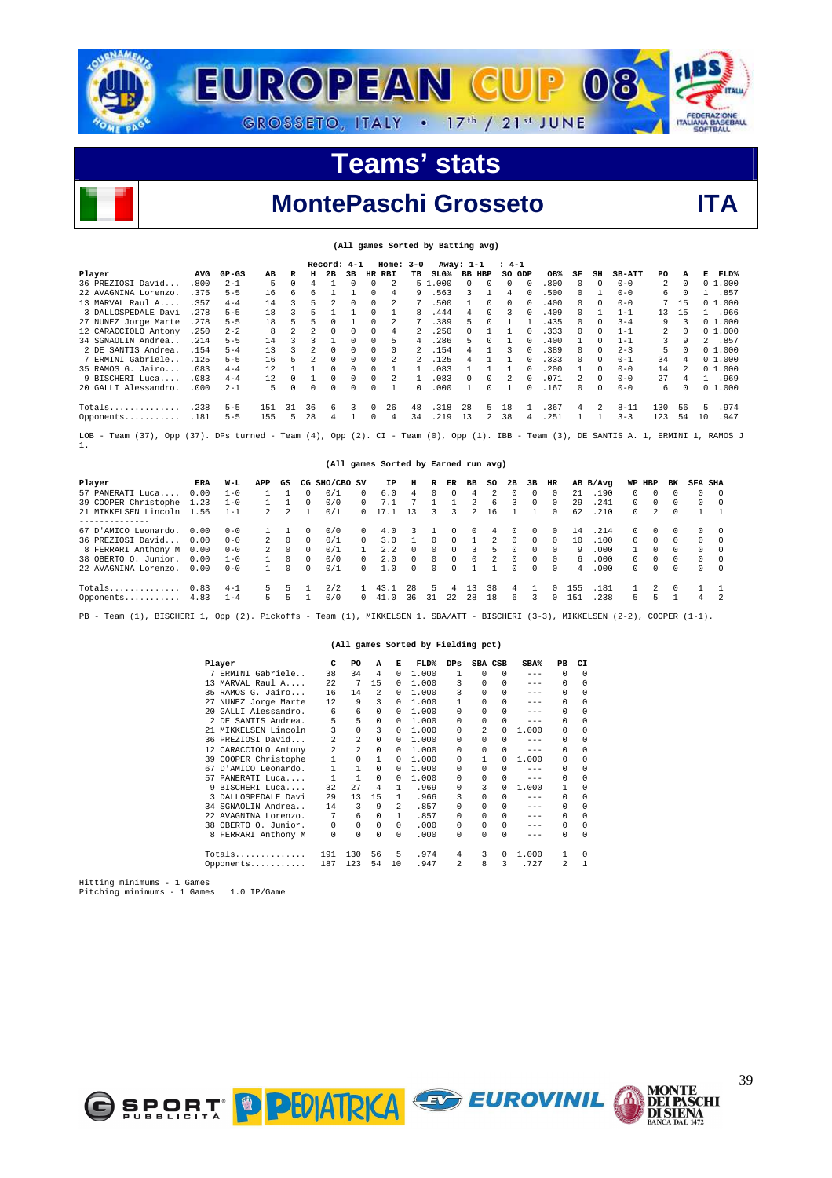# EUROPEAN CUP 08

GROSSETO, ITALY • 17th / 21st JUNE

## Teams' stats

## MontePaschi Grosseto — ITA

(All games Sorted by Batting avg)

Record: 4-1 Home: 3-0 Away: 1-1 : 4-1

| Player | AVG | GP-GS | AB | R | H | 2B | 3B | HR | RBI | TB | SLG% | BB | HBP | SO | GDP | OB% | SF | SH | SB-ATT | PO | A | E | FLD% |
|---|---|---|---|---|---|---|---|---|---|---|---|---|---|---|---|---|---|---|---|---|---|---|---|
| 36 PREZIOSI David... | .800 | 2-1 | 5 | 0 | 4 | 1 | 0 | 0 | 2 | 5 | 1.000 | 0 | 0 | 0 | 0 | .800 | 0 | 0 | 0-0 | 2 | 0 | 0 | 1.000 |
| 22 AVAGNINA Lorenzo. | .375 | 5-5 | 16 | 6 | 6 | 1 | 1 | 0 | 4 | 9 | .563 | 3 | 1 | 4 | 0 | .500 | 0 | 1 | 0-0 | 6 | 0 | 1 | .857 |
| 13 MARVAL Raul A.... | .357 | 4-4 | 14 | 3 | 5 | 2 | 0 | 0 | 2 | 7 | .500 | 1 | 0 | 0 | 0 | .400 | 0 | 0 | 0-0 | 7 | 15 | 0 | 1.000 |
| 3 DALLOSPEDALE Davi | .278 | 5-5 | 18 | 3 | 5 | 1 | 1 | 0 | 1 | 8 | .444 | 4 | 0 | 3 | 0 | .409 | 0 | 1 | 1-1 | 13 | 15 | 1 | .966 |
| 27 NUNEZ Jorge Marte | .278 | 5-5 | 18 | 5 | 5 | 0 | 1 | 0 | 2 | 7 | .389 | 5 | 0 | 1 | 1 | .435 | 0 | 0 | 3-4 | 9 | 3 | 0 | 1.000 |
| 12 CARACCIOLO Antony | .250 | 2-2 | 8 | 2 | 2 | 0 | 0 | 0 | 4 | 2 | .250 | 0 | 1 | 1 | 0 | .333 | 0 | 0 | 1-1 | 2 | 0 | 0 | 1.000 |
| 34 SGNAOLIN Andrea.. | .214 | 5-5 | 14 | 3 | 3 | 1 | 0 | 0 | 5 | 4 | .286 | 5 | 0 | 1 | 0 | .400 | 1 | 0 | 1-1 | 3 | 9 | 2 | .857 |
| 2 DE SANTIS Andrea. | .154 | 5-4 | 13 | 3 | 2 | 0 | 0 | 0 | 0 | 2 | .154 | 4 | 1 | 3 | 0 | .389 | 0 | 0 | 2-3 | 5 | 0 | 0 | 1.000 |
| 7 ERMINI Gabriele.. | .125 | 5-5 | 16 | 5 | 2 | 0 | 0 | 0 | 2 | 2 | .125 | 4 | 1 | 1 | 0 | .333 | 0 | 0 | 0-1 | 34 | 4 | 0 | 1.000 |
| 35 RAMOS G. Jairo... | .083 | 4-4 | 12 | 1 | 1 | 0 | 0 | 0 | 1 | 1 | .083 | 1 | 1 | 1 | 0 | .200 | 1 | 0 | 0-0 | 14 | 2 | 0 | 1.000 |
| 9 BISCHERI Luca.... | .083 | 4-4 | 12 | 0 | 1 | 0 | 0 | 0 | 2 | 1 | .083 | 0 | 0 | 2 | 0 | .071 | 2 | 0 | 0-0 | 27 | 4 | 1 | .969 |
| 20 GALLI Alessandro. | .000 | 2-1 | 5 | 0 | 0 | 0 | 0 | 0 | 1 | 0 | .000 | 1 | 0 | 1 | 0 | .167 | 0 | 0 | 0-0 | 6 | 0 | 0 | 1.000 |
| Totals.............. | .238 | 5-5 | 151 | 31 | 36 | 6 | 3 | 0 | 26 | 48 | .318 | 28 | 5 | 18 | 1 | .367 | 4 | 2 | 8-11 | 130 | 56 | 5 | .974 |
| Opponents........... | .181 | 5-5 | 155 | 5 | 28 | 4 | 1 | 0 | 4 | 34 | .219 | 13 | 2 | 38 | 4 | .251 | 1 | 1 | 3-3 | 123 | 54 | 10 | .947 |

LOB - Team (37), Opp (37). DPs turned - Team (4), Opp (2). CI - Team (0), Opp (1). IBB - Team (3), DE SANTIS A. 1, ERMINI 1, RAMOS J 1.

(All games Sorted by Earned run avg)

| Player | ERA | W-L | APP | GS | CG | SHO/CBO | SV | IP | H | R | ER | BB | SO | 2B | 3B | HR | AB | B/Avg | WP | HBP | BK | SFA | SHA |
|---|---|---|---|---|---|---|---|---|---|---|---|---|---|---|---|---|---|---|---|---|---|---|---|
| 57 PANERATI Luca.... | 0.00 | 1-0 | 1 | 1 | 0 | 0/1 | 0 | 6.0 | 4 | 0 | 0 | 4 | 2 | 0 | 0 | 0 | 21 | .190 | 0 | 0 | 0 | 0 | 0 |
| 39 COOPER Christophe | 1.23 | 1-0 | 1 | 1 | 0 | 0/0 | 0 | 7.1 | 7 | 1 | 1 | 2 | 6 | 3 | 0 | 0 | 29 | .241 | 0 | 0 | 0 | 0 | 0 |
| 21 MIKKELSEN Lincoln | 1.56 | 1-1 | 2 | 2 | 1 | 0/1 | 0 | 17.1 | 13 | 3 | 3 | 2 | 16 | 1 | 1 | 0 | 62 | .210 | 0 | 2 | 0 | 1 | 1 |
| -------------- | | | | | | | | | | | | | | | | | | | | | | | |
| 67 D'AMICO Leonardo. | 0.00 | 0-0 | 1 | 1 | 0 | 0/0 | 0 | 4.0 | 3 | 1 | 0 | 0 | 4 | 0 | 0 | 0 | 14 | .214 | 0 | 0 | 0 | 0 | 0 |
| 36 PREZIOSI David... | 0.00 | 0-0 | 2 | 0 | 0 | 0/1 | 0 | 3.0 | 1 | 0 | 0 | 1 | 2 | 0 | 0 | 0 | 10 | .100 | 0 | 0 | 0 | 0 | 0 |
| 8 FERRARI Anthony M | 0.00 | 0-0 | 2 | 0 | 0 | 0/1 | 1 | 2.2 | 0 | 0 | 0 | 3 | 5 | 0 | 0 | 0 | 9 | .000 | 1 | 0 | 0 | 0 | 0 |
| 38 OBERTO O. Junior. | 0.00 | 1-0 | 1 | 0 | 0 | 0/0 | 0 | 2.0 | 0 | 0 | 0 | 0 | 2 | 0 | 0 | 0 | 6 | .000 | 0 | 0 | 0 | 0 | 0 |
| 22 AVAGNINA Lorenzo. | 0.00 | 0-0 | 1 | 0 | 0 | 0/1 | 0 | 1.0 | 0 | 0 | 0 | 1 | 1 | 0 | 0 | 0 | 4 | .000 | 0 | 0 | 0 | 0 | 0 |
| Totals.............. | 0.83 | 4-1 | 5 | 5 | 1 | 2/2 | 1 | 43.1 | 28 | 5 | 4 | 13 | 38 | 4 | 1 | 0 | 155 | .181 | 1 | 2 | 0 | 1 | 1 |
| Opponents........... | 4.83 | 1-4 | 5 | 5 | 1 | 0/0 | 0 | 41.0 | 36 | 31 | 22 | 28 | 18 | 6 | 3 | 0 | 151 | .238 | 5 | 5 | 1 | 4 | 2 |

PB - Team (1), BISCHERI 1, Opp (2). Pickoffs - Team (1), MIKKELSEN 1. SBA/ATT - BISCHERI (3-3), MIKKELSEN (2-2), COOPER (1-1).

(All games Sorted by Fielding pct)

| Player | C | PO | A | E | FLD% | DPs | SBA | CSB | SBA% | PB | CI |
|---|---|---|---|---|---|---|---|---|---|---|---|
| 7 ERMINI Gabriele.. | 38 | 34 | 4 | 0 | 1.000 | 1 | 0 | 0 | --- | 0 | 0 |
| 13 MARVAL Raul A.... | 22 | 7 | 15 | 0 | 1.000 | 3 | 0 | 0 | --- | 0 | 0 |
| 35 RAMOS G. Jairo... | 16 | 14 | 2 | 0 | 1.000 | 3 | 0 | 0 | --- | 0 | 0 |
| 27 NUNEZ Jorge Marte | 12 | 9 | 3 | 0 | 1.000 | 1 | 0 | 0 | --- | 0 | 0 |
| 20 GALLI Alessandro. | 6 | 6 | 0 | 0 | 1.000 | 0 | 0 | 0 | --- | 0 | 0 |
| 2 DE SANTIS Andrea. | 5 | 5 | 0 | 0 | 1.000 | 0 | 0 | 0 | --- | 0 | 0 |
| 21 MIKKELSEN Lincoln | 3 | 0 | 3 | 0 | 1.000 | 0 | 2 | 0 | 1.000 | 0 | 0 |
| 36 PREZIOSI David... | 2 | 2 | 0 | 0 | 1.000 | 0 | 0 | 0 | --- | 0 | 0 |
| 12 CARACCIOLO Antony | 2 | 2 | 0 | 0 | 1.000 | 0 | 0 | 0 | --- | 0 | 0 |
| 39 COOPER Christophe | 1 | 0 | 1 | 0 | 1.000 | 0 | 1 | 0 | 1.000 | 0 | 0 |
| 67 D'AMICO Leonardo. | 1 | 1 | 0 | 0 | 1.000 | 0 | 0 | 0 | --- | 0 | 0 |
| 57 PANERATI Luca.... | 1 | 1 | 0 | 0 | 1.000 | 0 | 0 | 0 | --- | 0 | 0 |
| 9 BISCHERI Luca.... | 32 | 27 | 4 | 1 | .969 | 0 | 3 | 0 | 1.000 | 1 | 0 |
| 3 DALLOSPEDALE Davi | 29 | 13 | 15 | 1 | .966 | 3 | 0 | 0 | --- | 0 | 0 |
| 34 SGNAOLIN Andrea.. | 14 | 3 | 9 | 2 | .857 | 0 | 0 | 0 | --- | 0 | 0 |
| 22 AVAGNINA Lorenzo. | 7 | 6 | 0 | 1 | .857 | 0 | 0 | 0 | --- | 0 | 0 |
| 38 OBERTO O. Junior. | 0 | 0 | 0 | 0 | .000 | 0 | 0 | 0 | --- | 0 | 0 |
| 8 FERRARI Anthony M | 0 | 0 | 0 | 0 | .000 | 0 | 0 | 0 | --- | 0 | 0 |
| Totals.............. | 191 | 130 | 56 | 5 | .974 | 4 | 3 | 0 | 1.000 | 1 | 0 |
| Opponents........... | 187 | 123 | 54 | 10 | .947 | 2 | 8 | 3 | .727 | 2 | 1 |

Hitting minimums - 1 Games
Pitching minimums - 1 Games 1.0 IP/Game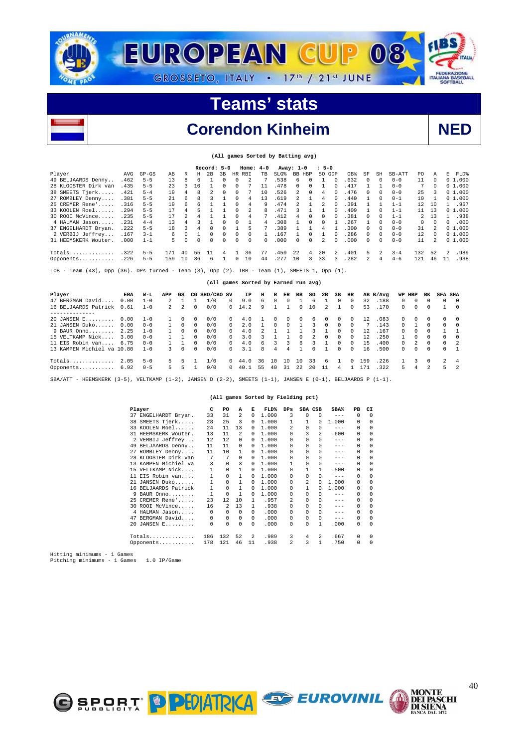# EUROPEAN CUP 08

GROSSETO, ITALY • 17th / 21st JUNE

## Teams' stats

## Corendon Kinheim — NED

(All games Sorted by Batting avg)

Record: 5-0 | Home: 4-0 | Away: 1-0 | : 5-0

| Player | AVG | GP-GS | AB | R | H | 2B | 3B | HR | RBI | TB | SLG% | BB | HBP | SO | GDP | OB% | SF | SH | SB-ATT | PO | A | E | FLD% |
|---|---|---|---|---|---|---|---|---|---|---|---|---|---|---|---|---|---|---|---|---|---|---|---|
| 49 BELJAARDS Denny.. | .462 | 5-5 | 13 | 8 | 6 | 1 | 0 | 0 | 2 | 7 | .538 | 6 | 0 | 1 | 0 | .632 | 0 | 0 | 0-0 | 11 | 0 | 0 | 1.000 |
| 28 KLOOSTER Dirk van | .435 | 5-5 | 23 | 3 | 10 | 1 | 0 | 0 | 7 | 11 | .478 | 0 | 0 | 1 | 0 | .417 | 1 | 1 | 0-0 | 7 | 0 | 0 | 1.000 |
| 38 SMEETS Tjerk...... | .421 | 5-4 | 19 | 4 | 8 | 2 | 0 | 0 | 7 | 10 | .526 | 2 | 0 | 4 | 0 | .476 | 0 | 0 | 0-0 | 25 | 3 | 0 | 1.000 |
| 27 ROMBLEY Denny.... | .381 | 5-5 | 21 | 6 | 8 | 3 | 1 | 0 | 4 | 13 | .619 | 2 | 1 | 4 | 0 | .440 | 1 | 0 | 0-1 | 10 | 1 | 0 | 1.000 |
| 25 CREMER Rene'..... | .316 | 5-5 | 19 | 6 | 6 | 1 | 1 | 0 | 4 | 9 | .474 | 2 | 1 | 2 | 0 | .391 | 1 | 1 | 1-1 | 12 | 10 | 1 | .957 |
| 33 KOOLEN Roel...... | .294 | 5-5 | 17 | 4 | 5 | 1 | 1 | 0 | 2 | 8 | .471 | 3 | 1 | 1 | 0 | .409 | 1 | 0 | 1-1 | 11 | 13 | 0 | 1.000 |
| 30 ROOI McVince..... | .235 | 5-5 | 17 | 2 | 4 | 1 | 1 | 0 | 4 | 7 | .412 | 4 | 0 | 0 | 0 | .381 | 0 | 0 | 1-1 | 2 | 13 | 1 | .938 |
| 4 HALMAN Jason..... | .231 | 4-4 | 13 | 4 | 3 | 1 | 0 | 0 | 1 | 4 | .308 | 1 | 0 | 0 | 1 | .267 | 1 | 0 | 0-0 | 0 | 0 | 0 | .000 |
| 37 ENGELHARDT Bryan. | .222 | 5-5 | 18 | 3 | 4 | 0 | 0 | 1 | 5 | 7 | .389 | 1 | 1 | 4 | 1 | .300 | 0 | 0 | 0-0 | 31 | 2 | 0 | 1.000 |
| 2 VERBIJ Jeffrey... | .167 | 3-1 | 6 | 0 | 1 | 0 | 0 | 0 | 0 | 1 | .167 | 1 | 0 | 1 | 0 | .286 | 0 | 0 | 0-0 | 12 | 0 | 0 | 1.000 |
| 31 HEEMSKERK Wouter. | .000 | 1-1 | 5 | 0 | 0 | 0 | 0 | 0 | 0 | 0 | .000 | 0 | 0 | 2 | 0 | .000 | 0 | 0 | 0-0 | 11 | 2 | 0 | 1.000 |
| Totals.............. | .322 | 5-5 | 171 | 40 | 55 | 11 | 4 | 1 | 36 | 77 | .450 | 22 | 4 | 20 | 2 | .401 | 5 | 2 | 3-4 | 132 | 52 | 2 | .989 |
| Opponents........... | .226 | 5-5 | 159 | 10 | 36 | 6 | 1 | 0 | 10 | 44 | .277 | 10 | 3 | 33 | 3 | .282 | 2 | 4 | 4-6 | 121 | 46 | 11 | .938 |

LOB - Team (43), Opp (36). DPs turned - Team (3), Opp (2). IBB - Team (1), SMEETS 1, Opp (1).

(All games Sorted by Earned run avg)

| Player | ERA | W-L | APP | GS | CG | SHO/CBO | SV | IP | H | R | ER | BB | SO | 2B | 3B | HR | AB | B/Avg | WP | HBP | BK | SFA | SHA |
|---|---|---|---|---|---|---|---|---|---|---|---|---|---|---|---|---|---|---|---|---|---|---|---|
| 47 BERGMAN David.... | 0.00 | 1-0 | 2 | 1 | 1 | 1/0 | 0 | 9.0 | 6 | 0 | 0 | 1 | 6 | 1 | 0 | 0 | 32 | .188 | 0 | 0 | 0 | 0 | 0 |
| 16 BELJAARDS Patrick | 0.61 | 1-0 | 2 | 2 | 0 | 0/0 | 0 | 14.2 | 9 | 1 | 1 | 0 | 10 | 2 | 1 | 0 | 53 | .170 | 0 | 0 | 0 | 1 | 0 |
| -------------- | | | | | | | | | | | | | | | | | | | | | | | |
| 20 JANSEN E......... | 0.00 | 1-0 | 1 | 0 | 0 | 0/0 | 0 | 4.0 | 1 | 0 | 0 | 0 | 6 | 0 | 0 | 0 | 12 | .083 | 0 | 0 | 0 | 0 | 0 |
| 21 JANSEN Duko...... | 0.00 | 0-0 | 1 | 0 | 0 | 0/0 | 0 | 2.0 | 1 | 0 | 0 | 1 | 3 | 0 | 0 | 0 | 7 | .143 | 0 | 1 | 0 | 0 | 0 |
| 9 BAUR Onno........ | 2.25 | 1-0 | 1 | 0 | 0 | 0/0 | 0 | 4.0 | 2 | 1 | 1 | 1 | 3 | 1 | 0 | 0 | 12 | .167 | 0 | 0 | 0 | 1 | 1 |
| 15 VELTKAMP Nick.... | 3.00 | 0-0 | 1 | 1 | 0 | 0/0 | 0 | 3.0 | 3 | 1 | 1 | 0 | 2 | 0 | 0 | 0 | 12 | .250 | 1 | 0 | 0 | 0 | 0 |
| 11 EIS Robin van.... | 6.75 | 0-0 | 1 | 1 | 0 | 0/0 | 0 | 4.0 | 6 | 3 | 3 | 6 | 3 | 1 | 0 | 0 | 15 | .400 | 0 | 2 | 0 | 0 | 2 |
| 13 KAMPEN Michiel va | 10.80 | 1-0 | 3 | 0 | 0 | 0/0 | 0 | 3.1 | 8 | 4 | 4 | 1 | 0 | 1 | 0 | 0 | 16 | .500 | 0 | 0 | 0 | 0 | 1 |
| Totals.............. | 2.05 | 5-0 | 5 | 5 | 1 | 1/0 | 0 | 44.0 | 36 | 10 | 10 | 10 | 33 | 6 | 1 | 0 | 159 | .226 | 1 | 3 | 0 | 2 | 4 |
| Opponents........... | 6.92 | 0-5 | 5 | 5 | 1 | 0/0 | 0 | 40.1 | 55 | 40 | 31 | 22 | 20 | 11 | 4 | 1 | 171 | .322 | 5 | 4 | 2 | 5 | 2 |

SBA/ATT - HEEMSKERK (3-5), VELTKAMP (1-2), JANSEN D (2-2), SMEETS (1-1), JANSEN E (0-1), BELJAARDS P (1-1).

(All games Sorted by Fielding pct)

| Player | C | PO | A | E | FLD% | DPs | SBA | CSB | SBA% | PB | CI |
|---|---|---|---|---|---|---|---|---|---|---|---|
| 37 ENGELHARDT Bryan. | 33 | 31 | 2 | 0 | 1.000 | 3 | 0 | 0 | --- | 0 | 0 |
| 38 SMEETS Tjerk..... | 28 | 25 | 3 | 0 | 1.000 | 1 | 1 | 0 | 1.000 | 0 | 0 |
| 33 KOOLEN Roel...... | 24 | 11 | 13 | 0 | 1.000 | 2 | 0 | 0 | --- | 0 | 0 |
| 31 HEEMSKERK Wouter. | 13 | 11 | 2 | 0 | 1.000 | 0 | 3 | 2 | .600 | 0 | 0 |
| 2 VERBIJ Jeffrey.. | 12 | 12 | 0 | 0 | 1.000 | 0 | 0 | 0 | --- | 0 | 0 |
| 49 BELJAARDS Denny.. | 11 | 11 | 0 | 0 | 1.000 | 0 | 0 | 0 | --- | 0 | 0 |
| 27 ROMBLEY Denny.... | 11 | 10 | 1 | 0 | 1.000 | 0 | 0 | 0 | --- | 0 | 0 |
| 28 KLOOSTER Dirk van | 7 | 7 | 0 | 0 | 1.000 | 0 | 0 | 0 | --- | 0 | 0 |
| 13 KAMPEN Michiel va | 3 | 0 | 3 | 0 | 1.000 | 1 | 0 | 0 | --- | 0 | 0 |
| 15 VELTKAMP Nick.... | 1 | 0 | 1 | 0 | 1.000 | 0 | 1 | 1 | .500 | 0 | 0 |
| 11 EIS Robin van.... | 1 | 0 | 1 | 0 | 1.000 | 0 | 0 | 0 | --- | 0 | 0 |
| 21 JANSEN Duko...... | 1 | 0 | 1 | 0 | 1.000 | 0 | 2 | 0 | 1.000 | 0 | 0 |
| 16 BELJAARDS Patrick | 1 | 0 | 1 | 0 | 1.000 | 0 | 1 | 0 | 1.000 | 0 | 0 |
| 9 BAUR Onno........ | 1 | 0 | 1 | 0 | 1.000 | 0 | 0 | 0 | --- | 0 | 0 |
| 25 CREMER Rene'..... | 23 | 12 | 10 | 1 | .957 | 2 | 0 | 0 | --- | 0 | 0 |
| 30 ROOI McVince..... | 16 | 2 | 13 | 1 | .938 | 0 | 0 | 0 | --- | 0 | 0 |
| 4 HALMAN Jason..... | 0 | 0 | 0 | 0 | .000 | 0 | 0 | 0 | --- | 0 | 0 |
| 47 BERGMAN David.... | 0 | 0 | 0 | 0 | .000 | 0 | 0 | 0 | --- | 0 | 0 |
| 20 JANSEN E......... | 0 | 0 | 0 | 0 | .000 | 0 | 0 | 1 | .000 | 0 | 0 |
| Totals.............. | 186 | 132 | 52 | 2 | .989 | 3 | 4 | 2 | .667 | 0 | 0 |
| Opponents........... | 178 | 121 | 46 | 11 | .938 | 2 | 3 | 1 | .750 | 0 | 0 |

Hitting minimums - 1 Games
Pitching minimums - 1 Games 1.0 IP/Game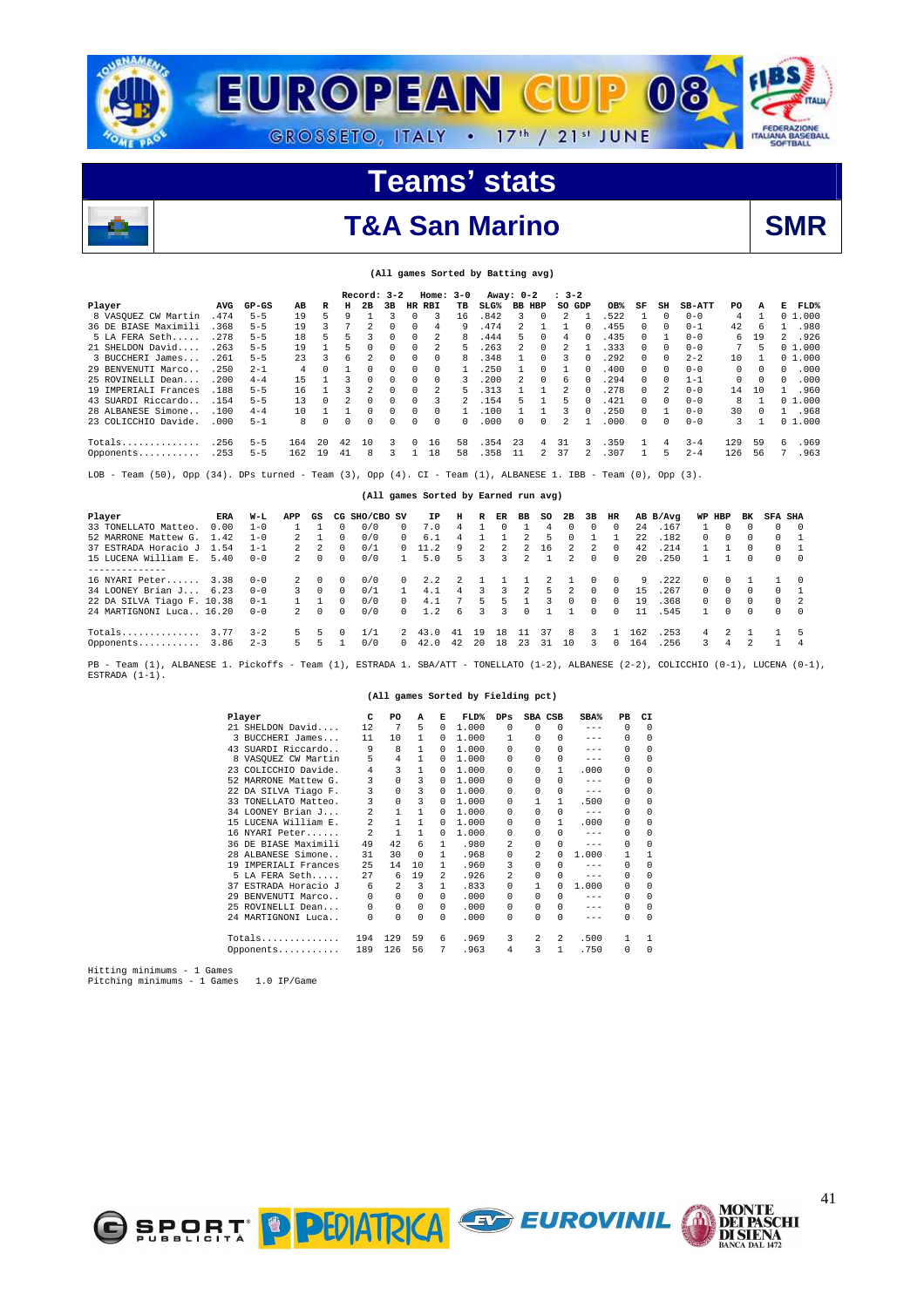# EUROPEAN CUP 08

GROSSETO, ITALY • 17th / 21st JUNE

## Teams' stats

## T&A San Marino — SMR

(All games Sorted by Batting avg)

Record: 3-2 Home: 3-0 Away: 0-2 : 3-2

| Player | AVG | GP-GS | AB | R | H | 2B | 3B | HR | RBI | TB | SLG% | BB | HBP | SO | GDP | OB% | SF | SH | SB-ATT | PO | A | E | FLD% |
|---|---|---|---|---|---|---|---|---|---|---|---|---|---|---|---|---|---|---|---|---|---|---|---|
| 8 VASQUEZ CW Martin | .474 | 5-5 | 19 | 5 | 9 | 1 | 3 | 0 | 3 | 16 | .842 | 3 | 0 | 2 | 1 | .522 | 1 | 0 | 0-0 | 4 | 1 | 0 | 1.000 |
| 36 DE BIASE Maximili | .368 | 5-5 | 19 | 3 | 7 | 2 | 0 | 0 | 4 | 9 | .474 | 2 | 1 | 1 | 0 | .455 | 0 | 0 | 0-1 | 42 | 6 | 1 | .980 |
| 5 LA FERA Seth..... | .278 | 5-5 | 18 | 5 | 5 | 3 | 0 | 0 | 2 | 8 | .444 | 5 | 0 | 4 | 0 | .435 | 0 | 1 | 0-0 | 6 | 19 | 2 | .926 |
| 21 SHELDON David.... | .263 | 5-5 | 19 | 1 | 5 | 0 | 0 | 0 | 2 | 5 | .263 | 2 | 0 | 2 | 1 | .333 | 0 | 0 | 0-0 | 7 | 5 | 0 | 1.000 |
| 3 BUCCHERI James.... | .261 | 5-5 | 23 | 3 | 6 | 2 | 0 | 0 | 0 | 8 | .348 | 1 | 0 | 3 | 0 | .292 | 0 | 0 | 2-2 | 10 | 1 | 0 | 1.000 |
| 29 BENVENUTI Marco.. | .250 | 2-1 | 4 | 0 | 1 | 0 | 0 | 0 | 0 | 1 | .250 | 1 | 0 | 1 | 0 | .400 | 0 | 0 | 0-0 | 0 | 0 | 0 | .000 |
| 25 ROVINELLI Dean... | .200 | 4-4 | 15 | 1 | 3 | 0 | 0 | 0 | 0 | 3 | .200 | 2 | 0 | 6 | 0 | .294 | 0 | 0 | 1-1 | 0 | 0 | 0 | .000 |
| 19 IMPERIALI Frances | .188 | 5-5 | 16 | 1 | 3 | 2 | 0 | 0 | 2 | 5 | .313 | 1 | 1 | 2 | 0 | .278 | 0 | 2 | 0-0 | 14 | 10 | 1 | .960 |
| 43 SUARDI Riccardo.. | .154 | 5-5 | 13 | 0 | 2 | 0 | 0 | 0 | 3 | 2 | .154 | 5 | 1 | 5 | 0 | .421 | 0 | 0 | 0-0 | 8 | 1 | 0 | 1.000 |
| 28 ALBANESE Simone.. | .100 | 4-4 | 10 | 1 | 1 | 0 | 0 | 0 | 0 | 1 | .100 | 1 | 1 | 3 | 0 | .250 | 0 | 1 | 0-0 | 30 | 0 | 1 | .968 |
| 23 COLICCHIO Davide. | .000 | 5-1 | 8 | 0 | 0 | 0 | 0 | 0 | 0 | 0 | .000 | 0 | 0 | 2 | 1 | .000 | 0 | 0 | 0-0 | 3 | 1 | 0 | 1.000 |
| Totals.............. | .256 | 5-5 | 164 | 20 | 42 | 10 | 3 | 0 | 16 | 58 | .354 | 23 | 4 | 31 | 3 | .359 | 1 | 4 | 3-4 | 129 | 59 | 6 | .969 |
| Opponents........... | .253 | 5-5 | 162 | 19 | 41 | 8 | 3 | 1 | 18 | 58 | .358 | 11 | 2 | 37 | 2 | .307 | 1 | 5 | 2-4 | 126 | 56 | 7 | .963 |

LOB - Team (50), Opp (34). DPs turned - Team (3), Opp (4). CI - Team (1), ALBANESE 1. IBB - Team (0), Opp (3).

(All games Sorted by Earned run avg)

| Player | ERA | W-L | APP | GS | CG | SHO/CBO | SV | IP | H | R | ER | BB | SO | 2B | 3B | HR | AB | B/Avg | WP | HBP | BK | SFA | SHA |
|---|---|---|---|---|---|---|---|---|---|---|---|---|---|---|---|---|---|---|---|---|---|---|---|
| 33 TONELLATO Matteo. | 0.00 | 1-0 | 1 | 1 | 0 | 0/0 | 0 | 7.0 | 4 | 1 | 0 | 1 | 4 | 0 | 0 | 0 | 24 | .167 | 1 | 0 | 0 | 0 | 0 |
| 52 MARRONE Mattew G. | 1.42 | 1-0 | 2 | 1 | 0 | 0/0 | 0 | 6.1 | 4 | 1 | 1 | 2 | 5 | 0 | 1 | 1 | 22 | .182 | 0 | 0 | 0 | 0 | 1 |
| 37 ESTRADA Horacio J | 1.54 | 1-1 | 2 | 2 | 0 | 0/1 | 0 | 11.2 | 9 | 2 | 2 | 2 | 16 | 2 | 2 | 0 | 42 | .214 | 1 | 1 | 0 | 0 | 1 |
| 15 LUCENA William E. | 5.40 | 0-0 | 2 | 0 | 0 | 0/0 | 1 | 5.0 | 5 | 3 | 3 | 2 | 1 | 2 | 0 | 0 | 20 | .250 | 1 | 1 | 0 | 0 | 0 |
| -------------- | | | | | | | | | | | | | | | | | | | | | | | |
| 16 NYARI Peter...... | 3.38 | 0-0 | 2 | 0 | 0 | 0/0 | 0 | 2.2 | 2 | 1 | 1 | 1 | 2 | 1 | 0 | 0 | 9 | .222 | 0 | 0 | 1 | 1 | 0 |
| 34 LOONEY Brian J... | 6.23 | 0-0 | 3 | 0 | 0 | 0/1 | 1 | 4.1 | 4 | 3 | 3 | 2 | 5 | 2 | 0 | 0 | 15 | .267 | 0 | 0 | 0 | 0 | 1 |
| 22 DA SILVA Tiago F. | 10.38 | 0-1 | 1 | 1 | 0 | 0/0 | 0 | 4.1 | 7 | 5 | 5 | 1 | 3 | 0 | 0 | 0 | 19 | .368 | 0 | 0 | 0 | 0 | 2 |
| 24 MARTIGNONI Luca.. | 16.20 | 0-0 | 2 | 0 | 0 | 0/0 | 0 | 1.2 | 6 | 3 | 3 | 0 | 1 | 1 | 0 | 0 | 11 | .545 | 1 | 0 | 0 | 0 | 0 |
| Totals.............. | 3.77 | 3-2 | 5 | 5 | 0 | 1/1 | 2 | 43.0 | 41 | 19 | 18 | 11 | 37 | 8 | 3 | 1 | 162 | .253 | 4 | 2 | 1 | 1 | 5 |
| Opponents........... | 3.86 | 2-3 | 5 | 5 | 1 | 0/0 | 0 | 42.0 | 42 | 20 | 18 | 23 | 31 | 10 | 3 | 0 | 164 | .256 | 3 | 4 | 2 | 1 | 4 |

PB - Team (1), ALBANESE 1. Pickoffs - Team (1), ESTRADA 1. SBA/ATT - TONELLATO (1-2), ALBANESE (2-2), COLICCHIO (0-1), LUCENA (0-1), ESTRADA (1-1).

(All games Sorted by Fielding pct)

| Player | C | PO | A | E | FLD% | DPs | SBA | CSB | SBA% | PB | CI |
|---|---|---|---|---|---|---|---|---|---|---|---|
| 21 SHELDON David.... | 12 | 7 | 5 | 0 | 1.000 | 0 | 0 | 0 | --- | 0 | 0 |
| 3 BUCCHERI James... | 11 | 10 | 1 | 0 | 1.000 | 1 | 0 | 0 | --- | 0 | 0 |
| 43 SUARDI Riccardo.. | 9 | 8 | 1 | 0 | 1.000 | 0 | 0 | 0 | --- | 0 | 0 |
| 8 VASQUEZ CW Martin | 5 | 4 | 1 | 0 | 1.000 | 0 | 0 | 0 | --- | 0 | 0 |
| 23 COLICCHIO Davide. | 4 | 3 | 1 | 0 | 1.000 | 0 | 0 | 1 | .000 | 0 | 0 |
| 52 MARRONE Mattew G. | 3 | 0 | 3 | 0 | 1.000 | 0 | 0 | 0 | --- | 0 | 0 |
| 22 DA SILVA Tiago F. | 3 | 0 | 3 | 0 | 1.000 | 0 | 0 | 0 | --- | 0 | 0 |
| 33 TONELLATO Matteo. | 3 | 0 | 3 | 0 | 1.000 | 0 | 1 | 1 | .500 | 0 | 0 |
| 34 LOONEY Brian J... | 2 | 1 | 1 | 0 | 1.000 | 0 | 0 | 0 | --- | 0 | 0 |
| 15 LUCENA William E. | 2 | 1 | 1 | 0 | 1.000 | 0 | 0 | 1 | .000 | 0 | 0 |
| 16 NYARI Peter...... | 2 | 1 | 1 | 0 | 1.000 | 0 | 0 | 0 | --- | 0 | 0 |
| 36 DE BIASE Maximili | 49 | 42 | 6 | 1 | .980 | 2 | 0 | 0 | --- | 0 | 0 |
| 28 ALBANESE Simone.. | 31 | 30 | 0 | 1 | .968 | 0 | 2 | 0 | 1.000 | 1 | 1 |
| 19 IMPERIALI Frances | 25 | 14 | 10 | 1 | .960 | 3 | 0 | 0 | --- | 0 | 0 |
| 5 LA FERA Seth..... | 27 | 6 | 19 | 2 | .926 | 2 | 0 | 0 | --- | 0 | 0 |
| 37 ESTRADA Horacio J | 6 | 2 | 3 | 1 | .833 | 0 | 1 | 0 | 1.000 | 0 | 0 |
| 29 BENVENUTI Marco.. | 0 | 0 | 0 | 0 | .000 | 0 | 0 | 0 | --- | 0 | 0 |
| 25 ROVINELLI Dean... | 0 | 0 | 0 | 0 | .000 | 0 | 0 | 0 | --- | 0 | 0 |
| 24 MARTIGNONI Luca.. | 0 | 0 | 0 | 0 | .000 | 0 | 0 | 0 | --- | 0 | 0 |
| Totals.............. | 194 | 129 | 59 | 6 | .969 | 3 | 2 | 2 | .500 | 1 | 1 |
| Opponents........... | 189 | 126 | 56 | 7 | .963 | 4 | 3 | 1 | .750 | 0 | 0 |

Hitting minimums - 1 Games
Pitching minimums - 1 Games 1.0 IP/Game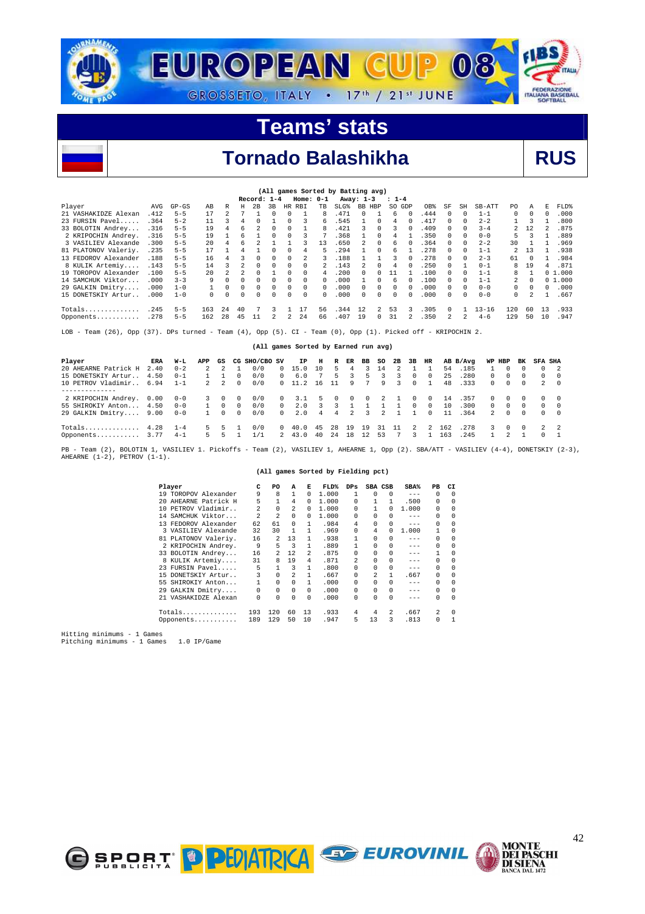# EUROPEAN CUP 08

GROSSETO, ITALY • 17th / 21st JUNE

## Teams' stats

## Tornado Balashikha — RUS

(All games Sorted by Batting avg)

Record: 1-4  Home: 0-1  Away: 1-3  : 1-4

| Player | AVG | GP-GS | AB | R | H | 2B | 3B | HR | RBI | TB | SLG% | BB | HBP | SO | GDP | OB% | SF | SH | SB-ATT | PO | A | E | FLD% |
|---|---|---|---|---|---|---|---|---|---|---|---|---|---|---|---|---|---|---|---|---|---|---|---|
| 21 VASHAKIDZE Alexan | .412 | 5-5 | 17 | 2 | 7 | 1 | 0 | 0 | 1 | 8 | .471 | 0 | 1 | 6 | 0 | .444 | 0 | 0 | 1-1 | 0 | 0 | 0 | .000 |
| 23 FURSIN Pavel..... | .364 | 5-2 | 11 | 3 | 4 | 0 | 1 | 0 | 3 | 6 | .545 | 1 | 0 | 4 | 0 | .417 | 0 | 0 | 2-2 | 1 | 3 | 1 | .800 |
| 33 BOLOTIN Andrey... | .316 | 5-5 | 19 | 4 | 6 | 2 | 0 | 0 | 1 | 8 | .421 | 3 | 0 | 3 | 0 | .409 | 0 | 0 | 3-4 | 2 | 12 | 2 | .875 |
| 2 KRIPOCHIN Andrey. | .316 | 5-5 | 19 | 1 | 6 | 1 | 0 | 0 | 3 | 7 | .368 | 1 | 0 | 4 | 1 | .350 | 0 | 0 | 0-0 | 5 | 3 | 1 | .889 |
| 3 VASILIEV Alexande | .300 | 5-5 | 20 | 4 | 6 | 2 | 1 | 1 | 3 | 13 | .650 | 2 | 0 | 6 | 0 | .364 | 0 | 0 | 2-2 | 30 | 1 | 1 | .969 |
| 81 PLATONOV Valeriy. | .235 | 5-5 | 17 | 1 | 4 | 1 | 0 | 0 | 4 | 5 | .294 | 1 | 0 | 6 | 1 | .278 | 0 | 0 | 1-1 | 2 | 13 | 1 | .938 |
| 13 FEDOROV Alexander | .188 | 5-5 | 16 | 4 | 3 | 0 | 0 | 0 | 2 | 3 | .188 | 1 | 1 | 3 | 0 | .278 | 0 | 0 | 2-3 | 61 | 0 | 1 | .984 |
| 8 KULIK Artemiy.... | .143 | 5-5 | 14 | 3 | 2 | 0 | 0 | 0 | 0 | 2 | .143 | 2 | 0 | 4 | 0 | .250 | 0 | 1 | 0-1 | 8 | 19 | 4 | .871 |
| 19 TOROPOV Alexander | .100 | 5-5 | 20 | 2 | 2 | 0 | 1 | 0 | 0 | 4 | .200 | 0 | 0 | 11 | 1 | .100 | 0 | 0 | 1-1 | 8 | 1 | 0 | 1.000 |
| 14 SAMCHUK Viktor... | .000 | 3-3 | 9 | 0 | 0 | 0 | 0 | 0 | 0 | 0 | .000 | 1 | 0 | 6 | 0 | .100 | 0 | 0 | 1-1 | 2 | 0 | 0 | 1.000 |
| 29 GALKIN Dmitry.... | .000 | 1-0 | 1 | 0 | 0 | 0 | 0 | 0 | 0 | 0 | .000 | 0 | 0 | 0 | 0 | .000 | 0 | 0 | 0-0 | 0 | 0 | 0 | .000 |
| 15 DONETSKIY Artur.. | .000 | 1-0 | 0 | 0 | 0 | 0 | 0 | 0 | 0 | 0 | .000 | 0 | 0 | 0 | 0 | .000 | 0 | 0 | 0-0 | 0 | 2 | 1 | .667 |
| Totals.............. | .245 | 5-5 | 163 | 24 | 40 | 7 | 3 | 1 | 17 | 56 | .344 | 12 | 2 | 53 | 3 | .305 | 0 | 1 | 13-16 | 120 | 60 | 13 | .933 |
| Opponents........... | .278 | 5-5 | 162 | 28 | 45 | 11 | 2 | 2 | 24 | 66 | .407 | 19 | 0 | 31 | 2 | .350 | 2 | 2 | 4-6 | 129 | 50 | 10 | .947 |

LOB - Team (26), Opp (37). DPs turned - Team (4), Opp (5). CI - Team (0), Opp (1). Picked off - KRIPOCHIN 2.

(All games Sorted by Earned run avg)

| Player | ERA | W-L | APP | GS | CG | SHO/CBO | SV | IP | H | R | ER | BB | SO | 2B | 3B | HR | AB | B/Avg | WP | HBP | BK | SFA | SHA |
|---|---|---|---|---|---|---|---|---|---|---|---|---|---|---|---|---|---|---|---|---|---|---|---|
| 20 AHEARNE Patrick H | 2.40 | 0-2 | 2 | 2 | 1 | 0/0 | 0 | 15.0 | 10 | 5 | 4 | 3 | 14 | 2 | 1 | 1 | 54 | .185 | 1 | 0 | 0 | 0 | 2 |
| 15 DONETSKIY Artur.. | 4.50 | 0-1 | 1 | 1 | 0 | 0/0 | 0 | 6.0 | 7 | 5 | 3 | 5 | 3 | 3 | 0 | 0 | 25 | .280 | 0 | 0 | 0 | 0 | 0 |
| 10 PETROV Vladimir.. | 6.94 | 1-1 | 2 | 2 | 0 | 0/0 | 0 | 11.2 | 16 | 11 | 9 | 7 | 9 | 3 | 0 | 1 | 48 | .333 | 0 | 0 | 0 | 2 | 0 |
| -------------- | | | | | | | | | | | | | | | | | | | | | | | |
| 2 KRIPOCHIN Andrey. | 0.00 | 0-0 | 3 | 0 | 0 | 0/0 | 0 | 3.1 | 5 | 0 | 0 | 0 | 2 | 1 | 0 | 0 | 14 | .357 | 0 | 0 | 0 | 0 | 0 |
| 55 SHIROKIY Anton... | 4.50 | 0-0 | 1 | 0 | 0 | 0/0 | 0 | 2.0 | 3 | 3 | 1 | 1 | 1 | 1 | 0 | 0 | 10 | .300 | 0 | 0 | 0 | 0 | 0 |
| 29 GALKIN Dmitry.... | 9.00 | 0-0 | 1 | 0 | 0 | 0/0 | 0 | 2.0 | 4 | 4 | 2 | 3 | 2 | 1 | 1 | 0 | 11 | .364 | 2 | 0 | 0 | 0 | 0 |
| Totals.............. | 4.28 | 1-4 | 5 | 5 | 1 | 0/0 | 0 | 40.0 | 45 | 28 | 19 | 19 | 31 | 11 | 2 | 2 | 162 | .278 | 3 | 0 | 0 | 2 | 2 |
| Opponents........... | 3.77 | 4-1 | 5 | 5 | 1 | 1/1 | 2 | 43.0 | 40 | 24 | 18 | 12 | 53 | 7 | 3 | 1 | 163 | .245 | 1 | 2 | 1 | 0 | 1 |

PB - Team (2), BOLOTIN 1, VASILIEV 1. Pickoffs - Team (2), VASILIEV 1, AHEARNE 1, Opp (2). SBA/ATT - VASILIEV (4-4), DONETSKIY (2-3), AHEARNE (1-2), PETROV (1-1).

(All games Sorted by Fielding pct)

| Player | C | PO | A | E | FLD% | DPs | SBA | CSB | SBA% | PB | CI |
|---|---|---|---|---|---|---|---|---|---|---|---|
| 19 TOROPOV Alexander | 9 | 8 | 1 | 0 | 1.000 | 1 | 0 | 0 | --- | 0 | 0 |
| 20 AHEARNE Patrick H | 5 | 1 | 4 | 0 | 1.000 | 0 | 1 | 1 | .500 | 0 | 0 |
| 10 PETROV Vladimir.. | 2 | 0 | 2 | 0 | 1.000 | 0 | 1 | 0 | 1.000 | 0 | 0 |
| 14 SAMCHUK Viktor... | 2 | 2 | 0 | 0 | 1.000 | 0 | 0 | 0 | --- | 0 | 0 |
| 13 FEDOROV Alexander | 62 | 61 | 0 | 1 | .984 | 4 | 0 | 0 | --- | 0 | 0 |
| 3 VASILIEV Alexande | 32 | 30 | 1 | 1 | .969 | 0 | 4 | 0 | 1.000 | 1 | 0 |
| 81 PLATONOV Valeriy. | 16 | 2 | 13 | 1 | .938 | 1 | 0 | 0 | --- | 0 | 0 |
| 2 KRIPOCHIN Andrey. | 9 | 5 | 3 | 1 | .889 | 1 | 0 | 0 | --- | 0 | 0 |
| 33 BOLOTIN Andrey... | 16 | 2 | 12 | 2 | .875 | 0 | 0 | 0 | --- | 1 | 0 |
| 8 KULIK Artemiy.... | 31 | 8 | 19 | 4 | .871 | 2 | 0 | 0 | --- | 0 | 0 |
| 23 FURSIN Pavel..... | 5 | 1 | 3 | 1 | .800 | 0 | 0 | 0 | --- | 0 | 0 |
| 15 DONETSKIY Artur.. | 3 | 0 | 2 | 1 | .667 | 0 | 2 | 1 | .667 | 0 | 0 |
| 55 SHIROKIY Anton... | 1 | 0 | 0 | 1 | .000 | 0 | 0 | 0 | --- | 0 | 0 |
| 29 GALKIN Dmitry.... | 0 | 0 | 0 | 0 | .000 | 0 | 0 | 0 | --- | 0 | 0 |
| 21 VASHAKIDZE Alexan | 0 | 0 | 0 | 0 | .000 | 0 | 0 | 0 | --- | 0 | 0 |
| Totals.............. | 193 | 120 | 60 | 13 | .933 | 4 | 4 | 2 | .667 | 2 | 0 |
| Opponents........... | 189 | 129 | 50 | 10 | .947 | 5 | 13 | 3 | .813 | 0 | 1 |

Hitting minimums - 1 Games
Pitching minimums - 1 Games   1.0 IP/Game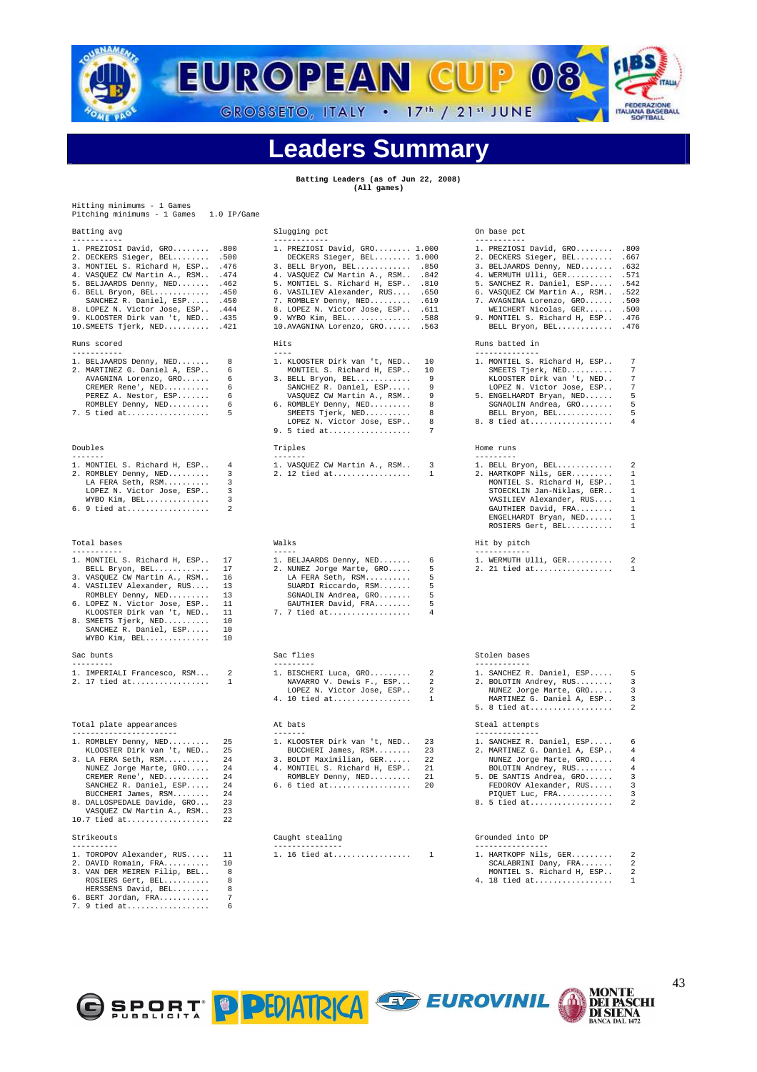# EUROPEAN CUP 08

GROSSETO, ITALY • 17th / 21st JUNE

## Leaders Summary

**Batting Leaders (as of Jun 22, 2008)**
**(All games)**

```
Hitting minimums - 1 Games
Pitching minimums - 1 Games   1.0 IP/Game
```

### Batting avg

```
1. PREZIOSI David, GRO........ .800
2. DECKERS Sieger, BEL........ .500
3. MONTIEL S. Richard H, ESP.. .476
4. VASQUEZ CW Martin A., RSM.. .474
5. BELJAARDS Denny, NED....... .462
6. BELL Bryon, BEL............ .450
   SANCHEZ R. Daniel, ESP..... .450
8. LOPEZ N. Victor Jose, ESP.. .444
9. KLOOSTER Dirk van 't, NED.. .435
10.SMEETS Tjerk, NED.......... .421
```

### Slugging pct

```
1. PREZIOSI David, GRO........ 1.000
   DECKERS Sieger, BEL........ 1.000
3. BELL Bryon, BEL............ .850
4. VASQUEZ CW Martin A., RSM.. .842
5. MONTIEL S. Richard H, ESP.. .810
6. VASILIEV Alexander, RUS.... .650
7. ROMBLEY Denny, NED......... .619
8. LOPEZ N. Victor Jose, ESP.. .611
9. WYBO Kim, BEL.............. .588
10.AVAGNINA Lorenzo, GRO...... .563
```

### On base pct

```
1. PREZIOSI David, GRO........ .800
2. DECKERS Sieger, BEL........ .667
3. BELJAARDS Denny, NED....... .632
4. WERMUTH Ulli, GER.......... .571
5. SANCHEZ R. Daniel, ESP..... .542
6. VASQUEZ CW Martin A., RSM.. .522
7. AVAGNINA Lorenzo, GRO...... .500
   WEICHERT Nicolas, GER...... .500
9. MONTIEL S. Richard H, ESP.. .476
   BELL Bryon, BEL............ .476
```

### Runs scored

```
1. BELJAARDS Denny, NED.......   8
2. MARTINEZ G. Daniel A, ESP..   6
   AVAGNINA Lorenzo, GRO......   6
   CREMER Rene', NED..........   6
   PEREZ A. Nestor, ESP.......   6
   ROMBLEY Denny, NED.........   6
7. 5 tied at..................   5
```

### Hits

```
1. KLOOSTER Dirk van 't, NED..  10
   MONTIEL S. Richard H, ESP..  10
3. BELL Bryon, BEL............   9
   SANCHEZ R. Daniel, ESP.....   9
   VASQUEZ CW Martin A., RSM..   9
6. ROMBLEY Denny, NED.........   8
   SMEETS Tjerk, NED..........   8
   LOPEZ N. Victor Jose, ESP..   8
9. 5 tied at..................   7
```

### Runs batted in

```
1. MONTIEL S. Richard H, ESP..   7
   SMEETS Tjerk, NED..........   7
   KLOOSTER Dirk van 't, NED..   7
   LOPEZ N. Victor Jose, ESP..   7
5. ENGELHARDT Bryan, NED......   5
   SGNAOLIN Andrea, GRO.......   5
   BELL Bryon, BEL............   5
8. 8 tied at..................   4
```

### Doubles

```
1. MONTIEL S. Richard H, ESP..   4
2. ROMBLEY Denny, NED.........   3
   LA FERA Seth, RSM..........   3
   LOPEZ N. Victor Jose, ESP..   3
   WYBO Kim, BEL..............   3
6. 9 tied at..................   2
```

### Triples

```
1. VASQUEZ CW Martin A., RSM..   3
2. 12 tied at.................   1
```

### Home runs

```
1. BELL Bryon, BEL............   2
2. HARTKOPF Nils, GER.........   1
   MONTIEL S. Richard H, ESP..   1
   STOECKLIN Jan-Niklas, GER..   1
   VASILIEV Alexander, RUS....   1
   GAUTHIER David, FRA........   1
   ENGELHARDT Bryan, NED......   1
   ROSIERS Gert, BEL..........   1
```

### Total bases

```
1. MONTIEL S. Richard H, ESP..  17
   BELL Bryon, BEL............  17
3. VASQUEZ CW Martin A., RSM..  16
4. VASILIEV Alexander, RUS....  13
   ROMBLEY Denny, NED.........  13
6. LOPEZ N. Victor Jose, ESP..  11
   KLOOSTER Dirk van 't, NED..  11
8. SMEETS Tjerk, NED..........  10
   SANCHEZ R. Daniel, ESP.....  10
   WYBO Kim, BEL..............  10
```

### Walks

```
1. BELJAARDS Denny, NED.......   6
2. NUNEZ Jorge Marte, GRO.....   5
   LA FERA Seth, RSM..........   5
   SUARDI Riccardo, RSM.......   5
   SGNAOLIN Andrea, GRO.......   5
   GAUTHIER David, FRA........   5
7. 7 tied at..................   4
```

### Hit by pitch

```
1. WERMUTH Ulli, GER..........   2
2. 21 tied at.................   1
```

### Sac bunts

```
1. IMPERIALI Francesco, RSM...   2
2. 17 tied at.................   1
```

### Sac flies

```
1. BISCHERI Luca, GRO.........   2
   NAVARRO V. Dewis F., ESP...   2
   LOPEZ N. Victor Jose, ESP..   2
4. 10 tied at.................   1
```

### Stolen bases

```
1. SANCHEZ R. Daniel, ESP.....   5
2. BOLOTIN Andrey, RUS........   3
   NUNEZ Jorge Marte, GRO.....   3
   MARTINEZ G. Daniel A, ESP..   3
5. 8 tied at..................   2
```

### Total plate appearances

```
1. ROMBLEY Denny, NED.........  25
   KLOOSTER Dirk van 't, NED..  25
3. LA FERA Seth, RSM..........  24
   NUNEZ Jorge Marte, GRO.....  24
   CREMER Rene', NED..........  24
   SANCHEZ R. Daniel, ESP.....  24
   BUCCHERI James, RSM........  24
8. DALLOSPEDALE Davide, GRO...  23
   VASQUEZ CW Martin A., RSM..  23
10.7 tied at..................  22
```

### At bats

```
1. KLOOSTER Dirk van 't, NED..  23
   BUCCHERI James, RSM........  23
3. BOLDT Maximilian, GER......  22
4. MONTIEL S. Richard H, ESP..  21
   ROMBLEY Denny, NED.........  21
6. 6 tied at..................  20
```

### Steal attempts

```
1. SANCHEZ R. Daniel, ESP.....   6
2. MARTINEZ G. Daniel A, ESP..   4
   NUNEZ Jorge Marte, GRO.....   4
   BOLOTIN Andrey, RUS........   4
5. DE SANTIS Andrea, GRO......   3
   FEDOROV Alexander, RUS.....   3
   PIQUET Luc, FRA............   3
8. 5 tied at..................   2
```

### Strikeouts

```
1. TOROPOV Alexander, RUS.....  11
2. DAVID Romain, FRA..........  10
3. VAN DER MEIREN Filip, BEL..   8
   ROSIERS Gert, BEL..........   8
   HERSSENS David, BEL........   8
6. BERT Jordan, FRA...........   7
7. 9 tied at..................   6
```

### Caught stealing

```
1. 16 tied at.................   1
```

### Grounded into DP

```
1. HARTKOPF Nils, GER.........   2
   SCALABRINI Dany, FRA.......   2
   MONTIEL S. Richard H, ESP..   2
4. 18 tied at.................   1
```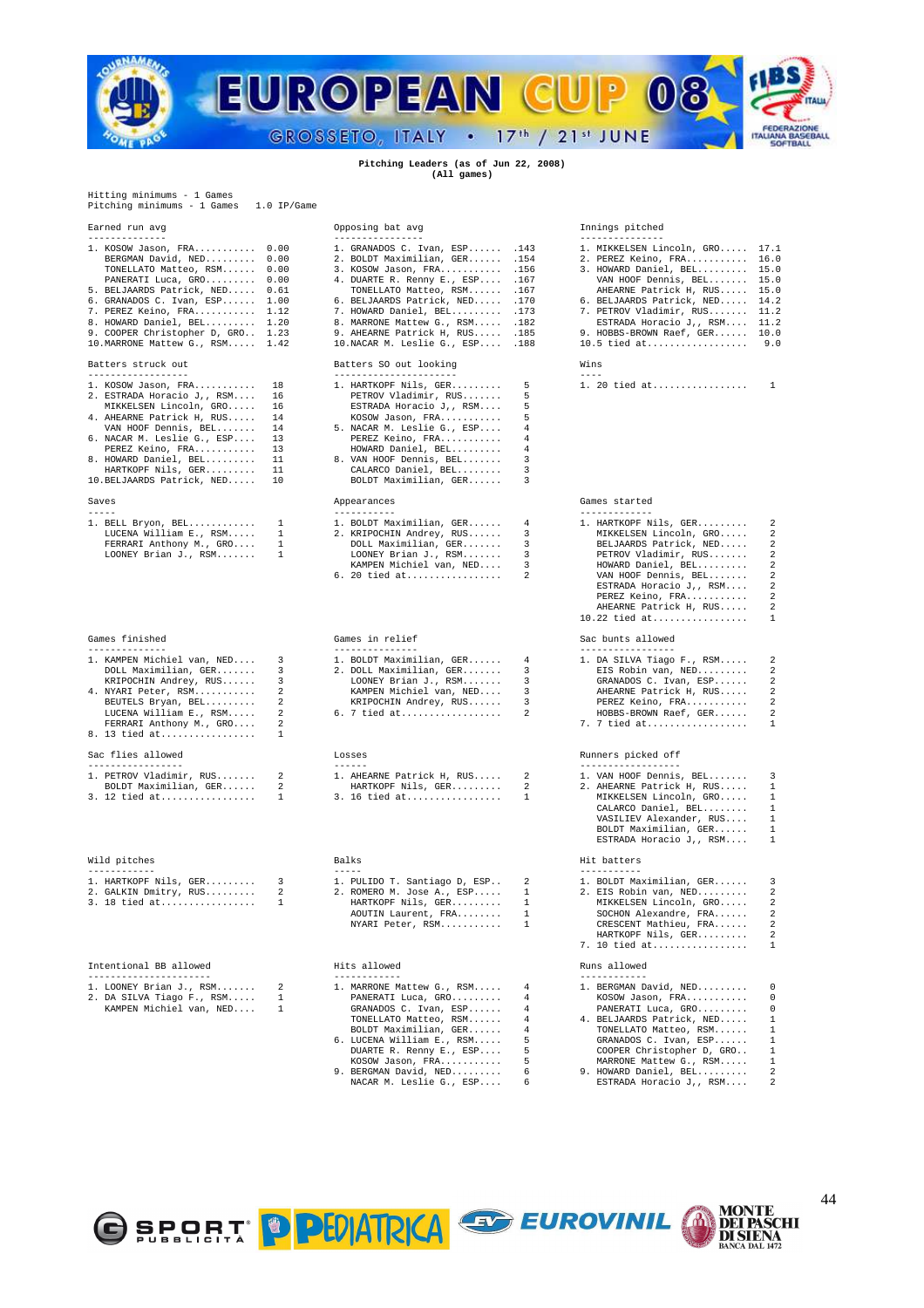**Pitching Leaders (as of Jun 22, 2008)**
**(All games)**

Hitting minimums - 1 Games
Pitching minimums - 1 Games 1.0 IP/Game

### Earned run avg

| Rank | Player | ERA |
|---|---|---|
| 1. | KOSOW Jason, FRA | 0.00 |
| | BERGMAN David, NED | 0.00 |
| | TONELLATO Matteo, RSM | 0.00 |
| | PANERATI Luca, GRO | 0.00 |
| 5. | BELJAARDS Patrick, NED | 0.61 |
| 6. | GRANADOS C. Ivan, ESP | 1.00 |
| 7. | PEREZ Keino, FRA | 1.12 |
| 8. | HOWARD Daniel, BEL | 1.20 |
| 9. | COOPER Christopher D, GRO | 1.23 |
| 10. | MARRONE Mattew G., RSM | 1.42 |

### Opposing bat avg

| Rank | Player | Avg |
|---|---|---|
| 1. | GRANADOS C. Ivan, ESP | .143 |
| 2. | BOLDT Maximilian, GER | .154 |
| 3. | KOSOW Jason, FRA | .156 |
| 4. | DUARTE R. Renny E., ESP | .167 |
| | TONELLATO Matteo, RSM | .167 |
| 6. | BELJAARDS Patrick, NED | .170 |
| 7. | HOWARD Daniel, BEL | .173 |
| 8. | MARRONE Mattew G., RSM | .182 |
| 9. | AHEARNE Patrick H, RUS | .185 |
| 10. | NACAR M. Leslie G., ESP | .188 |

### Innings pitched

| Rank | Player | IP |
|---|---|---|
| 1. | MIKKELSEN Lincoln, GRO | 17.1 |
| 2. | PEREZ Keino, FRA | 16.0 |
| 3. | HOWARD Daniel, BEL | 15.0 |
| | VAN HOOF Dennis, BEL | 15.0 |
| | AHEARNE Patrick H, RUS | 15.0 |
| 6. | BELJAARDS Patrick, NED | 14.2 |
| 7. | PETROV Vladimir, RUS | 11.2 |
| | ESTRADA Horacio J,, RSM | 11.2 |
| 9. | HOBBS-BROWN Raef, GER | 10.0 |
| 10. | 5 tied at | 9.0 |

### Batters struck out

| Rank | Player | SO |
|---|---|---|
| 1. | KOSOW Jason, FRA | 18 |
| 2. | ESTRADA Horacio J,, RSM | 16 |
| | MIKKELSEN Lincoln, GRO | 16 |
| 4. | AHEARNE Patrick H, RUS | 14 |
| | VAN HOOF Dennis, BEL | 14 |
| 6. | NACAR M. Leslie G., ESP | 13 |
| | PEREZ Keino, FRA | 13 |
| 8. | HOWARD Daniel, BEL | 11 |
| | HARTKOPF Nils, GER | 11 |
| 10. | BELJAARDS Patrick, NED | 10 |

### Batters SO out looking

| Rank | Player | SO |
|---|---|---|
| 1. | HARTKOPF Nils, GER | 5 |
| | PETROV Vladimir, RUS | 5 |
| | ESTRADA Horacio J,, RSM | 5 |
| | KOSOW Jason, FRA | 5 |
| 5. | NACAR M. Leslie G., ESP | 4 |
| | PEREZ Keino, FRA | 4 |
| | HOWARD Daniel, BEL | 4 |
| 8. | VAN HOOF Dennis, BEL | 3 |
| | CALARCO Daniel, BEL | 3 |
| | BOLDT Maximilian, GER | 3 |

### Wins

| Rank | Player | W |
|---|---|---|
| 1. | 20 tied at | 1 |

### Saves

| Rank | Player | SV |
|---|---|---|
| 1. | BELL Bryon, BEL | 1 |
| | LUCENA William E., RSM | 1 |
| | FERRARI Anthony M., GRO | 1 |
| | LOONEY Brian J., RSM | 1 |

### Appearances

| Rank | Player | App |
|---|---|---|
| 1. | BOLDT Maximilian, GER | 4 |
| 2. | KRIPOCHIN Andrey, RUS | 3 |
| | DOLL Maximilian, GER | 3 |
| | LOONEY Brian J., RSM | 3 |
| | KAMPEN Michiel van, NED | 3 |
| 6. | 20 tied at | 2 |

### Games started

| Rank | Player | GS |
|---|---|---|
| 1. | HARTKOPF Nils, GER | 2 |
| | MIKKELSEN Lincoln, GRO | 2 |
| | BELJAARDS Patrick, NED | 2 |
| | PETROV Vladimir, RUS | 2 |
| | HOWARD Daniel, BEL | 2 |
| | VAN HOOF Dennis, BEL | 2 |
| | ESTRADA Horacio J,, RSM | 2 |
| | PEREZ Keino, FRA | 2 |
| | AHEARNE Patrick H, RUS | 2 |
| 10. | 22 tied at | 1 |

### Games finished

| Rank | Player | GF |
|---|---|---|
| 1. | KAMPEN Michiel van, NED | 3 |
| | DOLL Maximilian, GER | 3 |
| | KRIPOCHIN Andrey, RUS | 3 |
| 4. | NYARI Peter, RSM | 2 |
| | BEUTELS Bryan, BEL | 2 |
| | LUCENA William E., RSM | 2 |
| | FERRARI Anthony M., GRO | 2 |
| 8. | 13 tied at | 1 |

### Games in relief

| Rank | Player | G |
|---|---|---|
| 1. | BOLDT Maximilian, GER | 4 |
| 2. | DOLL Maximilian, GER | 3 |
| | LOONEY Brian J., RSM | 3 |
| | KAMPEN Michiel van, NED | 3 |
| | KRIPOCHIN Andrey, RUS | 3 |
| 6. | 7 tied at | 2 |

### Sac bunts allowed

| Rank | Player | SH |
|---|---|---|
| 1. | DA SILVA Tiago F., RSM | 2 |
| | EIS Robin van, NED | 2 |
| | GRANADOS C. Ivan, ESP | 2 |
| | AHEARNE Patrick H, RUS | 2 |
| | PEREZ Keino, FRA | 2 |
| | HOBBS-BROWN Raef, GER | 2 |
| 7. | 7 tied at | 1 |

### Sac flies allowed

| Rank | Player | SF |
|---|---|---|
| 1. | PETROV Vladimir, RUS | 2 |
| | BOLDT Maximilian, GER | 2 |
| 3. | 12 tied at | 1 |

### Losses

| Rank | Player | L |
|---|---|---|
| 1. | AHEARNE Patrick H, RUS | 2 |
| | HARTKOPF Nils, GER | 2 |
| 3. | 16 tied at | 1 |

### Runners picked off

| Rank | Player | PO |
|---|---|---|
| 1. | VAN HOOF Dennis, BEL | 3 |
| 2. | AHEARNE Patrick H, RUS | 1 |
| | MIKKELSEN Lincoln, GRO | 1 |
| | CALARCO Daniel, BEL | 1 |
| | VASILIEV Alexander, RUS | 1 |
| | BOLDT Maximilian, GER | 1 |
| | ESTRADA Horacio J,, RSM | 1 |

### Wild pitches

| Rank | Player | WP |
|---|---|---|
| 1. | HARTKOPF Nils, GER | 3 |
| 2. | GALKIN Dmitry, RUS | 2 |
| 3. | 18 tied at | 1 |

### Balks

| Rank | Player | BK |
|---|---|---|
| 1. | PULIDO T. Santiago D, ESP | 2 |
| 2. | ROMERO M. Jose A., ESP | 1 |
| | HARTKOPF Nils, GER | 1 |
| | AOUTIN Laurent, FRA | 1 |
| | NYARI Peter, RSM | 1 |

### Hit batters

| Rank | Player | HB |
|---|---|---|
| 1. | BOLDT Maximilian, GER | 3 |
| 2. | EIS Robin van, NED | 2 |
| | MIKKELSEN Lincoln, GRO | 2 |
| | SOCHON Alexandre, FRA | 2 |
| | CRESCENT Mathieu, FRA | 2 |
| | HARTKOPF Nils, GER | 2 |
| 7. | 10 tied at | 1 |

### Intentional BB allowed

| Rank | Player | IBB |
|---|---|---|
| 1. | LOONEY Brian J., RSM | 2 |
| 2. | DA SILVA Tiago F., RSM | 1 |
| | KAMPEN Michiel van, NED | 1 |

### Hits allowed

| Rank | Player | H |
|---|---|---|
| 1. | MARRONE Mattew G., RSM | 4 |
| | PANERATI Luca, GRO | 4 |
| | GRANADOS C. Ivan, ESP | 4 |
| | TONELLATO Matteo, RSM | 4 |
| | BOLDT Maximilian, GER | 4 |
| 6. | LUCENA William E., RSM | 5 |
| | DUARTE R. Renny E., ESP | 5 |
| | KOSOW Jason, FRA | 5 |
| 9. | BERGMAN David, NED | 6 |
| | NACAR M. Leslie G., ESP | 6 |

### Runs allowed

| Rank | Player | R |
|---|---|---|
| 1. | BERGMAN David, NED | 0 |
| | KOSOW Jason, FRA | 0 |
| | PANERATI Luca, GRO | 0 |
| 4. | BELJAARDS Patrick, NED | 1 |
| | TONELLATO Matteo, RSM | 1 |
| | GRANADOS C. Ivan, ESP | 1 |
| | COOPER Christopher D, GRO | 1 |
| | MARRONE Mattew G., RSM | 1 |
| 9. | HOWARD Daniel, BEL | 2 |
| | ESTRADA Horacio J,, RSM | 2 |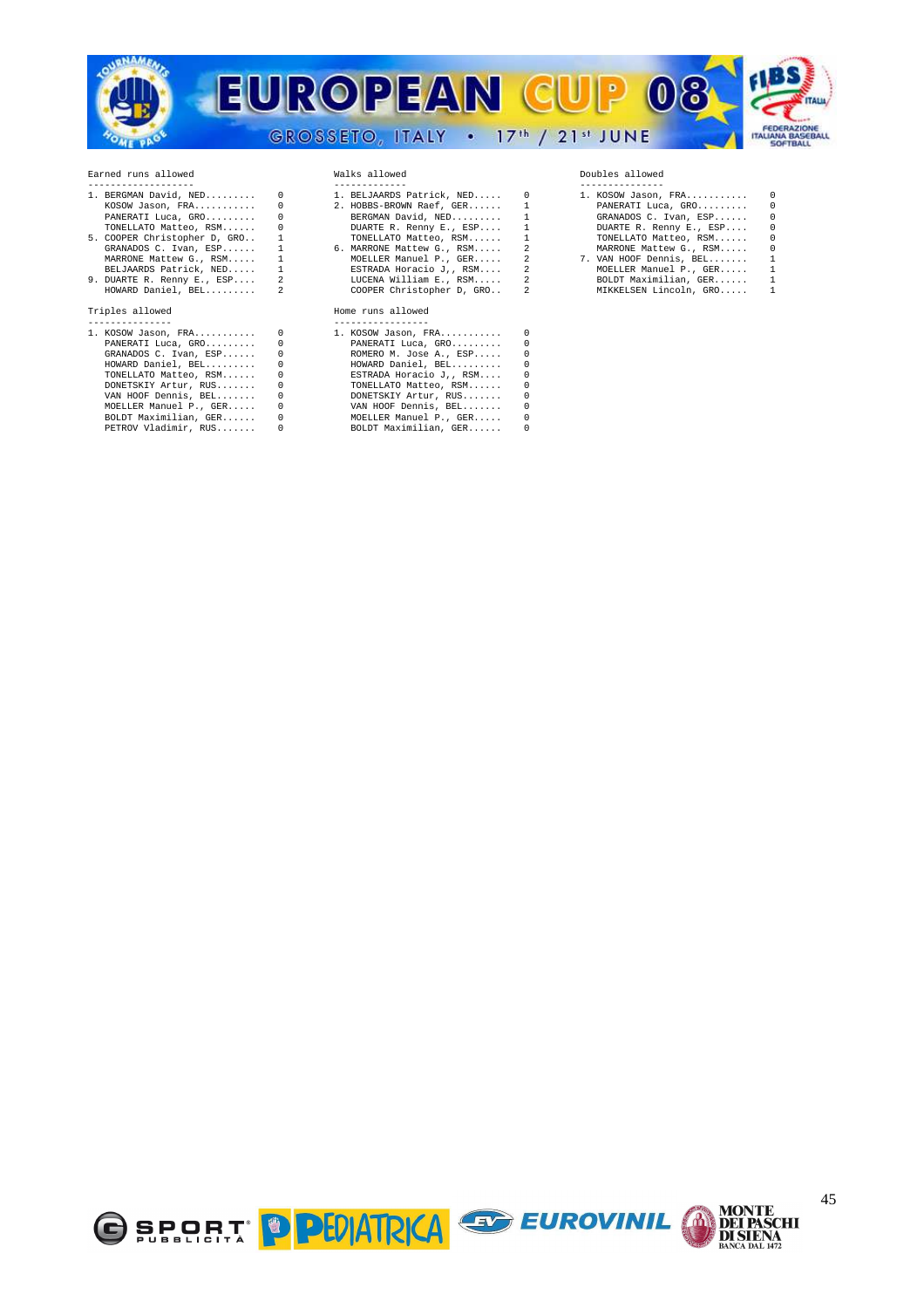### Earned runs allowed

| | | |
|---|---|---|
| 1. | BERGMAN David, NED | 0 |
| | KOSOW Jason, FRA | 0 |
| | PANERATI Luca, GRO | 0 |
| | TONELLATO Matteo, RSM | 0 |
| 5. | COOPER Christopher D, GRO | 1 |
| | GRANADOS C. Ivan, ESP | 1 |
| | MARRONE Mattew G., RSM | 1 |
| | BELJAARDS Patrick, NED | 1 |
| 9. | DUARTE R. Renny E., ESP | 2 |
| | HOWARD Daniel, BEL | 2 |

### Walks allowed

| | | |
|---|---|---|
| 1. | BELJAARDS Patrick, NED | 0 |
| 2. | HOBBS-BROWN Raef, GER | 1 |
| | BERGMAN David, NED | 1 |
| | DUARTE R. Renny E., ESP | 1 |
| | TONELLATO Matteo, RSM | 1 |
| 6. | MARRONE Mattew G., RSM | 2 |
| | MOELLER Manuel P., GER | 2 |
| | ESTRADA Horacio J,, RSM | 2 |
| | LUCENA William E., RSM | 2 |
| | COOPER Christopher D, GRO | 2 |

### Doubles allowed

| | | |
|---|---|---|
| 1. | KOSOW Jason, FRA | 0 |
| | PANERATI Luca, GRO | 0 |
| | GRANADOS C. Ivan, ESP | 0 |
| | DUARTE R. Renny E., ESP | 0 |
| | TONELLATO Matteo, RSM | 0 |
| | MARRONE Mattew G., RSM | 0 |
| 7. | VAN HOOF Dennis, BEL | 1 |
| | MOELLER Manuel P., GER | 1 |
| | BOLDT Maximilian, GER | 1 |
| | MIKKELSEN Lincoln, GRO | 1 |

### Triples allowed

| | | |
|---|---|---|
| 1. | KOSOW Jason, FRA | 0 |
| | PANERATI Luca, GRO | 0 |
| | GRANADOS C. Ivan, ESP | 0 |
| | HOWARD Daniel, BEL | 0 |
| | TONELLATO Matteo, RSM | 0 |
| | DONETSKIY Artur, RUS | 0 |
| | VAN HOOF Dennis, BEL | 0 |
| | MOELLER Manuel P., GER | 0 |
| | BOLDT Maximilian, GER | 0 |
| | PETROV Vladimir, RUS | 0 |

### Home runs allowed

| | | |
|---|---|---|
| 1. | KOSOW Jason, FRA | 0 |
| | PANERATI Luca, GRO | 0 |
| | ROMERO M. Jose A., ESP | 0 |
| | HOWARD Daniel, BEL | 0 |
| | ESTRADA Horacio J,, RSM | 0 |
| | TONELLATO Matteo, RSM | 0 |
| | DONETSKIY Artur, RUS | 0 |
| | VAN HOOF Dennis, BEL | 0 |
| | MOELLER Manuel P., GER | 0 |
| | BOLDT Maximilian, GER | 0 |